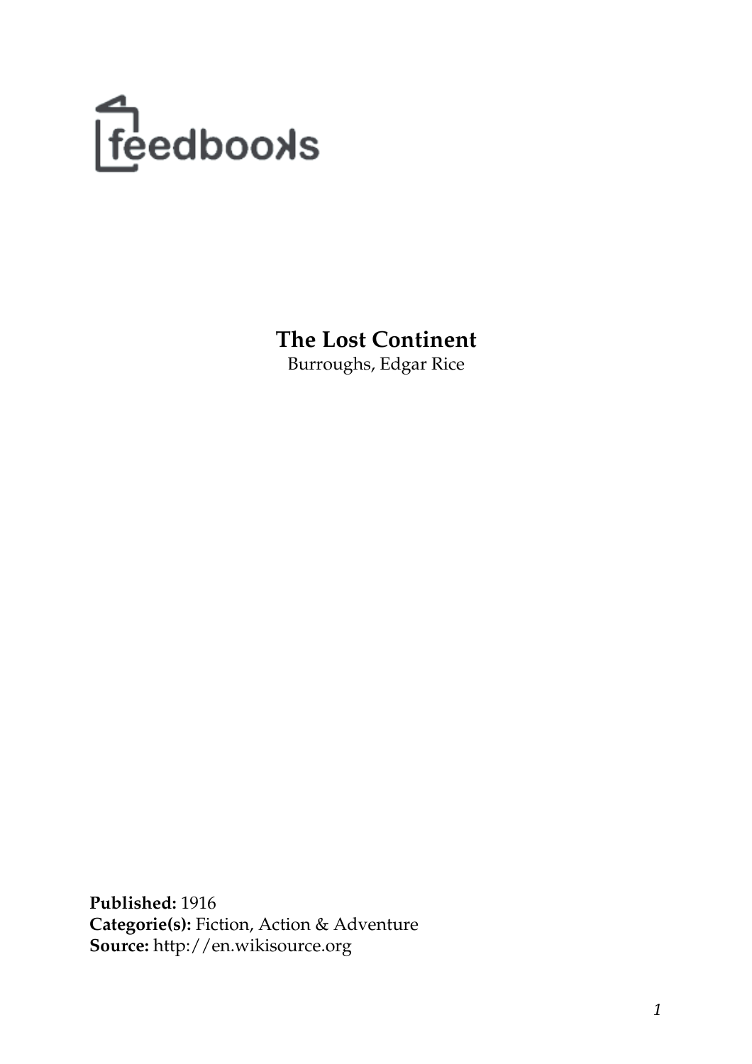feedbooks

# The Lost Continent

Burroughs, Edgar Rice

**Published:** 1916
**Categorie(s):** Fiction, Action & Adventure
**Source:** http://en.wikisource.org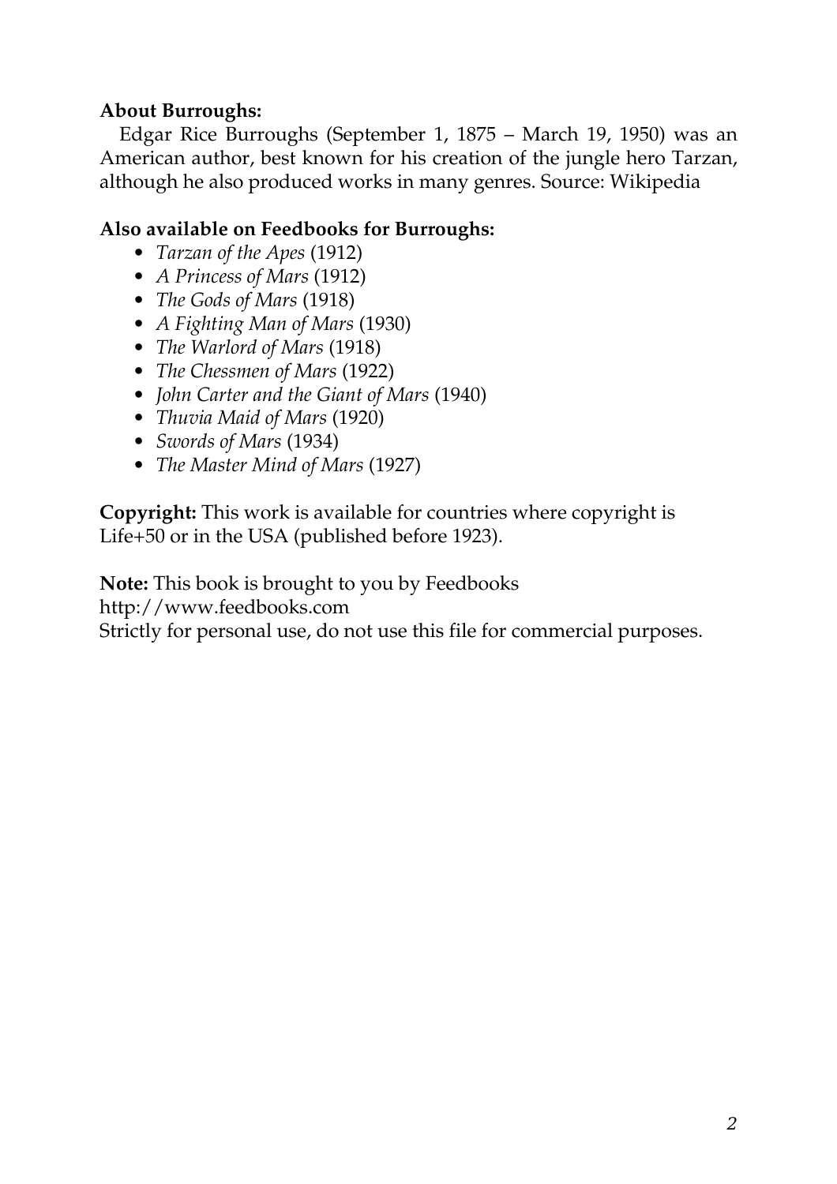**About Burroughs:**

Edgar Rice Burroughs (September 1, 1875 – March 19, 1950) was an American author, best known for his creation of the jungle hero Tarzan, although he also produced works in many genres. Source: Wikipedia

**Also available on Feedbooks for Burroughs:**

- *Tarzan of the Apes* (1912)
- *A Princess of Mars* (1912)
- *The Gods of Mars* (1918)
- *A Fighting Man of Mars* (1930)
- *The Warlord of Mars* (1918)
- *The Chessmen of Mars* (1922)
- *John Carter and the Giant of Mars* (1940)
- *Thuvia Maid of Mars* (1920)
- *Swords of Mars* (1934)
- *The Master Mind of Mars* (1927)

**Copyright:** This work is available for countries where copyright is Life+50 or in the USA (published before 1923).

**Note:** This book is brought to you by Feedbooks
http://www.feedbooks.com
Strictly for personal use, do not use this file for commercial purposes.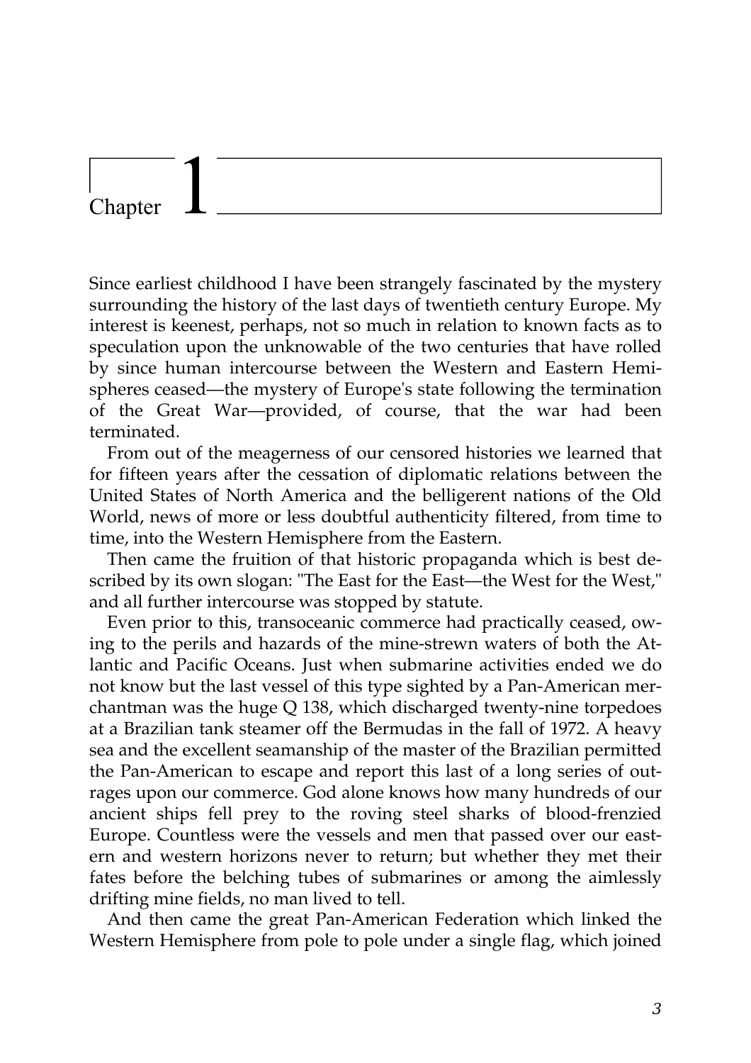# Chapter 1

Since earliest childhood I have been strangely fascinated by the mystery surrounding the history of the last days of twentieth century Europe. My interest is keenest, perhaps, not so much in relation to known facts as to speculation upon the unknowable of the two centuries that have rolled by since human intercourse between the Western and Eastern Hemispheres ceased—the mystery of Europe's state following the termination of the Great War—provided, of course, that the war had been terminated.

From out of the meagerness of our censored histories we learned that for fifteen years after the cessation of diplomatic relations between the United States of North America and the belligerent nations of the Old World, news of more or less doubtful authenticity filtered, from time to time, into the Western Hemisphere from the Eastern.

Then came the fruition of that historic propaganda which is best described by its own slogan: "The East for the East—the West for the West," and all further intercourse was stopped by statute.

Even prior to this, transoceanic commerce had practically ceased, owing to the perils and hazards of the mine-strewn waters of both the Atlantic and Pacific Oceans. Just when submarine activities ended we do not know but the last vessel of this type sighted by a Pan-American merchantman was the huge Q 138, which discharged twenty-nine torpedoes at a Brazilian tank steamer off the Bermudas in the fall of 1972. A heavy sea and the excellent seamanship of the master of the Brazilian permitted the Pan-American to escape and report this last of a long series of outrages upon our commerce. God alone knows how many hundreds of our ancient ships fell prey to the roving steel sharks of blood-frenzied Europe. Countless were the vessels and men that passed over our eastern and western horizons never to return; but whether they met their fates before the belching tubes of submarines or among the aimlessly drifting mine fields, no man lived to tell.

And then came the great Pan-American Federation which linked the Western Hemisphere from pole to pole under a single flag, which joined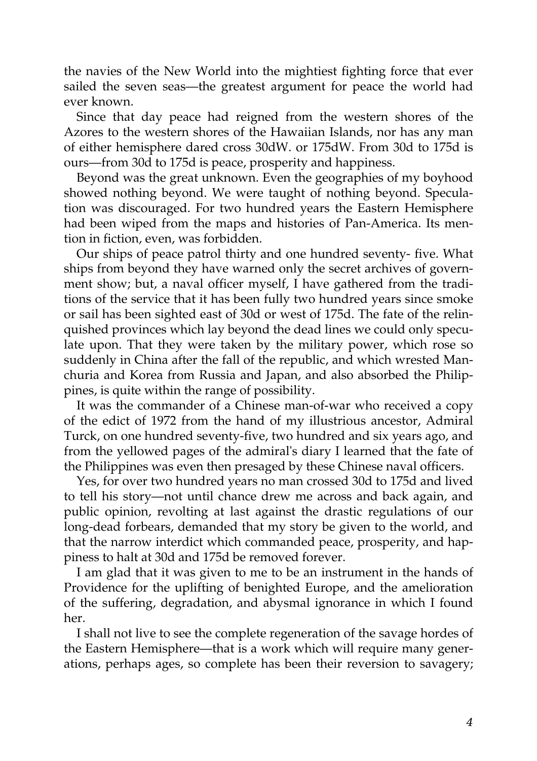the navies of the New World into the mightiest fighting force that ever sailed the seven seas—the greatest argument for peace the world had ever known.

Since that day peace had reigned from the western shores of the Azores to the western shores of the Hawaiian Islands, nor has any man of either hemisphere dared cross 30dW. or 175dW. From 30d to 175d is ours—from 30d to 175d is peace, prosperity and happiness.

Beyond was the great unknown. Even the geographies of my boyhood showed nothing beyond. We were taught of nothing beyond. Speculation was discouraged. For two hundred years the Eastern Hemisphere had been wiped from the maps and histories of Pan-America. Its mention in fiction, even, was forbidden.

Our ships of peace patrol thirty and one hundred seventy- five. What ships from beyond they have warned only the secret archives of government show; but, a naval officer myself, I have gathered from the traditions of the service that it has been fully two hundred years since smoke or sail has been sighted east of 30d or west of 175d. The fate of the relinquished provinces which lay beyond the dead lines we could only speculate upon. That they were taken by the military power, which rose so suddenly in China after the fall of the republic, and which wrested Manchuria and Korea from Russia and Japan, and also absorbed the Philippines, is quite within the range of possibility.

It was the commander of a Chinese man-of-war who received a copy of the edict of 1972 from the hand of my illustrious ancestor, Admiral Turck, on one hundred seventy-five, two hundred and six years ago, and from the yellowed pages of the admiral's diary I learned that the fate of the Philippines was even then presaged by these Chinese naval officers.

Yes, for over two hundred years no man crossed 30d to 175d and lived to tell his story—not until chance drew me across and back again, and public opinion, revolting at last against the drastic regulations of our long-dead forbears, demanded that my story be given to the world, and that the narrow interdict which commanded peace, prosperity, and happiness to halt at 30d and 175d be removed forever.

I am glad that it was given to me to be an instrument in the hands of Providence for the uplifting of benighted Europe, and the amelioration of the suffering, degradation, and abysmal ignorance in which I found her.

I shall not live to see the complete regeneration of the savage hordes of the Eastern Hemisphere—that is a work which will require many generations, perhaps ages, so complete has been their reversion to savagery;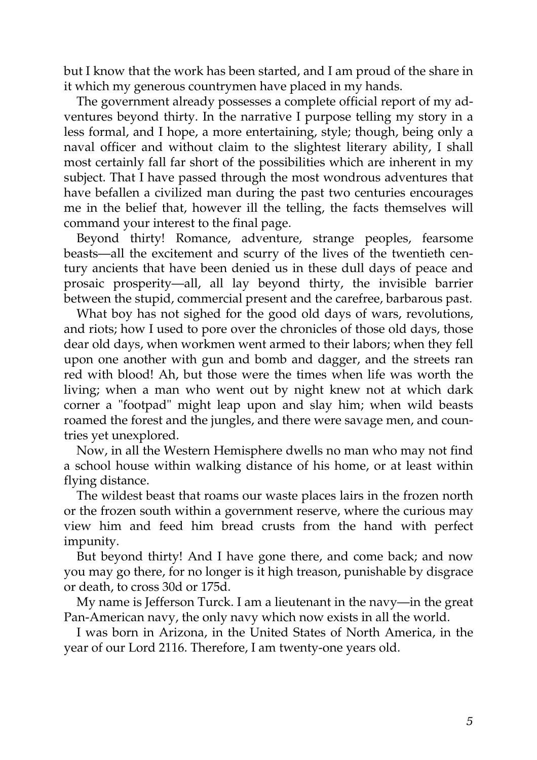but I know that the work has been started, and I am proud of the share in it which my generous countrymen have placed in my hands.

The government already possesses a complete official report of my adventures beyond thirty. In the narrative I purpose telling my story in a less formal, and I hope, a more entertaining, style; though, being only a naval officer and without claim to the slightest literary ability, I shall most certainly fall far short of the possibilities which are inherent in my subject. That I have passed through the most wondrous adventures that have befallen a civilized man during the past two centuries encourages me in the belief that, however ill the telling, the facts themselves will command your interest to the final page.

Beyond thirty! Romance, adventure, strange peoples, fearsome beasts—all the excitement and scurry of the lives of the twentieth century ancients that have been denied us in these dull days of peace and prosaic prosperity—all, all lay beyond thirty, the invisible barrier between the stupid, commercial present and the carefree, barbarous past.

What boy has not sighed for the good old days of wars, revolutions, and riots; how I used to pore over the chronicles of those old days, those dear old days, when workmen went armed to their labors; when they fell upon one another with gun and bomb and dagger, and the streets ran red with blood! Ah, but those were the times when life was worth the living; when a man who went out by night knew not at which dark corner a "footpad" might leap upon and slay him; when wild beasts roamed the forest and the jungles, and there were savage men, and countries yet unexplored.

Now, in all the Western Hemisphere dwells no man who may not find a school house within walking distance of his home, or at least within flying distance.

The wildest beast that roams our waste places lairs in the frozen north or the frozen south within a government reserve, where the curious may view him and feed him bread crusts from the hand with perfect impunity.

But beyond thirty! And I have gone there, and come back; and now you may go there, for no longer is it high treason, punishable by disgrace or death, to cross 30d or 175d.

My name is Jefferson Turck. I am a lieutenant in the navy—in the great Pan-American navy, the only navy which now exists in all the world.

I was born in Arizona, in the United States of North America, in the year of our Lord 2116. Therefore, I am twenty-one years old.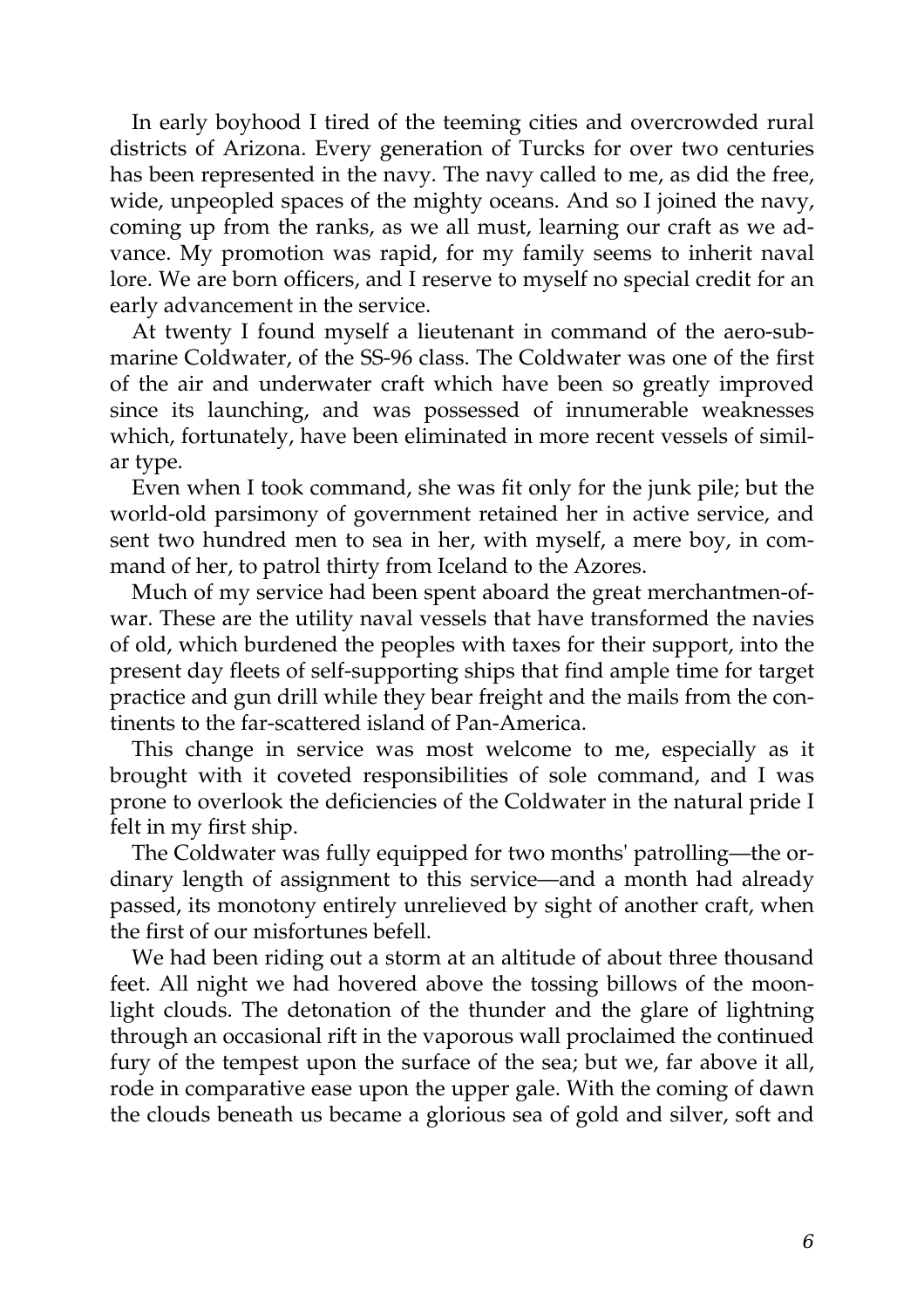In early boyhood I tired of the teeming cities and overcrowded rural districts of Arizona. Every generation of Turcks for over two centuries has been represented in the navy. The navy called to me, as did the free, wide, unpeopled spaces of the mighty oceans. And so I joined the navy, coming up from the ranks, as we all must, learning our craft as we advance. My promotion was rapid, for my family seems to inherit naval lore. We are born officers, and I reserve to myself no special credit for an early advancement in the service.

At twenty I found myself a lieutenant in command of the aero-submarine Coldwater, of the SS-96 class. The Coldwater was one of the first of the air and underwater craft which have been so greatly improved since its launching, and was possessed of innumerable weaknesses which, fortunately, have been eliminated in more recent vessels of similar type.

Even when I took command, she was fit only for the junk pile; but the world-old parsimony of government retained her in active service, and sent two hundred men to sea in her, with myself, a mere boy, in command of her, to patrol thirty from Iceland to the Azores.

Much of my service had been spent aboard the great merchantmen-of-war. These are the utility naval vessels that have transformed the navies of old, which burdened the peoples with taxes for their support, into the present day fleets of self-supporting ships that find ample time for target practice and gun drill while they bear freight and the mails from the continents to the far-scattered island of Pan-America.

This change in service was most welcome to me, especially as it brought with it coveted responsibilities of sole command, and I was prone to overlook the deficiencies of the Coldwater in the natural pride I felt in my first ship.

The Coldwater was fully equipped for two months' patrolling—the ordinary length of assignment to this service—and a month had already passed, its monotony entirely unrelieved by sight of another craft, when the first of our misfortunes befell.

We had been riding out a storm at an altitude of about three thousand feet. All night we had hovered above the tossing billows of the moonlight clouds. The detonation of the thunder and the glare of lightning through an occasional rift in the vaporous wall proclaimed the continued fury of the tempest upon the surface of the sea; but we, far above it all, rode in comparative ease upon the upper gale. With the coming of dawn the clouds beneath us became a glorious sea of gold and silver, soft and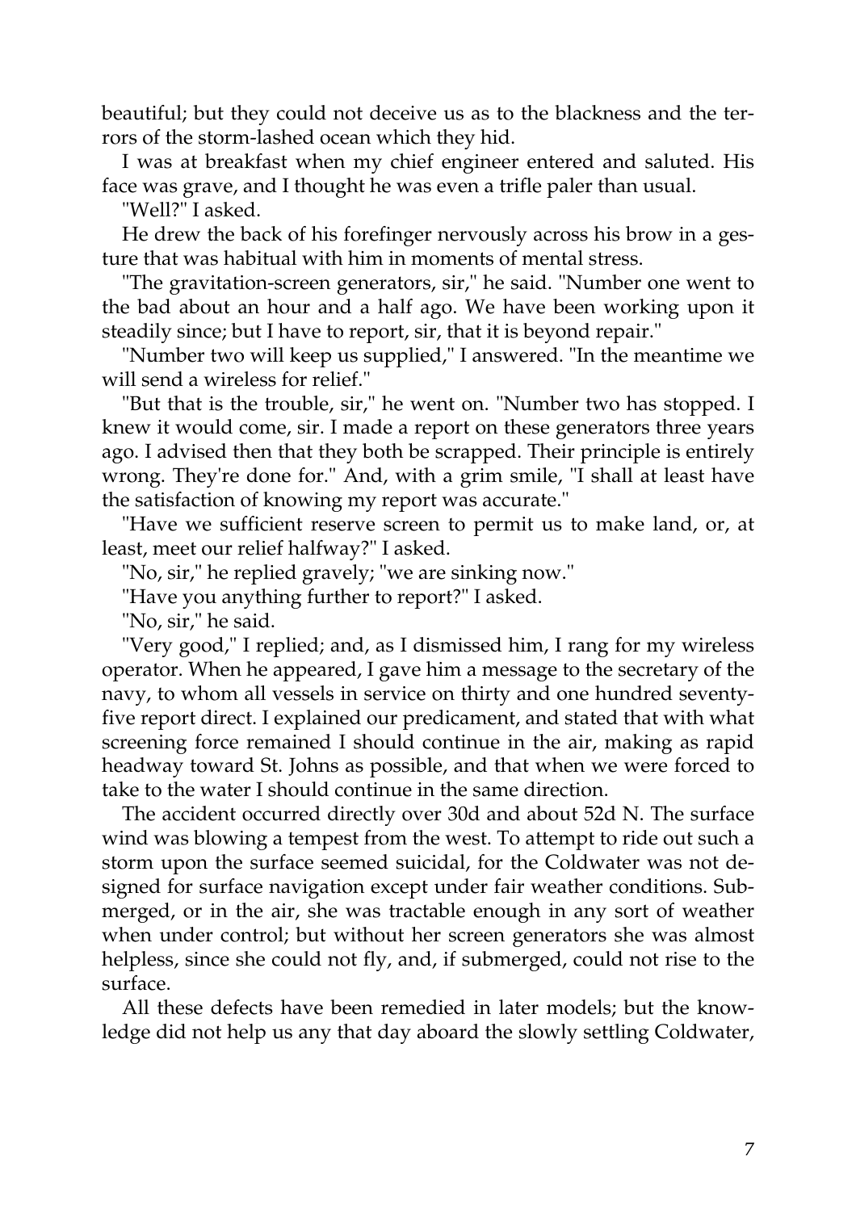beautiful; but they could not deceive us as to the blackness and the terrors of the storm-lashed ocean which they hid.

I was at breakfast when my chief engineer entered and saluted. His face was grave, and I thought he was even a trifle paler than usual.

"Well?" I asked.

He drew the back of his forefinger nervously across his brow in a gesture that was habitual with him in moments of mental stress.

"The gravitation-screen generators, sir," he said. "Number one went to the bad about an hour and a half ago. We have been working upon it steadily since; but I have to report, sir, that it is beyond repair."

"Number two will keep us supplied," I answered. "In the meantime we will send a wireless for relief."

"But that is the trouble, sir," he went on. "Number two has stopped. I knew it would come, sir. I made a report on these generators three years ago. I advised then that they both be scrapped. Their principle is entirely wrong. They're done for." And, with a grim smile, "I shall at least have the satisfaction of knowing my report was accurate."

"Have we sufficient reserve screen to permit us to make land, or, at least, meet our relief halfway?" I asked.

"No, sir," he replied gravely; "we are sinking now."

"Have you anything further to report?" I asked.

"No, sir," he said.

"Very good," I replied; and, as I dismissed him, I rang for my wireless operator. When he appeared, I gave him a message to the secretary of the navy, to whom all vessels in service on thirty and one hundred seventy-five report direct. I explained our predicament, and stated that with what screening force remained I should continue in the air, making as rapid headway toward St. Johns as possible, and that when we were forced to take to the water I should continue in the same direction.

The accident occurred directly over 30d and about 52d N. The surface wind was blowing a tempest from the west. To attempt to ride out such a storm upon the surface seemed suicidal, for the Coldwater was not designed for surface navigation except under fair weather conditions. Submerged, or in the air, she was tractable enough in any sort of weather when under control; but without her screen generators she was almost helpless, since she could not fly, and, if submerged, could not rise to the surface.

All these defects have been remedied in later models; but the knowledge did not help us any that day aboard the slowly settling Coldwater,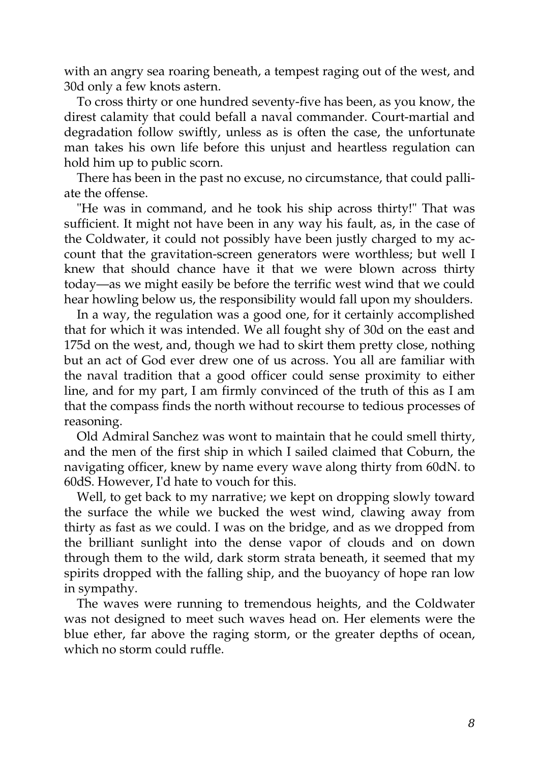with an angry sea roaring beneath, a tempest raging out of the west, and 30d only a few knots astern.

To cross thirty or one hundred seventy-five has been, as you know, the direst calamity that could befall a naval commander. Court-martial and degradation follow swiftly, unless as is often the case, the unfortunate man takes his own life before this unjust and heartless regulation can hold him up to public scorn.

There has been in the past no excuse, no circumstance, that could palliate the offense.

"He was in command, and he took his ship across thirty!" That was sufficient. It might not have been in any way his fault, as, in the case of the Coldwater, it could not possibly have been justly charged to my account that the gravitation-screen generators were worthless; but well I knew that should chance have it that we were blown across thirty today—as we might easily be before the terrific west wind that we could hear howling below us, the responsibility would fall upon my shoulders.

In a way, the regulation was a good one, for it certainly accomplished that for which it was intended. We all fought shy of 30d on the east and 175d on the west, and, though we had to skirt them pretty close, nothing but an act of God ever drew one of us across. You all are familiar with the naval tradition that a good officer could sense proximity to either line, and for my part, I am firmly convinced of the truth of this as I am that the compass finds the north without recourse to tedious processes of reasoning.

Old Admiral Sanchez was wont to maintain that he could smell thirty, and the men of the first ship in which I sailed claimed that Coburn, the navigating officer, knew by name every wave along thirty from 60dN. to 60dS. However, I'd hate to vouch for this.

Well, to get back to my narrative; we kept on dropping slowly toward the surface the while we bucked the west wind, clawing away from thirty as fast as we could. I was on the bridge, and as we dropped from the brilliant sunlight into the dense vapor of clouds and on down through them to the wild, dark storm strata beneath, it seemed that my spirits dropped with the falling ship, and the buoyancy of hope ran low in sympathy.

The waves were running to tremendous heights, and the Coldwater was not designed to meet such waves head on. Her elements were the blue ether, far above the raging storm, or the greater depths of ocean, which no storm could ruffle.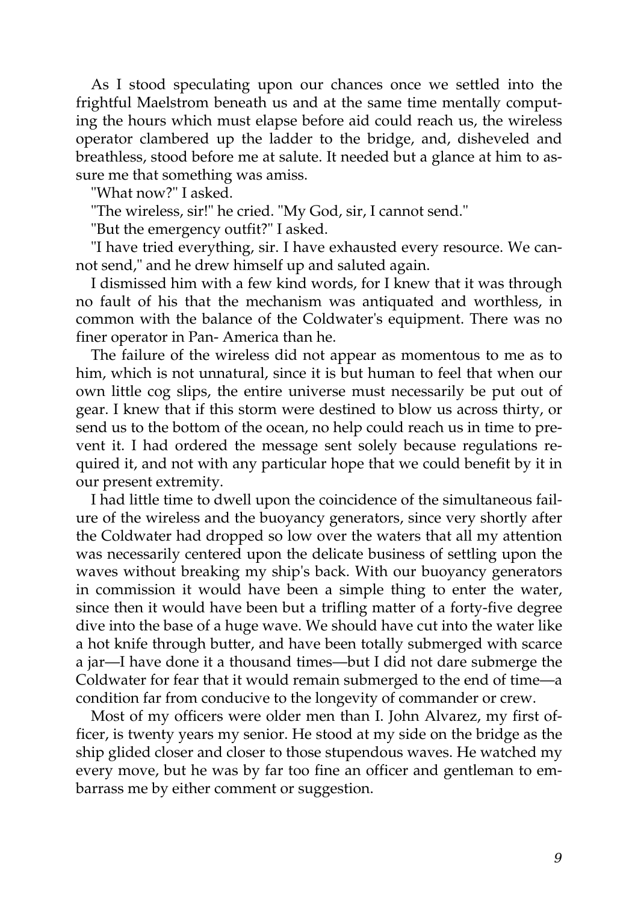As I stood speculating upon our chances once we settled into the frightful Maelstrom beneath us and at the same time mentally computing the hours which must elapse before aid could reach us, the wireless operator clambered up the ladder to the bridge, and, disheveled and breathless, stood before me at salute. It needed but a glance at him to assure me that something was amiss.

"What now?" I asked.

"The wireless, sir!" he cried. "My God, sir, I cannot send."

"But the emergency outfit?" I asked.

"I have tried everything, sir. I have exhausted every resource. We cannot send," and he drew himself up and saluted again.

I dismissed him with a few kind words, for I knew that it was through no fault of his that the mechanism was antiquated and worthless, in common with the balance of the Coldwater's equipment. There was no finer operator in Pan- America than he.

The failure of the wireless did not appear as momentous to me as to him, which is not unnatural, since it is but human to feel that when our own little cog slips, the entire universe must necessarily be put out of gear. I knew that if this storm were destined to blow us across thirty, or send us to the bottom of the ocean, no help could reach us in time to prevent it. I had ordered the message sent solely because regulations required it, and not with any particular hope that we could benefit by it in our present extremity.

I had little time to dwell upon the coincidence of the simultaneous failure of the wireless and the buoyancy generators, since very shortly after the Coldwater had dropped so low over the waters that all my attention was necessarily centered upon the delicate business of settling upon the waves without breaking my ship's back. With our buoyancy generators in commission it would have been a simple thing to enter the water, since then it would have been but a trifling matter of a forty-five degree dive into the base of a huge wave. We should have cut into the water like a hot knife through butter, and have been totally submerged with scarce a jar—I have done it a thousand times—but I did not dare submerge the Coldwater for fear that it would remain submerged to the end of time—a condition far from conducive to the longevity of commander or crew.

Most of my officers were older men than I. John Alvarez, my first officer, is twenty years my senior. He stood at my side on the bridge as the ship glided closer and closer to those stupendous waves. He watched my every move, but he was by far too fine an officer and gentleman to embarrass me by either comment or suggestion.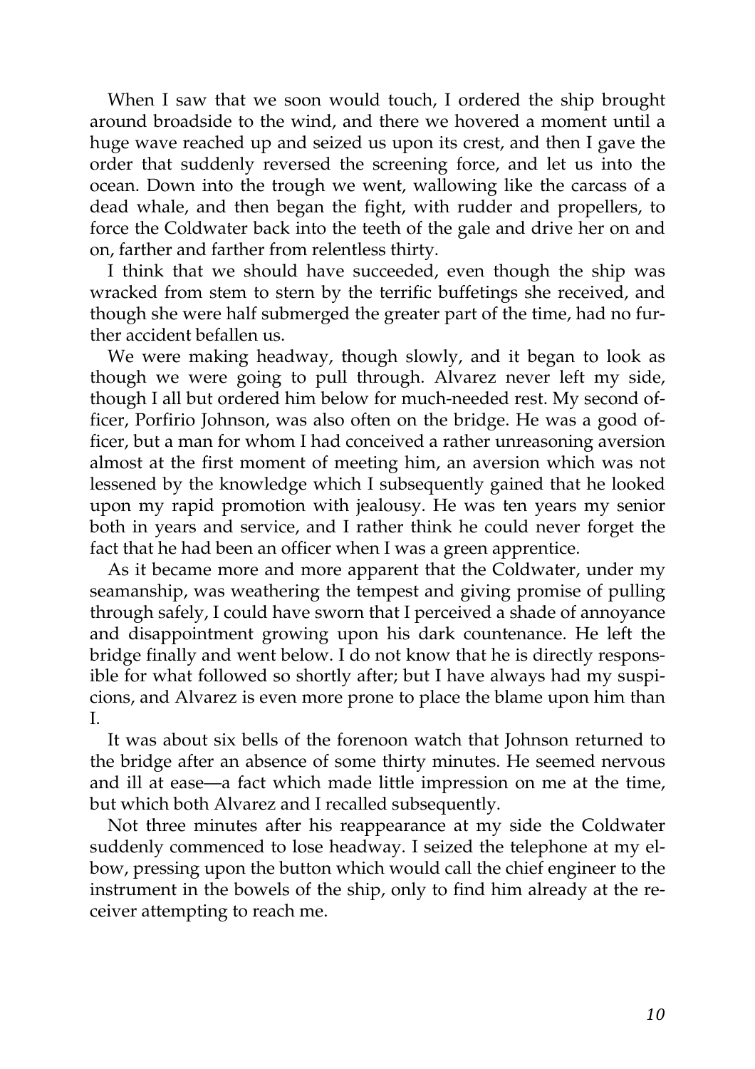When I saw that we soon would touch, I ordered the ship brought around broadside to the wind, and there we hovered a moment until a huge wave reached up and seized us upon its crest, and then I gave the order that suddenly reversed the screening force, and let us into the ocean. Down into the trough we went, wallowing like the carcass of a dead whale, and then began the fight, with rudder and propellers, to force the Coldwater back into the teeth of the gale and drive her on and on, farther and farther from relentless thirty.

I think that we should have succeeded, even though the ship was wracked from stem to stern by the terrific buffetings she received, and though she were half submerged the greater part of the time, had no further accident befallen us.

We were making headway, though slowly, and it began to look as though we were going to pull through. Alvarez never left my side, though I all but ordered him below for much-needed rest. My second officer, Porfirio Johnson, was also often on the bridge. He was a good officer, but a man for whom I had conceived a rather unreasoning aversion almost at the first moment of meeting him, an aversion which was not lessened by the knowledge which I subsequently gained that he looked upon my rapid promotion with jealousy. He was ten years my senior both in years and service, and I rather think he could never forget the fact that he had been an officer when I was a green apprentice.

As it became more and more apparent that the Coldwater, under my seamanship, was weathering the tempest and giving promise of pulling through safely, I could have sworn that I perceived a shade of annoyance and disappointment growing upon his dark countenance. He left the bridge finally and went below. I do not know that he is directly responsible for what followed so shortly after; but I have always had my suspicions, and Alvarez is even more prone to place the blame upon him than I.

It was about six bells of the forenoon watch that Johnson returned to the bridge after an absence of some thirty minutes. He seemed nervous and ill at ease—a fact which made little impression on me at the time, but which both Alvarez and I recalled subsequently.

Not three minutes after his reappearance at my side the Coldwater suddenly commenced to lose headway. I seized the telephone at my elbow, pressing upon the button which would call the chief engineer to the instrument in the bowels of the ship, only to find him already at the receiver attempting to reach me.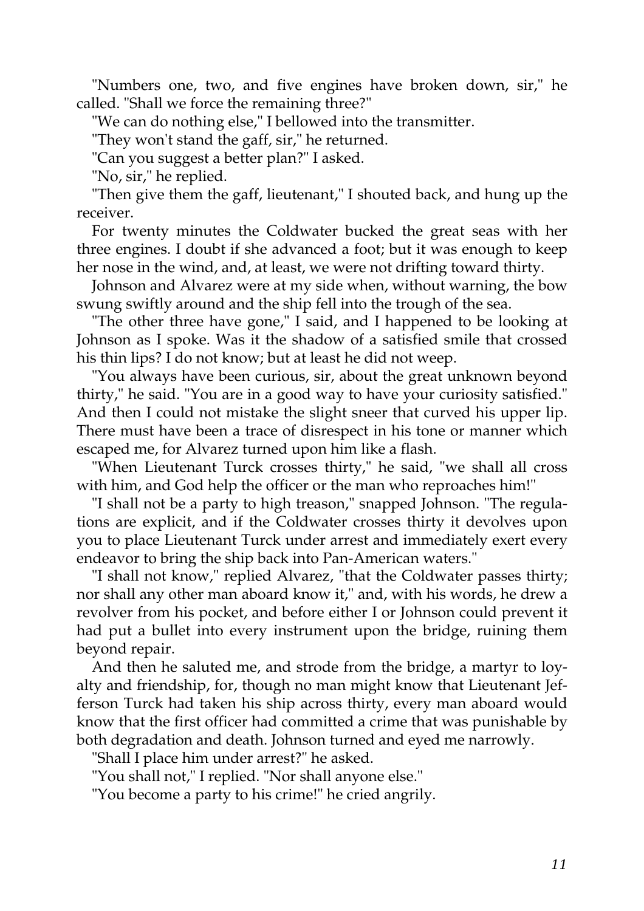"Numbers one, two, and five engines have broken down, sir," he called. "Shall we force the remaining three?"

"We can do nothing else," I bellowed into the transmitter.

"They won't stand the gaff, sir," he returned.

"Can you suggest a better plan?" I asked.

"No, sir," he replied.

"Then give them the gaff, lieutenant," I shouted back, and hung up the receiver.

For twenty minutes the Coldwater bucked the great seas with her three engines. I doubt if she advanced a foot; but it was enough to keep her nose in the wind, and, at least, we were not drifting toward thirty.

Johnson and Alvarez were at my side when, without warning, the bow swung swiftly around and the ship fell into the trough of the sea.

"The other three have gone," I said, and I happened to be looking at Johnson as I spoke. Was it the shadow of a satisfied smile that crossed his thin lips? I do not know; but at least he did not weep.

"You always have been curious, sir, about the great unknown beyond thirty," he said. "You are in a good way to have your curiosity satisfied." And then I could not mistake the slight sneer that curved his upper lip. There must have been a trace of disrespect in his tone or manner which escaped me, for Alvarez turned upon him like a flash.

"When Lieutenant Turck crosses thirty," he said, "we shall all cross with him, and God help the officer or the man who reproaches him!"

"I shall not be a party to high treason," snapped Johnson. "The regulations are explicit, and if the Coldwater crosses thirty it devolves upon you to place Lieutenant Turck under arrest and immediately exert every endeavor to bring the ship back into Pan-American waters."

"I shall not know," replied Alvarez, "that the Coldwater passes thirty; nor shall any other man aboard know it," and, with his words, he drew a revolver from his pocket, and before either I or Johnson could prevent it had put a bullet into every instrument upon the bridge, ruining them beyond repair.

And then he saluted me, and strode from the bridge, a martyr to loyalty and friendship, for, though no man might know that Lieutenant Jefferson Turck had taken his ship across thirty, every man aboard would know that the first officer had committed a crime that was punishable by both degradation and death. Johnson turned and eyed me narrowly.

"Shall I place him under arrest?" he asked.

"You shall not," I replied. "Nor shall anyone else."

"You become a party to his crime!" he cried angrily.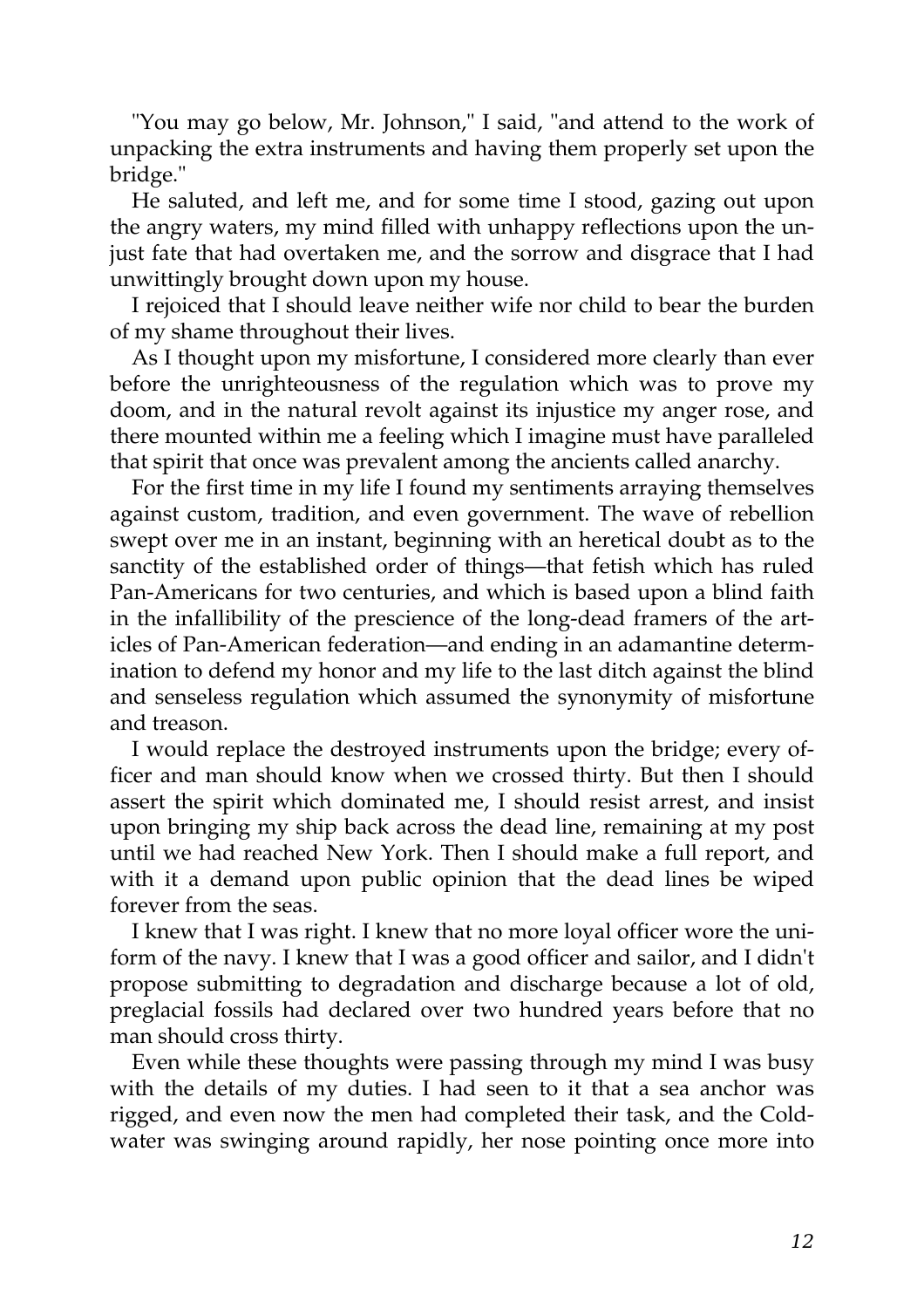"You may go below, Mr. Johnson," I said, "and attend to the work of unpacking the extra instruments and having them properly set upon the bridge."

He saluted, and left me, and for some time I stood, gazing out upon the angry waters, my mind filled with unhappy reflections upon the unjust fate that had overtaken me, and the sorrow and disgrace that I had unwittingly brought down upon my house.

I rejoiced that I should leave neither wife nor child to bear the burden of my shame throughout their lives.

As I thought upon my misfortune, I considered more clearly than ever before the unrighteousness of the regulation which was to prove my doom, and in the natural revolt against its injustice my anger rose, and there mounted within me a feeling which I imagine must have paralleled that spirit that once was prevalent among the ancients called anarchy.

For the first time in my life I found my sentiments arraying themselves against custom, tradition, and even government. The wave of rebellion swept over me in an instant, beginning with an heretical doubt as to the sanctity of the established order of things—that fetish which has ruled Pan-Americans for two centuries, and which is based upon a blind faith in the infallibility of the prescience of the long-dead framers of the articles of Pan-American federation—and ending in an adamantine determination to defend my honor and my life to the last ditch against the blind and senseless regulation which assumed the synonymity of misfortune and treason.

I would replace the destroyed instruments upon the bridge; every officer and man should know when we crossed thirty. But then I should assert the spirit which dominated me, I should resist arrest, and insist upon bringing my ship back across the dead line, remaining at my post until we had reached New York. Then I should make a full report, and with it a demand upon public opinion that the dead lines be wiped forever from the seas.

I knew that I was right. I knew that no more loyal officer wore the uniform of the navy. I knew that I was a good officer and sailor, and I didn't propose submitting to degradation and discharge because a lot of old, preglacial fossils had declared over two hundred years before that no man should cross thirty.

Even while these thoughts were passing through my mind I was busy with the details of my duties. I had seen to it that a sea anchor was rigged, and even now the men had completed their task, and the Coldwater was swinging around rapidly, her nose pointing once more into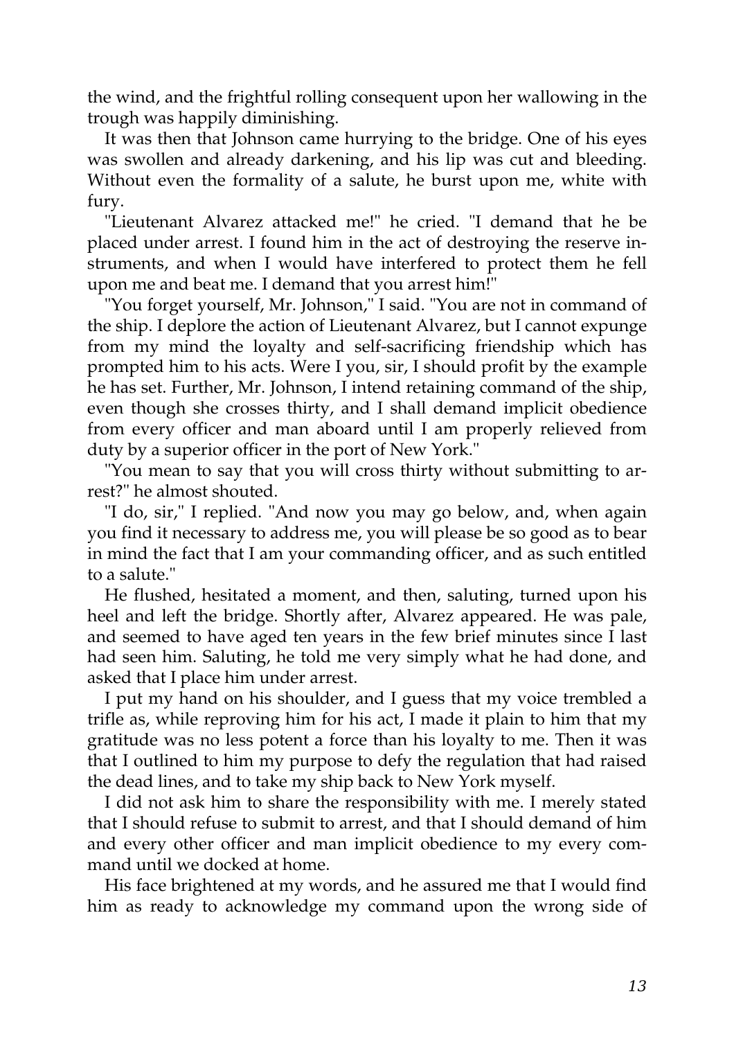the wind, and the frightful rolling consequent upon her wallowing in the trough was happily diminishing.

It was then that Johnson came hurrying to the bridge. One of his eyes was swollen and already darkening, and his lip was cut and bleeding. Without even the formality of a salute, he burst upon me, white with fury.

"Lieutenant Alvarez attacked me!" he cried. "I demand that he be placed under arrest. I found him in the act of destroying the reserve instruments, and when I would have interfered to protect them he fell upon me and beat me. I demand that you arrest him!"

"You forget yourself, Mr. Johnson," I said. "You are not in command of the ship. I deplore the action of Lieutenant Alvarez, but I cannot expunge from my mind the loyalty and self-sacrificing friendship which has prompted him to his acts. Were I you, sir, I should profit by the example he has set. Further, Mr. Johnson, I intend retaining command of the ship, even though she crosses thirty, and I shall demand implicit obedience from every officer and man aboard until I am properly relieved from duty by a superior officer in the port of New York."

"You mean to say that you will cross thirty without submitting to arrest?" he almost shouted.

"I do, sir," I replied. "And now you may go below, and, when again you find it necessary to address me, you will please be so good as to bear in mind the fact that I am your commanding officer, and as such entitled to a salute."

He flushed, hesitated a moment, and then, saluting, turned upon his heel and left the bridge. Shortly after, Alvarez appeared. He was pale, and seemed to have aged ten years in the few brief minutes since I last had seen him. Saluting, he told me very simply what he had done, and asked that I place him under arrest.

I put my hand on his shoulder, and I guess that my voice trembled a trifle as, while reproving him for his act, I made it plain to him that my gratitude was no less potent a force than his loyalty to me. Then it was that I outlined to him my purpose to defy the regulation that had raised the dead lines, and to take my ship back to New York myself.

I did not ask him to share the responsibility with me. I merely stated that I should refuse to submit to arrest, and that I should demand of him and every other officer and man implicit obedience to my every command until we docked at home.

His face brightened at my words, and he assured me that I would find him as ready to acknowledge my command upon the wrong side of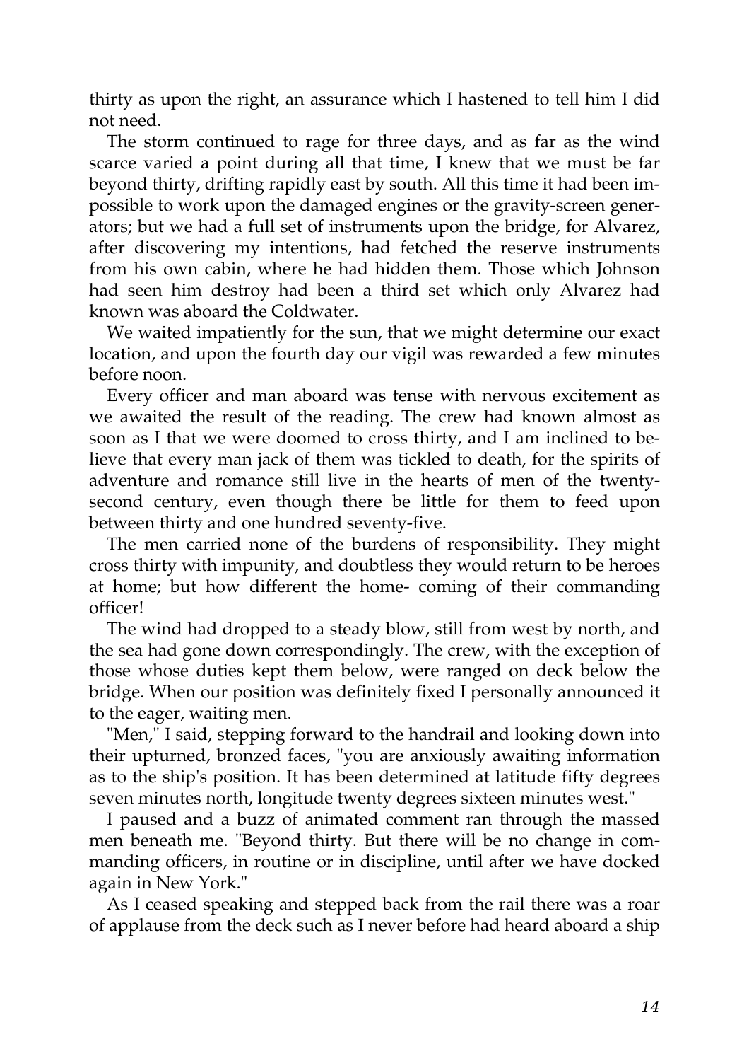thirty as upon the right, an assurance which I hastened to tell him I did not need.

The storm continued to rage for three days, and as far as the wind scarce varied a point during all that time, I knew that we must be far beyond thirty, drifting rapidly east by south. All this time it had been impossible to work upon the damaged engines or the gravity-screen generators; but we had a full set of instruments upon the bridge, for Alvarez, after discovering my intentions, had fetched the reserve instruments from his own cabin, where he had hidden them. Those which Johnson had seen him destroy had been a third set which only Alvarez had known was aboard the Coldwater.

We waited impatiently for the sun, that we might determine our exact location, and upon the fourth day our vigil was rewarded a few minutes before noon.

Every officer and man aboard was tense with nervous excitement as we awaited the result of the reading. The crew had known almost as soon as I that we were doomed to cross thirty, and I am inclined to believe that every man jack of them was tickled to death, for the spirits of adventure and romance still live in the hearts of men of the twenty-second century, even though there be little for them to feed upon between thirty and one hundred seventy-five.

The men carried none of the burdens of responsibility. They might cross thirty with impunity, and doubtless they would return to be heroes at home; but how different the home- coming of their commanding officer!

The wind had dropped to a steady blow, still from west by north, and the sea had gone down correspondingly. The crew, with the exception of those whose duties kept them below, were ranged on deck below the bridge. When our position was definitely fixed I personally announced it to the eager, waiting men.

"Men," I said, stepping forward to the handrail and looking down into their upturned, bronzed faces, "you are anxiously awaiting information as to the ship's position. It has been determined at latitude fifty degrees seven minutes north, longitude twenty degrees sixteen minutes west."

I paused and a buzz of animated comment ran through the massed men beneath me. "Beyond thirty. But there will be no change in commanding officers, in routine or in discipline, until after we have docked again in New York."

As I ceased speaking and stepped back from the rail there was a roar of applause from the deck such as I never before had heard aboard a ship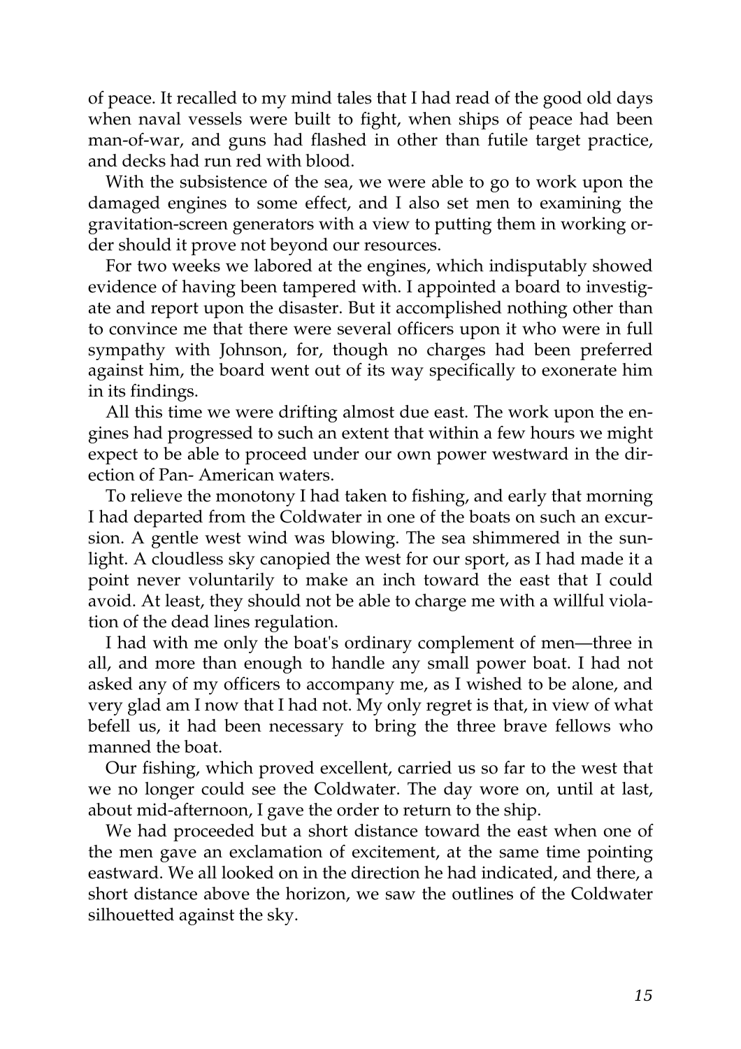of peace. It recalled to my mind tales that I had read of the good old days when naval vessels were built to fight, when ships of peace had been man-of-war, and guns had flashed in other than futile target practice, and decks had run red with blood.

With the subsistence of the sea, we were able to go to work upon the damaged engines to some effect, and I also set men to examining the gravitation-screen generators with a view to putting them in working order should it prove not beyond our resources.

For two weeks we labored at the engines, which indisputably showed evidence of having been tampered with. I appointed a board to investigate and report upon the disaster. But it accomplished nothing other than to convince me that there were several officers upon it who were in full sympathy with Johnson, for, though no charges had been preferred against him, the board went out of its way specifically to exonerate him in its findings.

All this time we were drifting almost due east. The work upon the engines had progressed to such an extent that within a few hours we might expect to be able to proceed under our own power westward in the direction of Pan- American waters.

To relieve the monotony I had taken to fishing, and early that morning I had departed from the Coldwater in one of the boats on such an excursion. A gentle west wind was blowing. The sea shimmered in the sunlight. A cloudless sky canopied the west for our sport, as I had made it a point never voluntarily to make an inch toward the east that I could avoid. At least, they should not be able to charge me with a willful violation of the dead lines regulation.

I had with me only the boat's ordinary complement of men—three in all, and more than enough to handle any small power boat. I had not asked any of my officers to accompany me, as I wished to be alone, and very glad am I now that I had not. My only regret is that, in view of what befell us, it had been necessary to bring the three brave fellows who manned the boat.

Our fishing, which proved excellent, carried us so far to the west that we no longer could see the Coldwater. The day wore on, until at last, about mid-afternoon, I gave the order to return to the ship.

We had proceeded but a short distance toward the east when one of the men gave an exclamation of excitement, at the same time pointing eastward. We all looked on in the direction he had indicated, and there, a short distance above the horizon, we saw the outlines of the Coldwater silhouetted against the sky.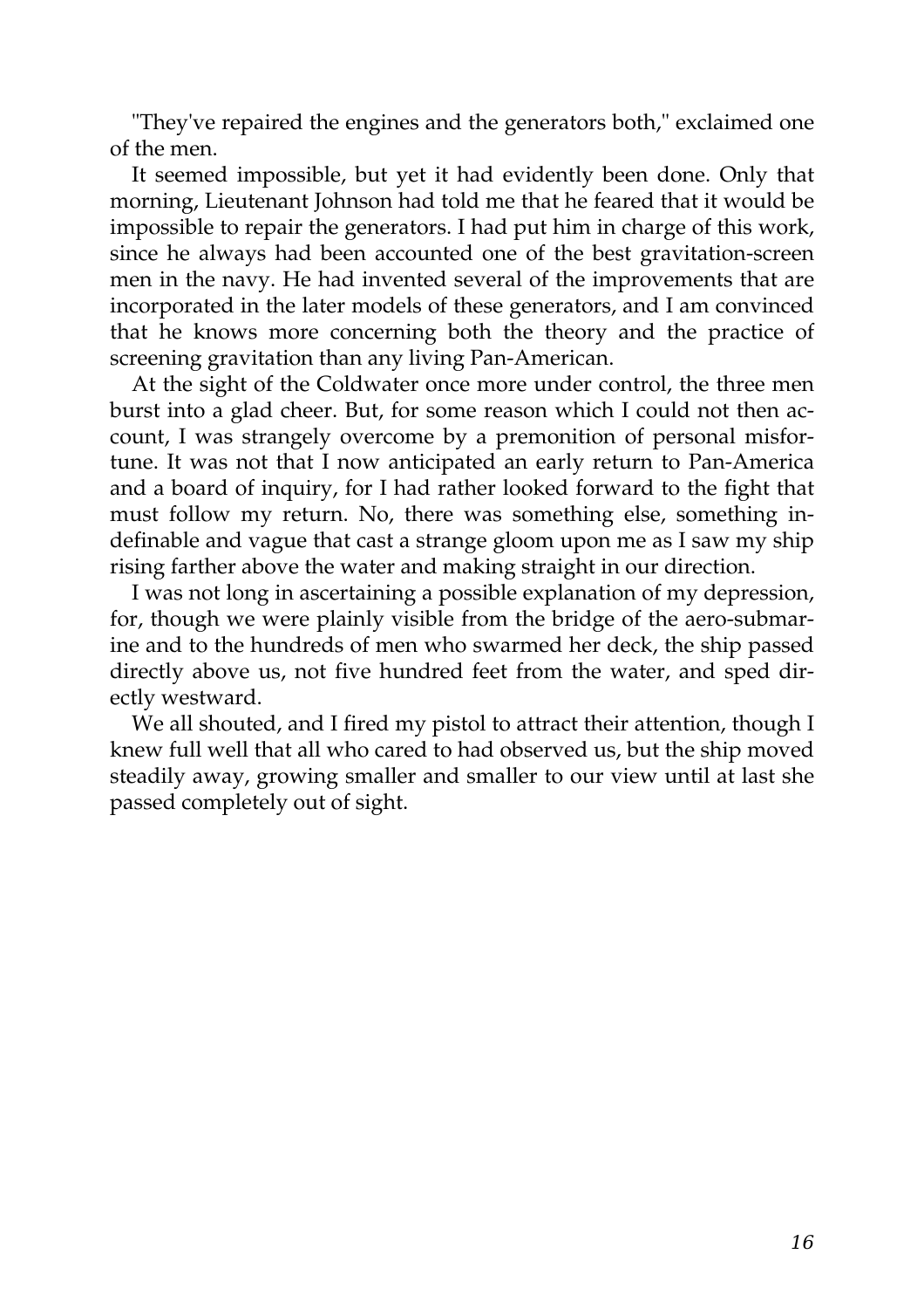"They've repaired the engines and the generators both," exclaimed one of the men.

It seemed impossible, but yet it had evidently been done. Only that morning, Lieutenant Johnson had told me that he feared that it would be impossible to repair the generators. I had put him in charge of this work, since he always had been accounted one of the best gravitation-screen men in the navy. He had invented several of the improvements that are incorporated in the later models of these generators, and I am convinced that he knows more concerning both the theory and the practice of screening gravitation than any living Pan-American.

At the sight of the Coldwater once more under control, the three men burst into a glad cheer. But, for some reason which I could not then account, I was strangely overcome by a premonition of personal misfortune. It was not that I now anticipated an early return to Pan-America and a board of inquiry, for I had rather looked forward to the fight that must follow my return. No, there was something else, something indefinable and vague that cast a strange gloom upon me as I saw my ship rising farther above the water and making straight in our direction.

I was not long in ascertaining a possible explanation of my depression, for, though we were plainly visible from the bridge of the aero-submarine and to the hundreds of men who swarmed her deck, the ship passed directly above us, not five hundred feet from the water, and sped directly westward.

We all shouted, and I fired my pistol to attract their attention, though I knew full well that all who cared to had observed us, but the ship moved steadily away, growing smaller and smaller to our view until at last she passed completely out of sight.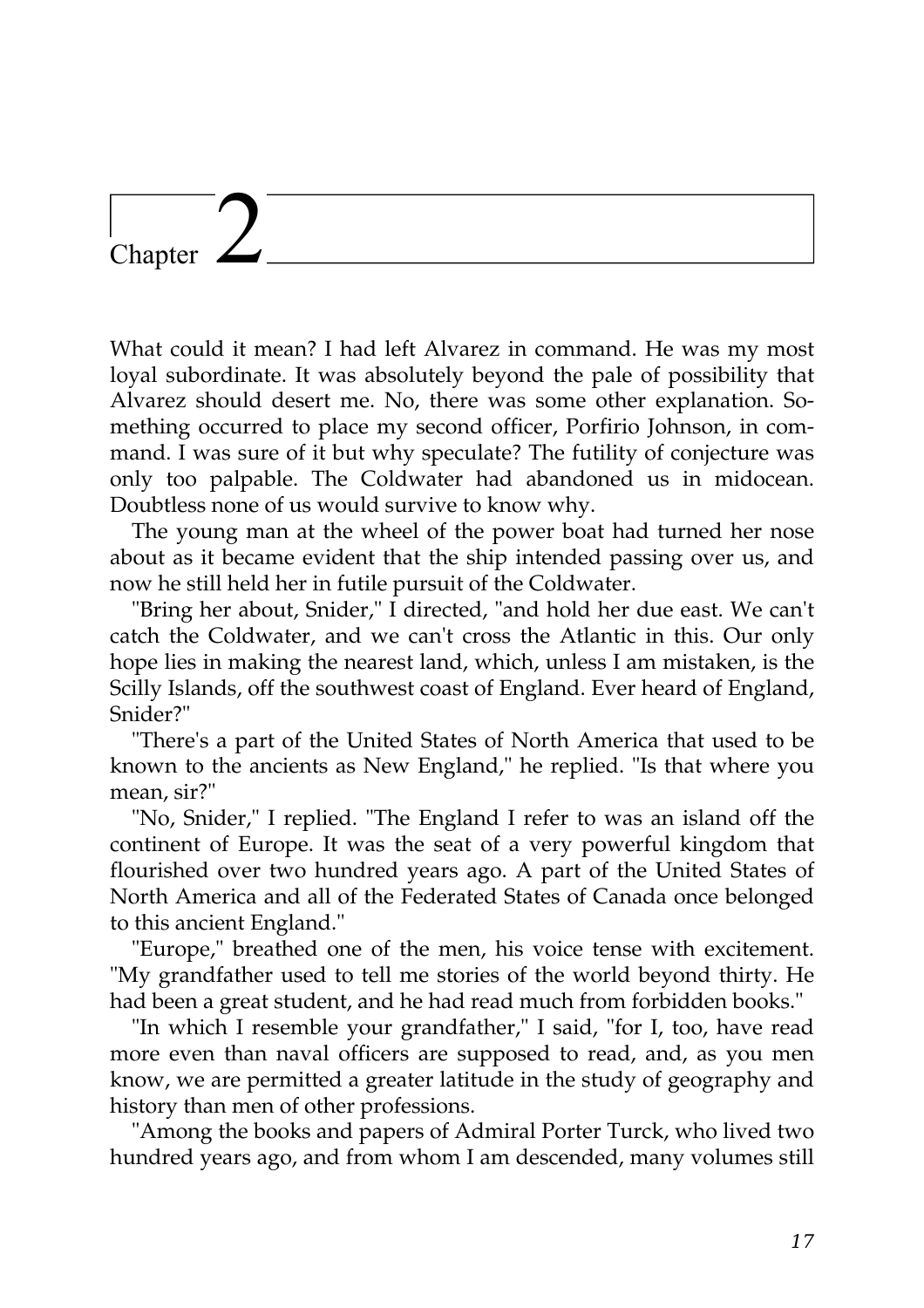# Chapter 2

What could it mean? I had left Alvarez in command. He was my most loyal subordinate. It was absolutely beyond the pale of possibility that Alvarez should desert me. No, there was some other explanation. Something occurred to place my second officer, Porfirio Johnson, in command. I was sure of it but why speculate? The futility of conjecture was only too palpable. The Coldwater had abandoned us in midocean. Doubtless none of us would survive to know why.

The young man at the wheel of the power boat had turned her nose about as it became evident that the ship intended passing over us, and now he still held her in futile pursuit of the Coldwater.

"Bring her about, Snider," I directed, "and hold her due east. We can't catch the Coldwater, and we can't cross the Atlantic in this. Our only hope lies in making the nearest land, which, unless I am mistaken, is the Scilly Islands, off the southwest coast of England. Ever heard of England, Snider?"

"There's a part of the United States of North America that used to be known to the ancients as New England," he replied. "Is that where you mean, sir?"

"No, Snider," I replied. "The England I refer to was an island off the continent of Europe. It was the seat of a very powerful kingdom that flourished over two hundred years ago. A part of the United States of North America and all of the Federated States of Canada once belonged to this ancient England."

"Europe," breathed one of the men, his voice tense with excitement. "My grandfather used to tell me stories of the world beyond thirty. He had been a great student, and he had read much from forbidden books."

"In which I resemble your grandfather," I said, "for I, too, have read more even than naval officers are supposed to read, and, as you men know, we are permitted a greater latitude in the study of geography and history than men of other professions.

"Among the books and papers of Admiral Porter Turck, who lived two hundred years ago, and from whom I am descended, many volumes still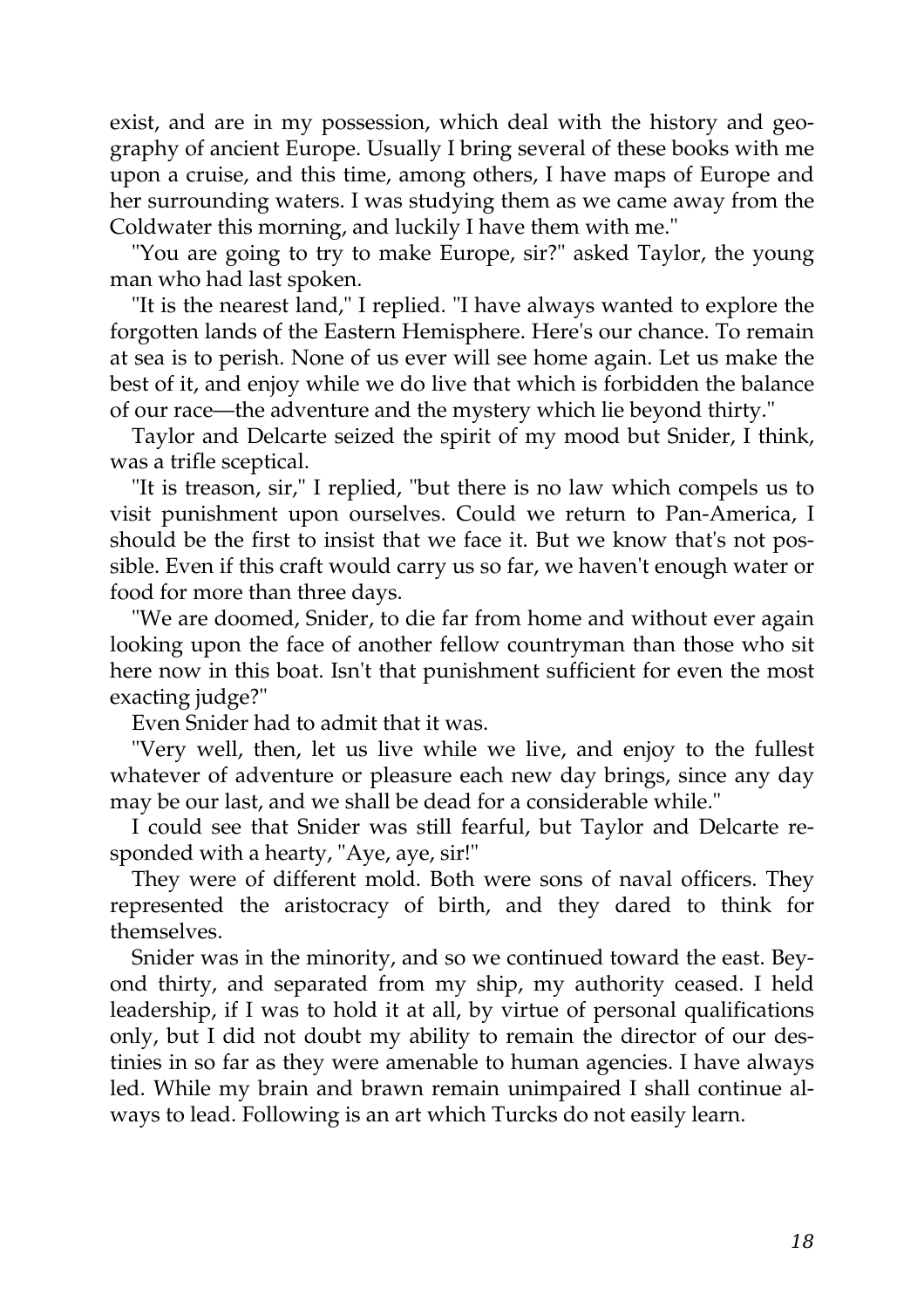exist, and are in my possession, which deal with the history and geography of ancient Europe. Usually I bring several of these books with me upon a cruise, and this time, among others, I have maps of Europe and her surrounding waters. I was studying them as we came away from the Coldwater this morning, and luckily I have them with me."

"You are going to try to make Europe, sir?" asked Taylor, the young man who had last spoken.

"It is the nearest land," I replied. "I have always wanted to explore the forgotten lands of the Eastern Hemisphere. Here's our chance. To remain at sea is to perish. None of us ever will see home again. Let us make the best of it, and enjoy while we do live that which is forbidden the balance of our race—the adventure and the mystery which lie beyond thirty."

Taylor and Delcarte seized the spirit of my mood but Snider, I think, was a trifle sceptical.

"It is treason, sir," I replied, "but there is no law which compels us to visit punishment upon ourselves. Could we return to Pan-America, I should be the first to insist that we face it. But we know that's not possible. Even if this craft would carry us so far, we haven't enough water or food for more than three days.

"We are doomed, Snider, to die far from home and without ever again looking upon the face of another fellow countryman than those who sit here now in this boat. Isn't that punishment sufficient for even the most exacting judge?"

Even Snider had to admit that it was.

"Very well, then, let us live while we live, and enjoy to the fullest whatever of adventure or pleasure each new day brings, since any day may be our last, and we shall be dead for a considerable while."

I could see that Snider was still fearful, but Taylor and Delcarte responded with a hearty, "Aye, aye, sir!"

They were of different mold. Both were sons of naval officers. They represented the aristocracy of birth, and they dared to think for themselves.

Snider was in the minority, and so we continued toward the east. Beyond thirty, and separated from my ship, my authority ceased. I held leadership, if I was to hold it at all, by virtue of personal qualifications only, but I did not doubt my ability to remain the director of our destinies in so far as they were amenable to human agencies. I have always led. While my brain and brawn remain unimpaired I shall continue always to lead. Following is an art which Turcks do not easily learn.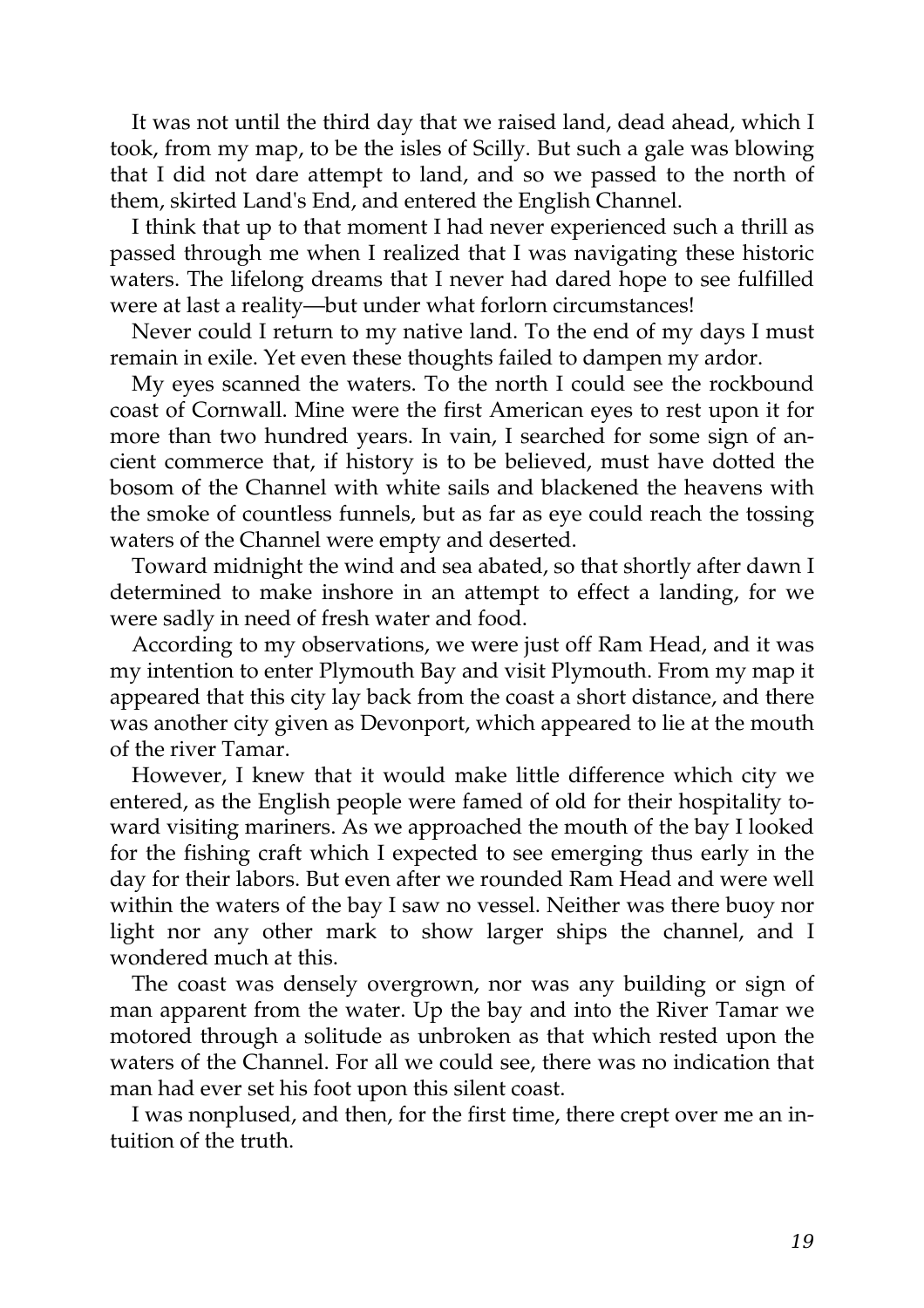It was not until the third day that we raised land, dead ahead, which I took, from my map, to be the isles of Scilly. But such a gale was blowing that I did not dare attempt to land, and so we passed to the north of them, skirted Land's End, and entered the English Channel.

I think that up to that moment I had never experienced such a thrill as passed through me when I realized that I was navigating these historic waters. The lifelong dreams that I never had dared hope to see fulfilled were at last a reality—but under what forlorn circumstances!

Never could I return to my native land. To the end of my days I must remain in exile. Yet even these thoughts failed to dampen my ardor.

My eyes scanned the waters. To the north I could see the rockbound coast of Cornwall. Mine were the first American eyes to rest upon it for more than two hundred years. In vain, I searched for some sign of ancient commerce that, if history is to be believed, must have dotted the bosom of the Channel with white sails and blackened the heavens with the smoke of countless funnels, but as far as eye could reach the tossing waters of the Channel were empty and deserted.

Toward midnight the wind and sea abated, so that shortly after dawn I determined to make inshore in an attempt to effect a landing, for we were sadly in need of fresh water and food.

According to my observations, we were just off Ram Head, and it was my intention to enter Plymouth Bay and visit Plymouth. From my map it appeared that this city lay back from the coast a short distance, and there was another city given as Devonport, which appeared to lie at the mouth of the river Tamar.

However, I knew that it would make little difference which city we entered, as the English people were famed of old for their hospitality toward visiting mariners. As we approached the mouth of the bay I looked for the fishing craft which I expected to see emerging thus early in the day for their labors. But even after we rounded Ram Head and were well within the waters of the bay I saw no vessel. Neither was there buoy nor light nor any other mark to show larger ships the channel, and I wondered much at this.

The coast was densely overgrown, nor was any building or sign of man apparent from the water. Up the bay and into the River Tamar we motored through a solitude as unbroken as that which rested upon the waters of the Channel. For all we could see, there was no indication that man had ever set his foot upon this silent coast.

I was nonplused, and then, for the first time, there crept over me an intuition of the truth.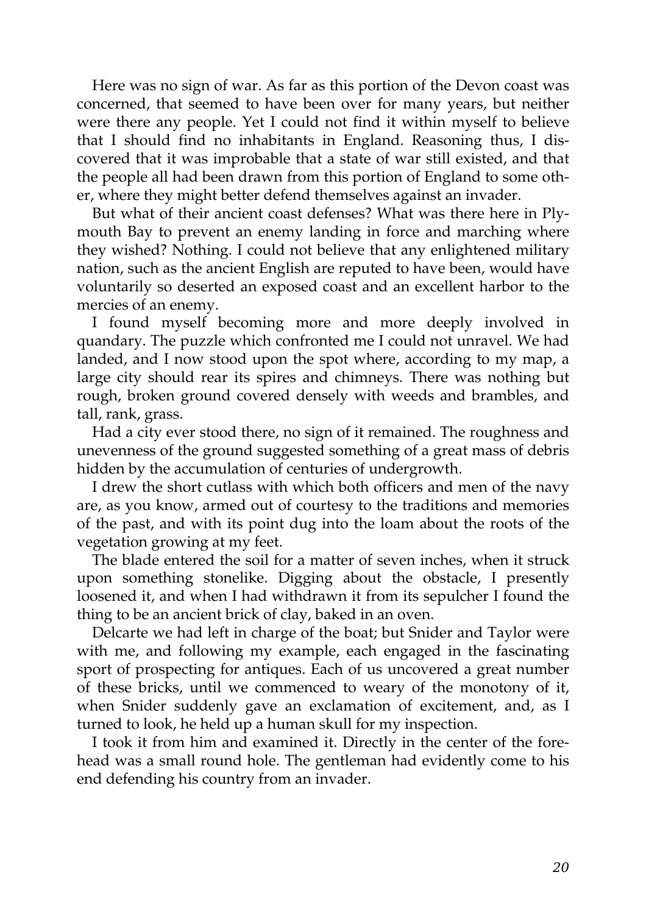Here was no sign of war. As far as this portion of the Devon coast was concerned, that seemed to have been over for many years, but neither were there any people. Yet I could not find it within myself to believe that I should find no inhabitants in England. Reasoning thus, I discovered that it was improbable that a state of war still existed, and that the people all had been drawn from this portion of England to some other, where they might better defend themselves against an invader.

But what of their ancient coast defenses? What was there here in Plymouth Bay to prevent an enemy landing in force and marching where they wished? Nothing. I could not believe that any enlightened military nation, such as the ancient English are reputed to have been, would have voluntarily so deserted an exposed coast and an excellent harbor to the mercies of an enemy.

I found myself becoming more and more deeply involved in quandary. The puzzle which confronted me I could not unravel. We had landed, and I now stood upon the spot where, according to my map, a large city should rear its spires and chimneys. There was nothing but rough, broken ground covered densely with weeds and brambles, and tall, rank, grass.

Had a city ever stood there, no sign of it remained. The roughness and unevenness of the ground suggested something of a great mass of debris hidden by the accumulation of centuries of undergrowth.

I drew the short cutlass with which both officers and men of the navy are, as you know, armed out of courtesy to the traditions and memories of the past, and with its point dug into the loam about the roots of the vegetation growing at my feet.

The blade entered the soil for a matter of seven inches, when it struck upon something stonelike. Digging about the obstacle, I presently loosened it, and when I had withdrawn it from its sepulcher I found the thing to be an ancient brick of clay, baked in an oven.

Delcarte we had left in charge of the boat; but Snider and Taylor were with me, and following my example, each engaged in the fascinating sport of prospecting for antiques. Each of us uncovered a great number of these bricks, until we commenced to weary of the monotony of it, when Snider suddenly gave an exclamation of excitement, and, as I turned to look, he held up a human skull for my inspection.

I took it from him and examined it. Directly in the center of the forehead was a small round hole. The gentleman had evidently come to his end defending his country from an invader.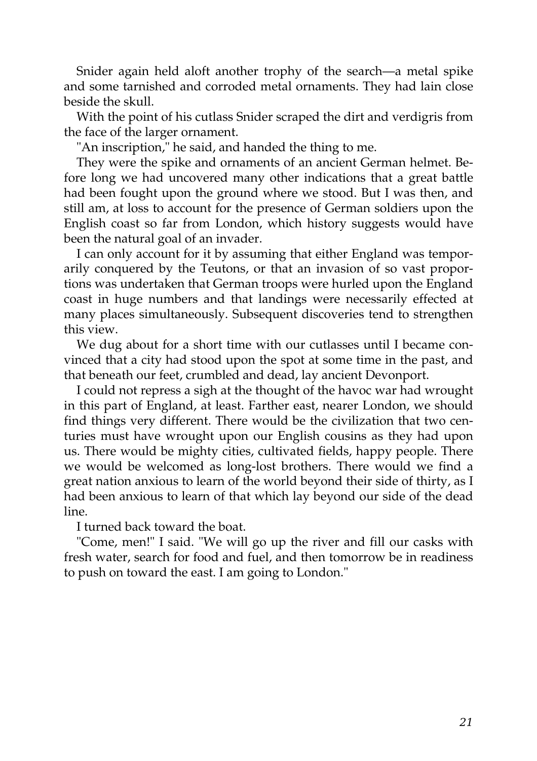Snider again held aloft another trophy of the search—a metal spike and some tarnished and corroded metal ornaments. They had lain close beside the skull.

With the point of his cutlass Snider scraped the dirt and verdigris from the face of the larger ornament.

"An inscription," he said, and handed the thing to me.

They were the spike and ornaments of an ancient German helmet. Before long we had uncovered many other indications that a great battle had been fought upon the ground where we stood. But I was then, and still am, at loss to account for the presence of German soldiers upon the English coast so far from London, which history suggests would have been the natural goal of an invader.

I can only account for it by assuming that either England was temporarily conquered by the Teutons, or that an invasion of so vast proportions was undertaken that German troops were hurled upon the England coast in huge numbers and that landings were necessarily effected at many places simultaneously. Subsequent discoveries tend to strengthen this view.

We dug about for a short time with our cutlasses until I became convinced that a city had stood upon the spot at some time in the past, and that beneath our feet, crumbled and dead, lay ancient Devonport.

I could not repress a sigh at the thought of the havoc war had wrought in this part of England, at least. Farther east, nearer London, we should find things very different. There would be the civilization that two centuries must have wrought upon our English cousins as they had upon us. There would be mighty cities, cultivated fields, happy people. There we would be welcomed as long-lost brothers. There would we find a great nation anxious to learn of the world beyond their side of thirty, as I had been anxious to learn of that which lay beyond our side of the dead line.

I turned back toward the boat.

"Come, men!" I said. "We will go up the river and fill our casks with fresh water, search for food and fuel, and then tomorrow be in readiness to push on toward the east. I am going to London."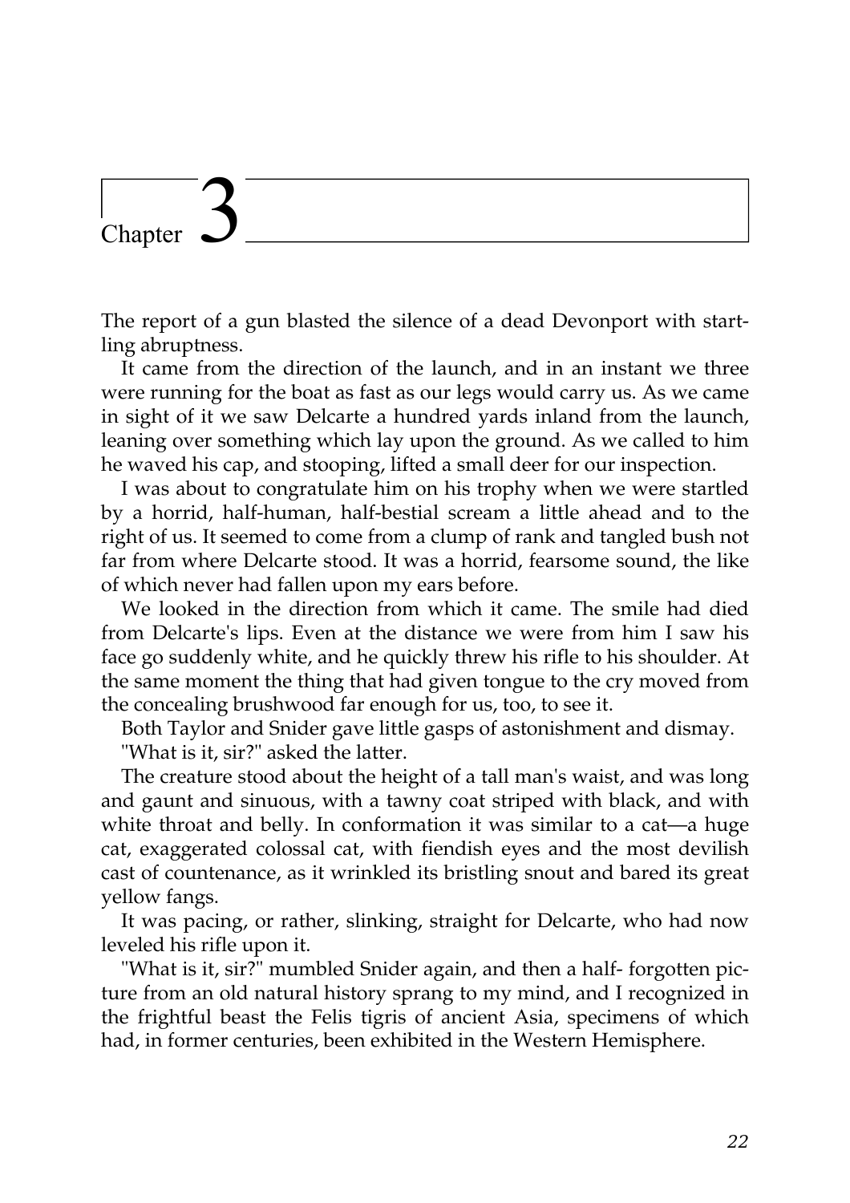# Chapter 3

The report of a gun blasted the silence of a dead Devonport with startling abruptness.

It came from the direction of the launch, and in an instant we three were running for the boat as fast as our legs would carry us. As we came in sight of it we saw Delcarte a hundred yards inland from the launch, leaning over something which lay upon the ground. As we called to him he waved his cap, and stooping, lifted a small deer for our inspection.

I was about to congratulate him on his trophy when we were startled by a horrid, half-human, half-bestial scream a little ahead and to the right of us. It seemed to come from a clump of rank and tangled bush not far from where Delcarte stood. It was a horrid, fearsome sound, the like of which never had fallen upon my ears before.

We looked in the direction from which it came. The smile had died from Delcarte's lips. Even at the distance we were from him I saw his face go suddenly white, and he quickly threw his rifle to his shoulder. At the same moment the thing that had given tongue to the cry moved from the concealing brushwood far enough for us, too, to see it.

Both Taylor and Snider gave little gasps of astonishment and dismay.

"What is it, sir?" asked the latter.

The creature stood about the height of a tall man's waist, and was long and gaunt and sinuous, with a tawny coat striped with black, and with white throat and belly. In conformation it was similar to a cat—a huge cat, exaggerated colossal cat, with fiendish eyes and the most devilish cast of countenance, as it wrinkled its bristling snout and bared its great yellow fangs.

It was pacing, or rather, slinking, straight for Delcarte, who had now leveled his rifle upon it.

"What is it, sir?" mumbled Snider again, and then a half- forgotten picture from an old natural history sprang to my mind, and I recognized in the frightful beast the Felis tigris of ancient Asia, specimens of which had, in former centuries, been exhibited in the Western Hemisphere.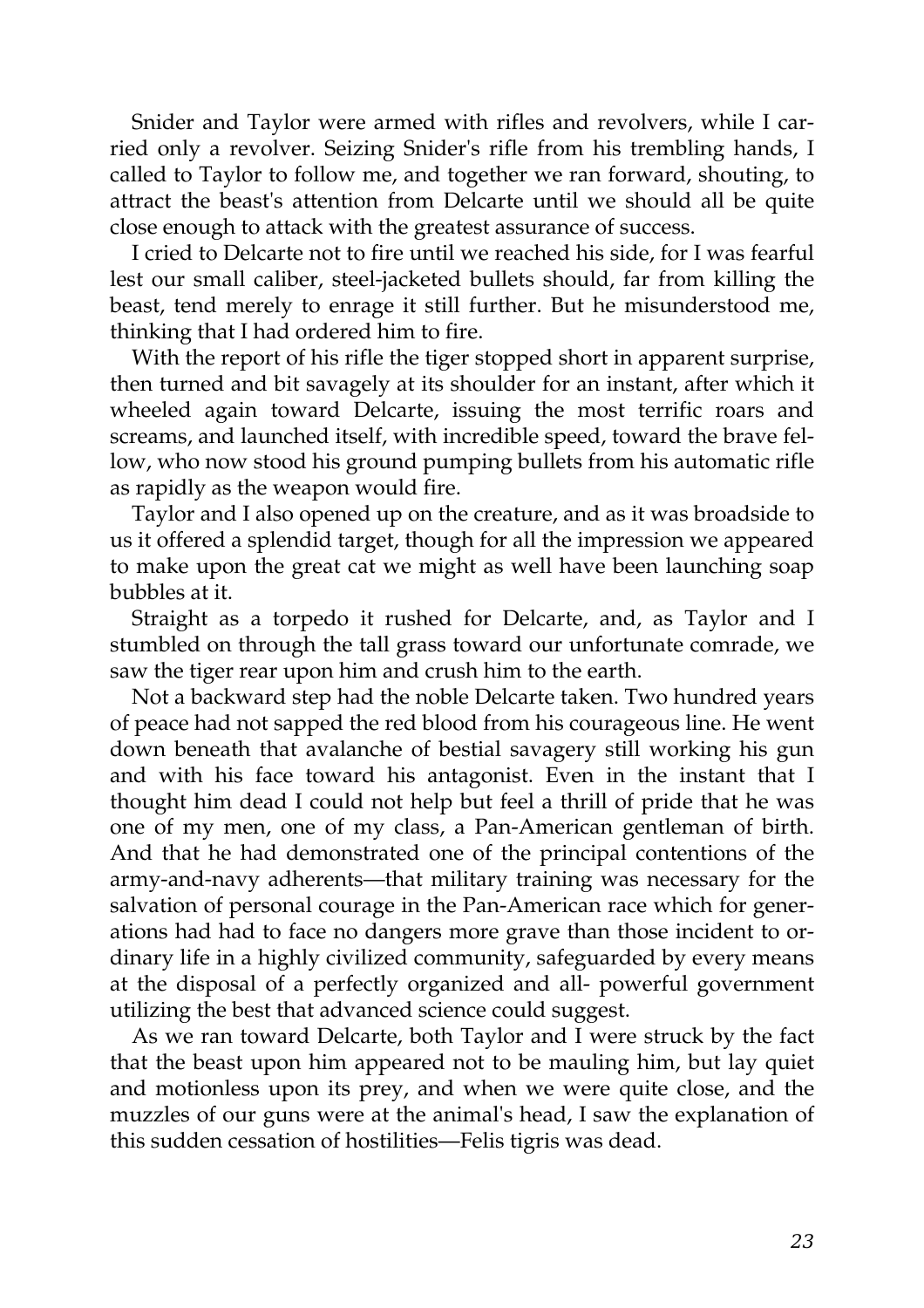Snider and Taylor were armed with rifles and revolvers, while I carried only a revolver. Seizing Snider's rifle from his trembling hands, I called to Taylor to follow me, and together we ran forward, shouting, to attract the beast's attention from Delcarte until we should all be quite close enough to attack with the greatest assurance of success.

I cried to Delcarte not to fire until we reached his side, for I was fearful lest our small caliber, steel-jacketed bullets should, far from killing the beast, tend merely to enrage it still further. But he misunderstood me, thinking that I had ordered him to fire.

With the report of his rifle the tiger stopped short in apparent surprise, then turned and bit savagely at its shoulder for an instant, after which it wheeled again toward Delcarte, issuing the most terrific roars and screams, and launched itself, with incredible speed, toward the brave fellow, who now stood his ground pumping bullets from his automatic rifle as rapidly as the weapon would fire.

Taylor and I also opened up on the creature, and as it was broadside to us it offered a splendid target, though for all the impression we appeared to make upon the great cat we might as well have been launching soap bubbles at it.

Straight as a torpedo it rushed for Delcarte, and, as Taylor and I stumbled on through the tall grass toward our unfortunate comrade, we saw the tiger rear upon him and crush him to the earth.

Not a backward step had the noble Delcarte taken. Two hundred years of peace had not sapped the red blood from his courageous line. He went down beneath that avalanche of bestial savagery still working his gun and with his face toward his antagonist. Even in the instant that I thought him dead I could not help but feel a thrill of pride that he was one of my men, one of my class, a Pan-American gentleman of birth. And that he had demonstrated one of the principal contentions of the army-and-navy adherents—that military training was necessary for the salvation of personal courage in the Pan-American race which for generations had had to face no dangers more grave than those incident to ordinary life in a highly civilized community, safeguarded by every means at the disposal of a perfectly organized and all- powerful government utilizing the best that advanced science could suggest.

As we ran toward Delcarte, both Taylor and I were struck by the fact that the beast upon him appeared not to be mauling him, but lay quiet and motionless upon its prey, and when we were quite close, and the muzzles of our guns were at the animal's head, I saw the explanation of this sudden cessation of hostilities—Felis tigris was dead.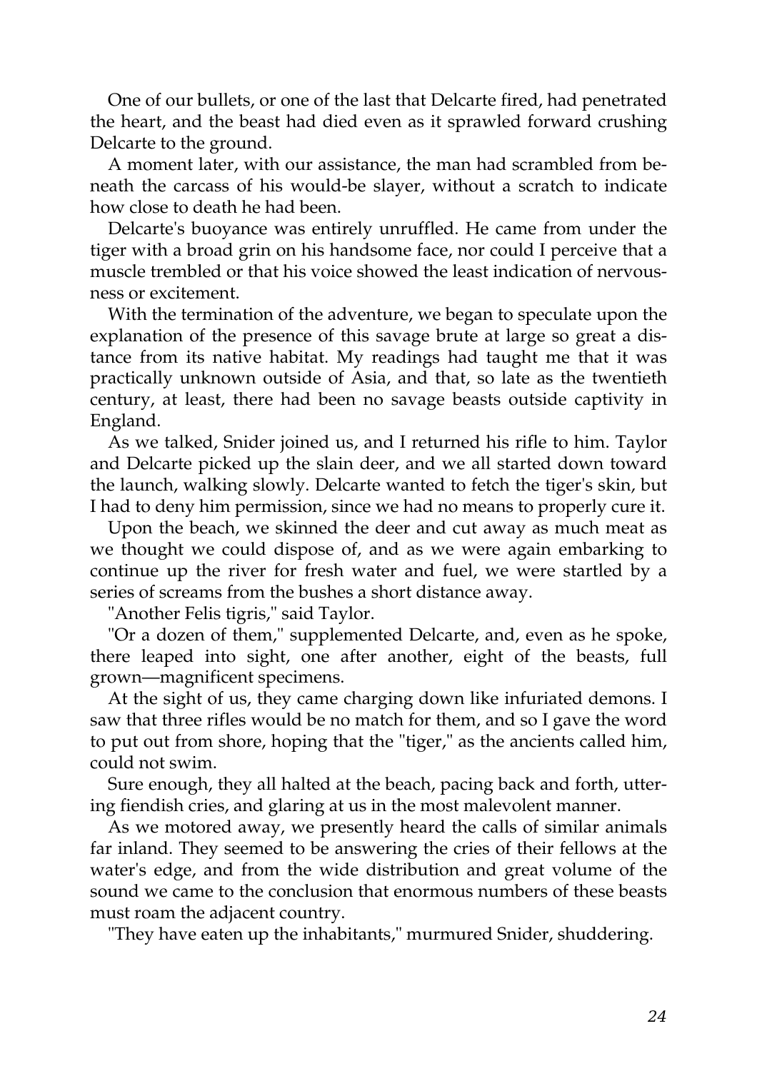One of our bullets, or one of the last that Delcarte fired, had penetrated the heart, and the beast had died even as it sprawled forward crushing Delcarte to the ground.

A moment later, with our assistance, the man had scrambled from beneath the carcass of his would-be slayer, without a scratch to indicate how close to death he had been.

Delcarte's buoyance was entirely unruffled. He came from under the tiger with a broad grin on his handsome face, nor could I perceive that a muscle trembled or that his voice showed the least indication of nervousness or excitement.

With the termination of the adventure, we began to speculate upon the explanation of the presence of this savage brute at large so great a distance from its native habitat. My readings had taught me that it was practically unknown outside of Asia, and that, so late as the twentieth century, at least, there had been no savage beasts outside captivity in England.

As we talked, Snider joined us, and I returned his rifle to him. Taylor and Delcarte picked up the slain deer, and we all started down toward the launch, walking slowly. Delcarte wanted to fetch the tiger's skin, but I had to deny him permission, since we had no means to properly cure it.

Upon the beach, we skinned the deer and cut away as much meat as we thought we could dispose of, and as we were again embarking to continue up the river for fresh water and fuel, we were startled by a series of screams from the bushes a short distance away.

"Another Felis tigris," said Taylor.

"Or a dozen of them," supplemented Delcarte, and, even as he spoke, there leaped into sight, one after another, eight of the beasts, full grown—magnificent specimens.

At the sight of us, they came charging down like infuriated demons. I saw that three rifles would be no match for them, and so I gave the word to put out from shore, hoping that the "tiger," as the ancients called him, could not swim.

Sure enough, they all halted at the beach, pacing back and forth, uttering fiendish cries, and glaring at us in the most malevolent manner.

As we motored away, we presently heard the calls of similar animals far inland. They seemed to be answering the cries of their fellows at the water's edge, and from the wide distribution and great volume of the sound we came to the conclusion that enormous numbers of these beasts must roam the adjacent country.

"They have eaten up the inhabitants," murmured Snider, shuddering.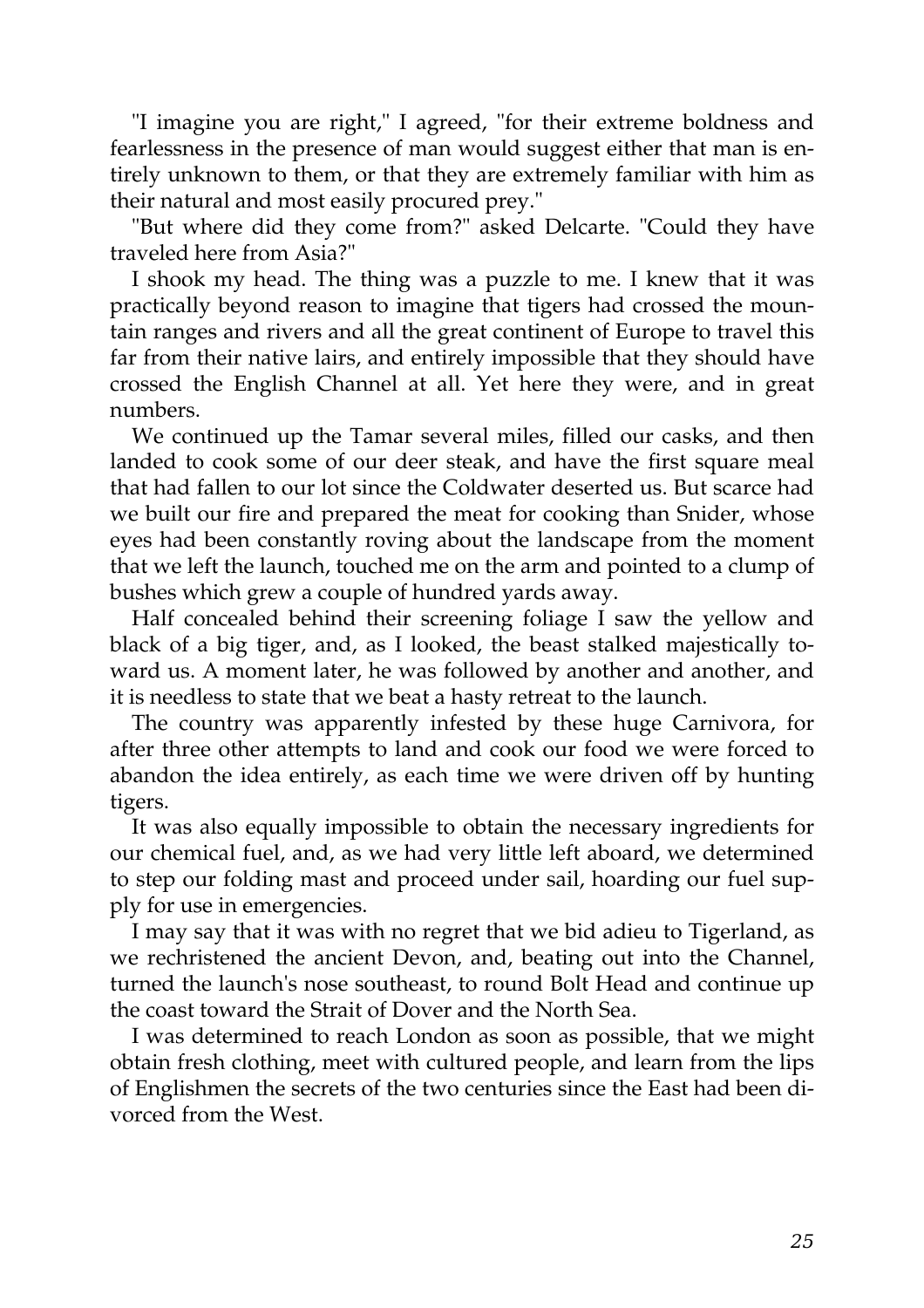"I imagine you are right," I agreed, "for their extreme boldness and fearlessness in the presence of man would suggest either that man is entirely unknown to them, or that they are extremely familiar with him as their natural and most easily procured prey."

"But where did they come from?" asked Delcarte. "Could they have traveled here from Asia?"

I shook my head. The thing was a puzzle to me. I knew that it was practically beyond reason to imagine that tigers had crossed the mountain ranges and rivers and all the great continent of Europe to travel this far from their native lairs, and entirely impossible that they should have crossed the English Channel at all. Yet here they were, and in great numbers.

We continued up the Tamar several miles, filled our casks, and then landed to cook some of our deer steak, and have the first square meal that had fallen to our lot since the Coldwater deserted us. But scarce had we built our fire and prepared the meat for cooking than Snider, whose eyes had been constantly roving about the landscape from the moment that we left the launch, touched me on the arm and pointed to a clump of bushes which grew a couple of hundred yards away.

Half concealed behind their screening foliage I saw the yellow and black of a big tiger, and, as I looked, the beast stalked majestically toward us. A moment later, he was followed by another and another, and it is needless to state that we beat a hasty retreat to the launch.

The country was apparently infested by these huge Carnivora, for after three other attempts to land and cook our food we were forced to abandon the idea entirely, as each time we were driven off by hunting tigers.

It was also equally impossible to obtain the necessary ingredients for our chemical fuel, and, as we had very little left aboard, we determined to step our folding mast and proceed under sail, hoarding our fuel supply for use in emergencies.

I may say that it was with no regret that we bid adieu to Tigerland, as we rechristened the ancient Devon, and, beating out into the Channel, turned the launch's nose southeast, to round Bolt Head and continue up the coast toward the Strait of Dover and the North Sea.

I was determined to reach London as soon as possible, that we might obtain fresh clothing, meet with cultured people, and learn from the lips of Englishmen the secrets of the two centuries since the East had been divorced from the West.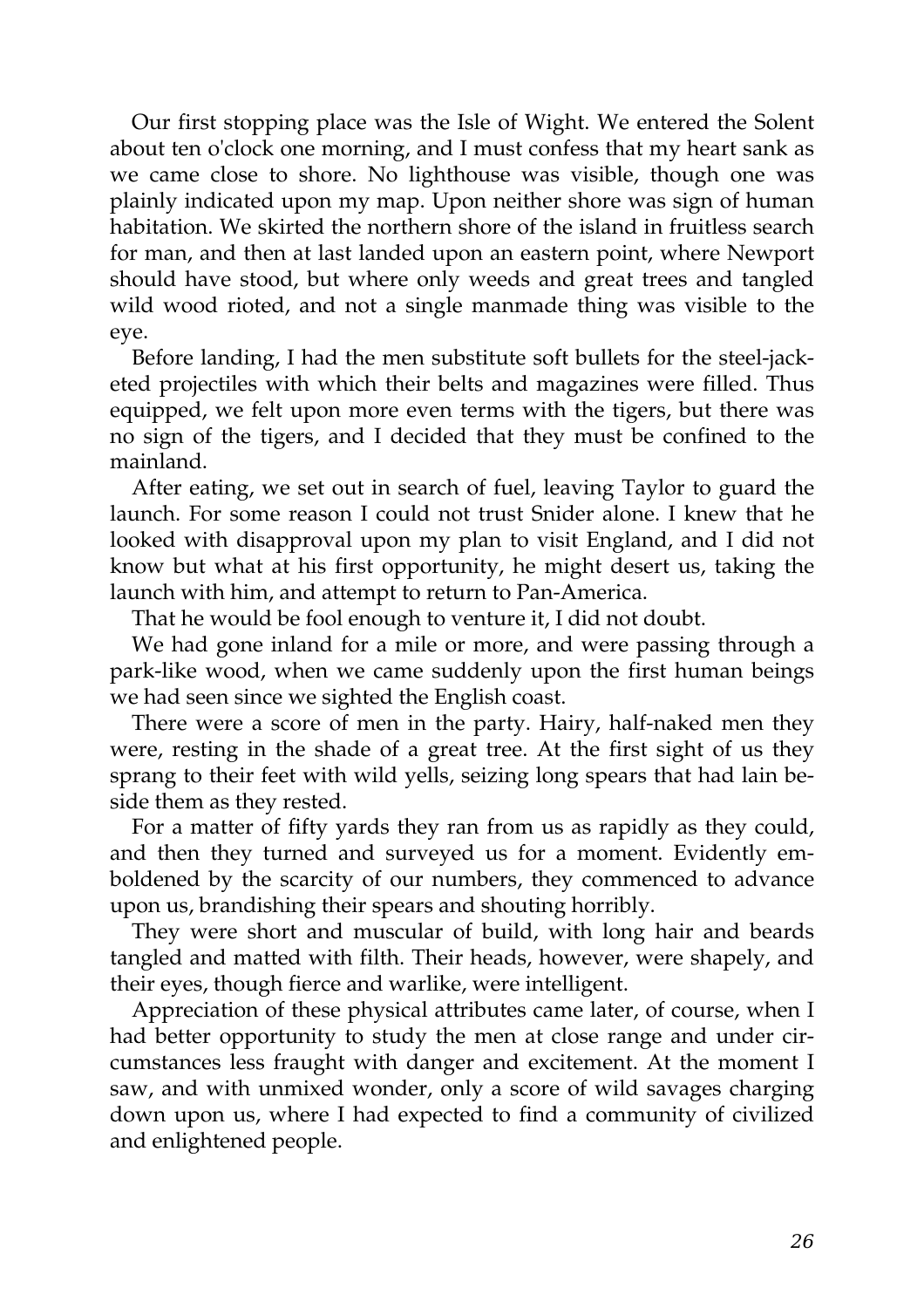Our first stopping place was the Isle of Wight. We entered the Solent about ten o'clock one morning, and I must confess that my heart sank as we came close to shore. No lighthouse was visible, though one was plainly indicated upon my map. Upon neither shore was sign of human habitation. We skirted the northern shore of the island in fruitless search for man, and then at last landed upon an eastern point, where Newport should have stood, but where only weeds and great trees and tangled wild wood rioted, and not a single manmade thing was visible to the eye.

Before landing, I had the men substitute soft bullets for the steel-jacketed projectiles with which their belts and magazines were filled. Thus equipped, we felt upon more even terms with the tigers, but there was no sign of the tigers, and I decided that they must be confined to the mainland.

After eating, we set out in search of fuel, leaving Taylor to guard the launch. For some reason I could not trust Snider alone. I knew that he looked with disapproval upon my plan to visit England, and I did not know but what at his first opportunity, he might desert us, taking the launch with him, and attempt to return to Pan-America.

That he would be fool enough to venture it, I did not doubt.

We had gone inland for a mile or more, and were passing through a park-like wood, when we came suddenly upon the first human beings we had seen since we sighted the English coast.

There were a score of men in the party. Hairy, half-naked men they were, resting in the shade of a great tree. At the first sight of us they sprang to their feet with wild yells, seizing long spears that had lain beside them as they rested.

For a matter of fifty yards they ran from us as rapidly as they could, and then they turned and surveyed us for a moment. Evidently emboldened by the scarcity of our numbers, they commenced to advance upon us, brandishing their spears and shouting horribly.

They were short and muscular of build, with long hair and beards tangled and matted with filth. Their heads, however, were shapely, and their eyes, though fierce and warlike, were intelligent.

Appreciation of these physical attributes came later, of course, when I had better opportunity to study the men at close range and under circumstances less fraught with danger and excitement. At the moment I saw, and with unmixed wonder, only a score of wild savages charging down upon us, where I had expected to find a community of civilized and enlightened people.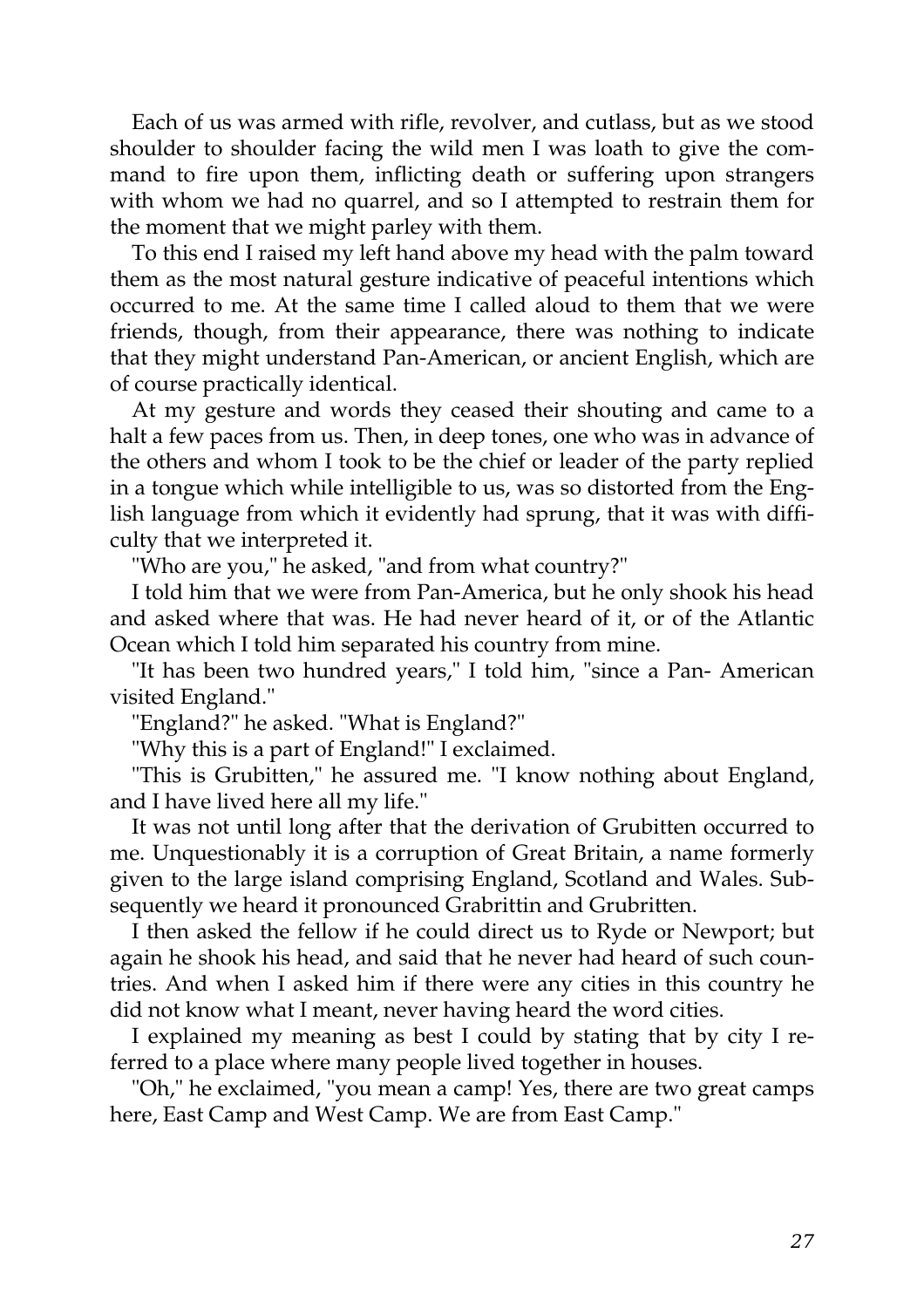Each of us was armed with rifle, revolver, and cutlass, but as we stood shoulder to shoulder facing the wild men I was loath to give the command to fire upon them, inflicting death or suffering upon strangers with whom we had no quarrel, and so I attempted to restrain them for the moment that we might parley with them.

To this end I raised my left hand above my head with the palm toward them as the most natural gesture indicative of peaceful intentions which occurred to me. At the same time I called aloud to them that we were friends, though, from their appearance, there was nothing to indicate that they might understand Pan-American, or ancient English, which are of course practically identical.

At my gesture and words they ceased their shouting and came to a halt a few paces from us. Then, in deep tones, one who was in advance of the others and whom I took to be the chief or leader of the party replied in a tongue which while intelligible to us, was so distorted from the English language from which it evidently had sprung, that it was with difficulty that we interpreted it.

"Who are you," he asked, "and from what country?"

I told him that we were from Pan-America, but he only shook his head and asked where that was. He had never heard of it, or of the Atlantic Ocean which I told him separated his country from mine.

"It has been two hundred years," I told him, "since a Pan- American visited England."

"England?" he asked. "What is England?"

"Why this is a part of England!" I exclaimed.

"This is Grubitten," he assured me. "I know nothing about England, and I have lived here all my life."

It was not until long after that the derivation of Grubitten occurred to me. Unquestionably it is a corruption of Great Britain, a name formerly given to the large island comprising England, Scotland and Wales. Subsequently we heard it pronounced Grabrittin and Grubritten.

I then asked the fellow if he could direct us to Ryde or Newport; but again he shook his head, and said that he never had heard of such countries. And when I asked him if there were any cities in this country he did not know what I meant, never having heard the word cities.

I explained my meaning as best I could by stating that by city I referred to a place where many people lived together in houses.

"Oh," he exclaimed, "you mean a camp! Yes, there are two great camps here, East Camp and West Camp. We are from East Camp."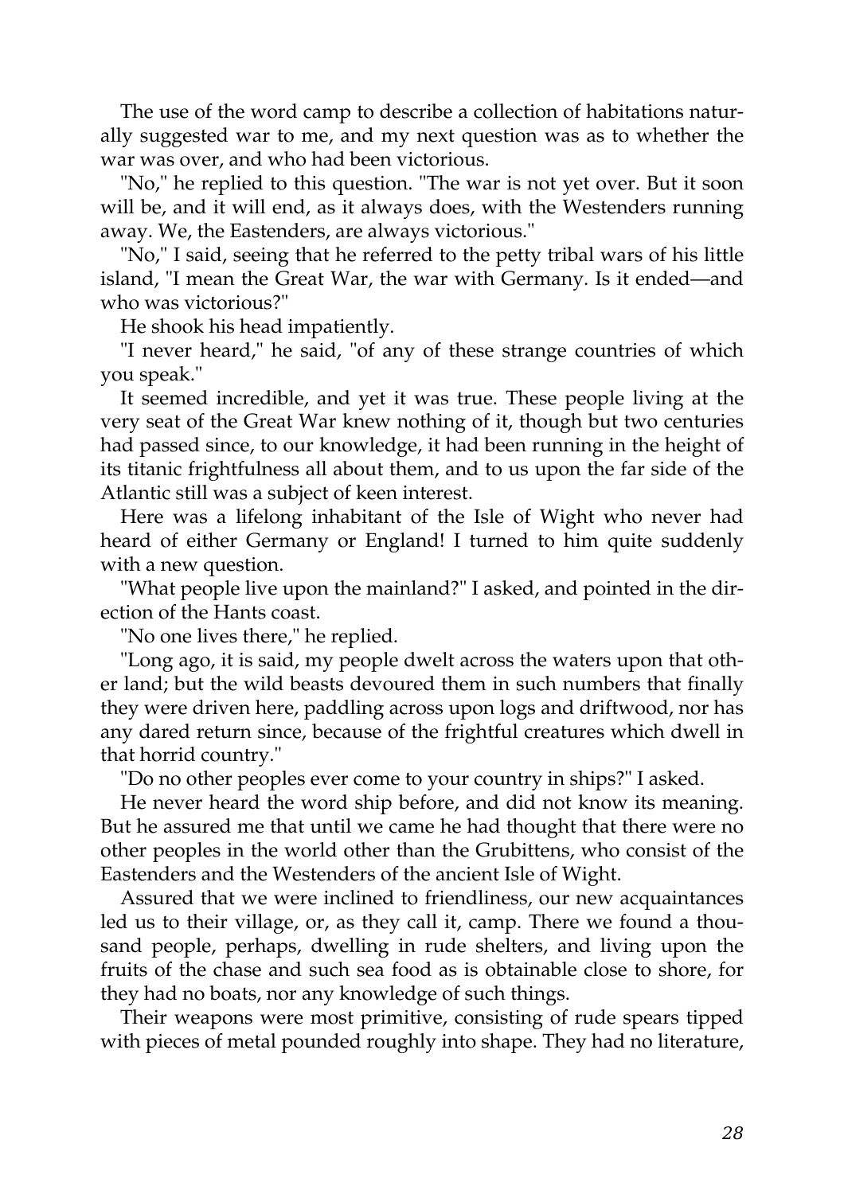The use of the word camp to describe a collection of habitations naturally suggested war to me, and my next question was as to whether the war was over, and who had been victorious.

"No," he replied to this question. "The war is not yet over. But it soon will be, and it will end, as it always does, with the Westenders running away. We, the Eastenders, are always victorious."

"No," I said, seeing that he referred to the petty tribal wars of his little island, "I mean the Great War, the war with Germany. Is it ended—and who was victorious?"

He shook his head impatiently.

"I never heard," he said, "of any of these strange countries of which you speak."

It seemed incredible, and yet it was true. These people living at the very seat of the Great War knew nothing of it, though but two centuries had passed since, to our knowledge, it had been running in the height of its titanic frightfulness all about them, and to us upon the far side of the Atlantic still was a subject of keen interest.

Here was a lifelong inhabitant of the Isle of Wight who never had heard of either Germany or England! I turned to him quite suddenly with a new question.

"What people live upon the mainland?" I asked, and pointed in the direction of the Hants coast.

"No one lives there," he replied.

"Long ago, it is said, my people dwelt across the waters upon that other land; but the wild beasts devoured them in such numbers that finally they were driven here, paddling across upon logs and driftwood, nor has any dared return since, because of the frightful creatures which dwell in that horrid country."

"Do no other peoples ever come to your country in ships?" I asked.

He never heard the word ship before, and did not know its meaning. But he assured me that until we came he had thought that there were no other peoples in the world other than the Grubittens, who consist of the Eastenders and the Westenders of the ancient Isle of Wight.

Assured that we were inclined to friendliness, our new acquaintances led us to their village, or, as they call it, camp. There we found a thousand people, perhaps, dwelling in rude shelters, and living upon the fruits of the chase and such sea food as is obtainable close to shore, for they had no boats, nor any knowledge of such things.

Their weapons were most primitive, consisting of rude spears tipped with pieces of metal pounded roughly into shape. They had no literature,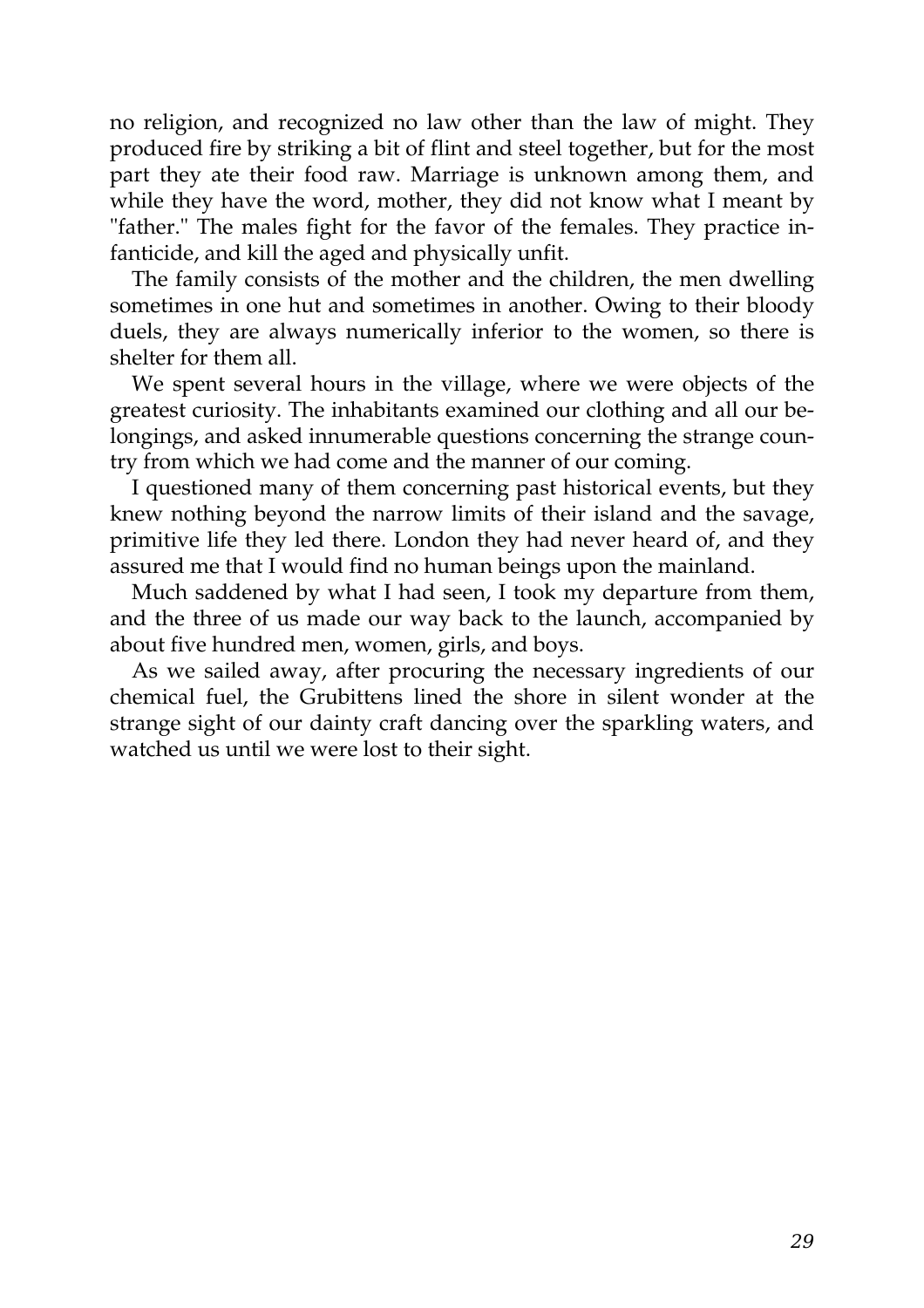no religion, and recognized no law other than the law of might. They produced fire by striking a bit of flint and steel together, but for the most part they ate their food raw. Marriage is unknown among them, and while they have the word, mother, they did not know what I meant by "father." The males fight for the favor of the females. They practice infanticide, and kill the aged and physically unfit.

The family consists of the mother and the children, the men dwelling sometimes in one hut and sometimes in another. Owing to their bloody duels, they are always numerically inferior to the women, so there is shelter for them all.

We spent several hours in the village, where we were objects of the greatest curiosity. The inhabitants examined our clothing and all our belongings, and asked innumerable questions concerning the strange country from which we had come and the manner of our coming.

I questioned many of them concerning past historical events, but they knew nothing beyond the narrow limits of their island and the savage, primitive life they led there. London they had never heard of, and they assured me that I would find no human beings upon the mainland.

Much saddened by what I had seen, I took my departure from them, and the three of us made our way back to the launch, accompanied by about five hundred men, women, girls, and boys.

As we sailed away, after procuring the necessary ingredients of our chemical fuel, the Grubittens lined the shore in silent wonder at the strange sight of our dainty craft dancing over the sparkling waters, and watched us until we were lost to their sight.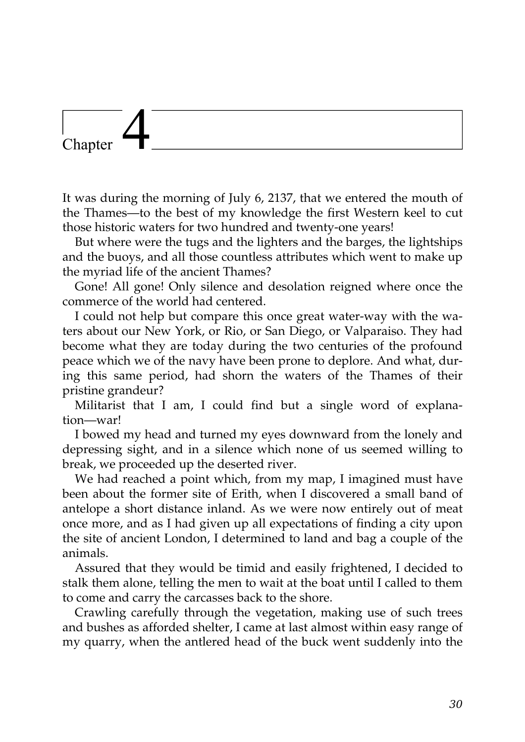# Chapter 4

It was during the morning of July 6, 2137, that we entered the mouth of the Thames—to the best of my knowledge the first Western keel to cut those historic waters for two hundred and twenty-one years!

But where were the tugs and the lighters and the barges, the lightships and the buoys, and all those countless attributes which went to make up the myriad life of the ancient Thames?

Gone! All gone! Only silence and desolation reigned where once the commerce of the world had centered.

I could not help but compare this once great water-way with the waters about our New York, or Rio, or San Diego, or Valparaiso. They had become what they are today during the two centuries of the profound peace which we of the navy have been prone to deplore. And what, during this same period, had shorn the waters of the Thames of their pristine grandeur?

Militarist that I am, I could find but a single word of explanation—war!

I bowed my head and turned my eyes downward from the lonely and depressing sight, and in a silence which none of us seemed willing to break, we proceeded up the deserted river.

We had reached a point which, from my map, I imagined must have been about the former site of Erith, when I discovered a small band of antelope a short distance inland. As we were now entirely out of meat once more, and as I had given up all expectations of finding a city upon the site of ancient London, I determined to land and bag a couple of the animals.

Assured that they would be timid and easily frightened, I decided to stalk them alone, telling the men to wait at the boat until I called to them to come and carry the carcasses back to the shore.

Crawling carefully through the vegetation, making use of such trees and bushes as afforded shelter, I came at last almost within easy range of my quarry, when the antlered head of the buck went suddenly into the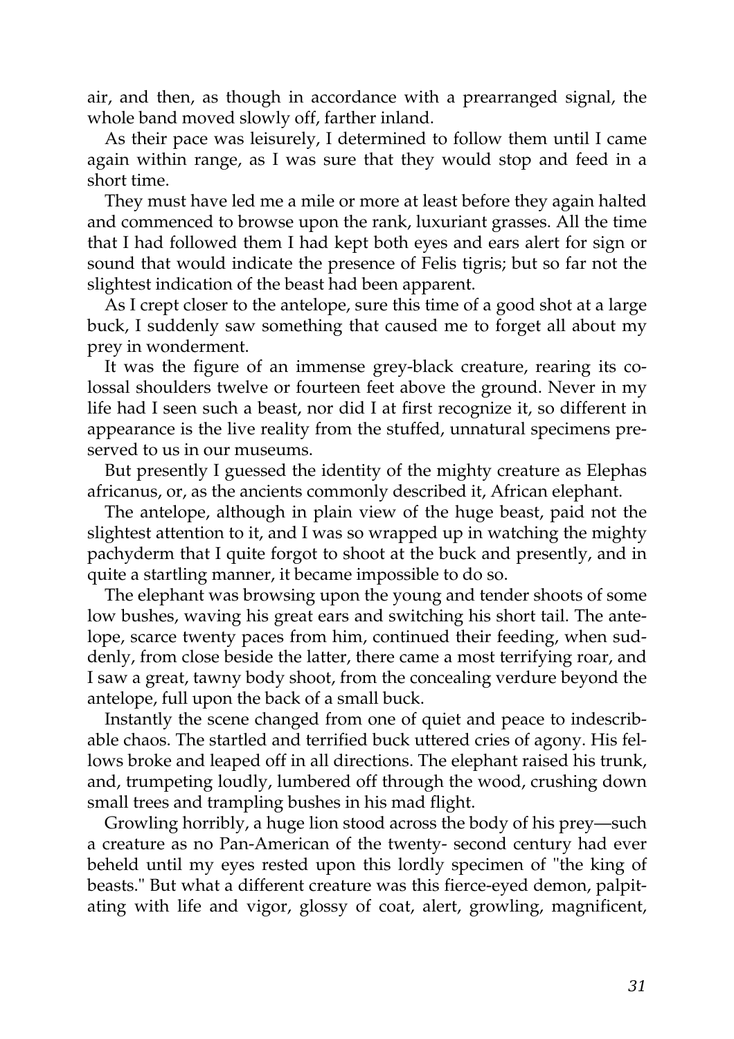air, and then, as though in accordance with a prearranged signal, the whole band moved slowly off, farther inland.

As their pace was leisurely, I determined to follow them until I came again within range, as I was sure that they would stop and feed in a short time.

They must have led me a mile or more at least before they again halted and commenced to browse upon the rank, luxuriant grasses. All the time that I had followed them I had kept both eyes and ears alert for sign or sound that would indicate the presence of Felis tigris; but so far not the slightest indication of the beast had been apparent.

As I crept closer to the antelope, sure this time of a good shot at a large buck, I suddenly saw something that caused me to forget all about my prey in wonderment.

It was the figure of an immense grey-black creature, rearing its colossal shoulders twelve or fourteen feet above the ground. Never in my life had I seen such a beast, nor did I at first recognize it, so different in appearance is the live reality from the stuffed, unnatural specimens preserved to us in our museums.

But presently I guessed the identity of the mighty creature as Elephas africanus, or, as the ancients commonly described it, African elephant.

The antelope, although in plain view of the huge beast, paid not the slightest attention to it, and I was so wrapped up in watching the mighty pachyderm that I quite forgot to shoot at the buck and presently, and in quite a startling manner, it became impossible to do so.

The elephant was browsing upon the young and tender shoots of some low bushes, waving his great ears and switching his short tail. The antelope, scarce twenty paces from him, continued their feeding, when suddenly, from close beside the latter, there came a most terrifying roar, and I saw a great, tawny body shoot, from the concealing verdure beyond the antelope, full upon the back of a small buck.

Instantly the scene changed from one of quiet and peace to indescribable chaos. The startled and terrified buck uttered cries of agony. His fellows broke and leaped off in all directions. The elephant raised his trunk, and, trumpeting loudly, lumbered off through the wood, crushing down small trees and trampling bushes in his mad flight.

Growling horribly, a huge lion stood across the body of his prey—such a creature as no Pan-American of the twenty- second century had ever beheld until my eyes rested upon this lordly specimen of "the king of beasts." But what a different creature was this fierce-eyed demon, palpitating with life and vigor, glossy of coat, alert, growling, magnificent,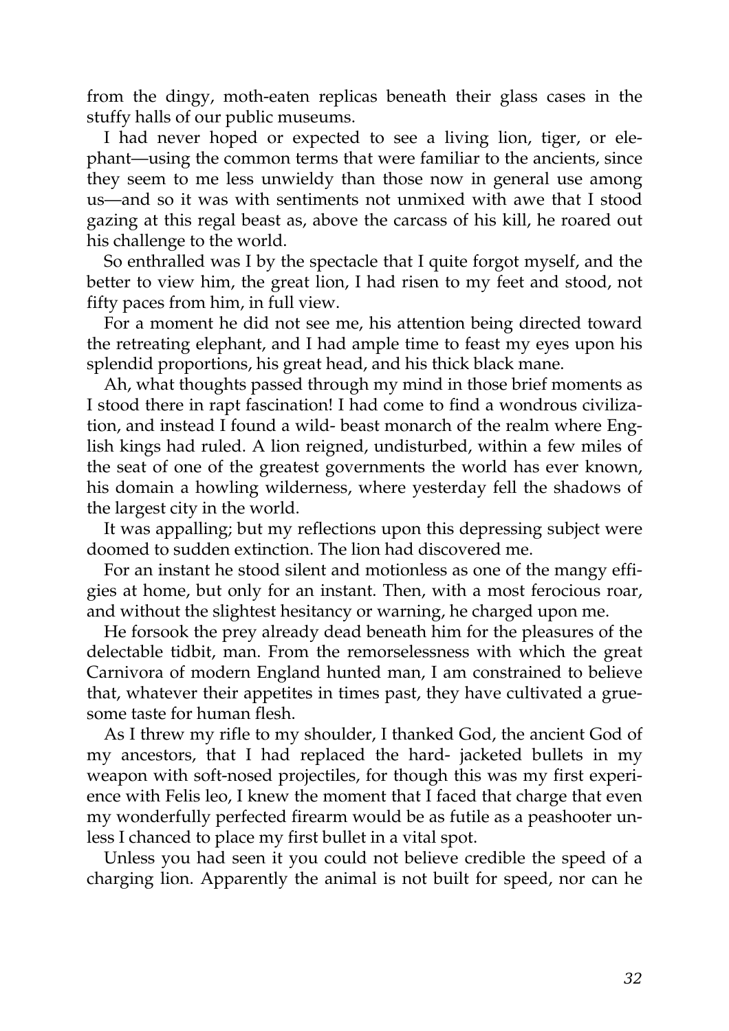from the dingy, moth-eaten replicas beneath their glass cases in the stuffy halls of our public museums.

I had never hoped or expected to see a living lion, tiger, or elephant—using the common terms that were familiar to the ancients, since they seem to me less unwieldy than those now in general use among us—and so it was with sentiments not unmixed with awe that I stood gazing at this regal beast as, above the carcass of his kill, he roared out his challenge to the world.

So enthralled was I by the spectacle that I quite forgot myself, and the better to view him, the great lion, I had risen to my feet and stood, not fifty paces from him, in full view.

For a moment he did not see me, his attention being directed toward the retreating elephant, and I had ample time to feast my eyes upon his splendid proportions, his great head, and his thick black mane.

Ah, what thoughts passed through my mind in those brief moments as I stood there in rapt fascination! I had come to find a wondrous civilization, and instead I found a wild- beast monarch of the realm where English kings had ruled. A lion reigned, undisturbed, within a few miles of the seat of one of the greatest governments the world has ever known, his domain a howling wilderness, where yesterday fell the shadows of the largest city in the world.

It was appalling; but my reflections upon this depressing subject were doomed to sudden extinction. The lion had discovered me.

For an instant he stood silent and motionless as one of the mangy effigies at home, but only for an instant. Then, with a most ferocious roar, and without the slightest hesitancy or warning, he charged upon me.

He forsook the prey already dead beneath him for the pleasures of the delectable tidbit, man. From the remorselessness with which the great Carnivora of modern England hunted man, I am constrained to believe that, whatever their appetites in times past, they have cultivated a gruesome taste for human flesh.

As I threw my rifle to my shoulder, I thanked God, the ancient God of my ancestors, that I had replaced the hard- jacketed bullets in my weapon with soft-nosed projectiles, for though this was my first experience with Felis leo, I knew the moment that I faced that charge that even my wonderfully perfected firearm would be as futile as a peashooter unless I chanced to place my first bullet in a vital spot.

Unless you had seen it you could not believe credible the speed of a charging lion. Apparently the animal is not built for speed, nor can he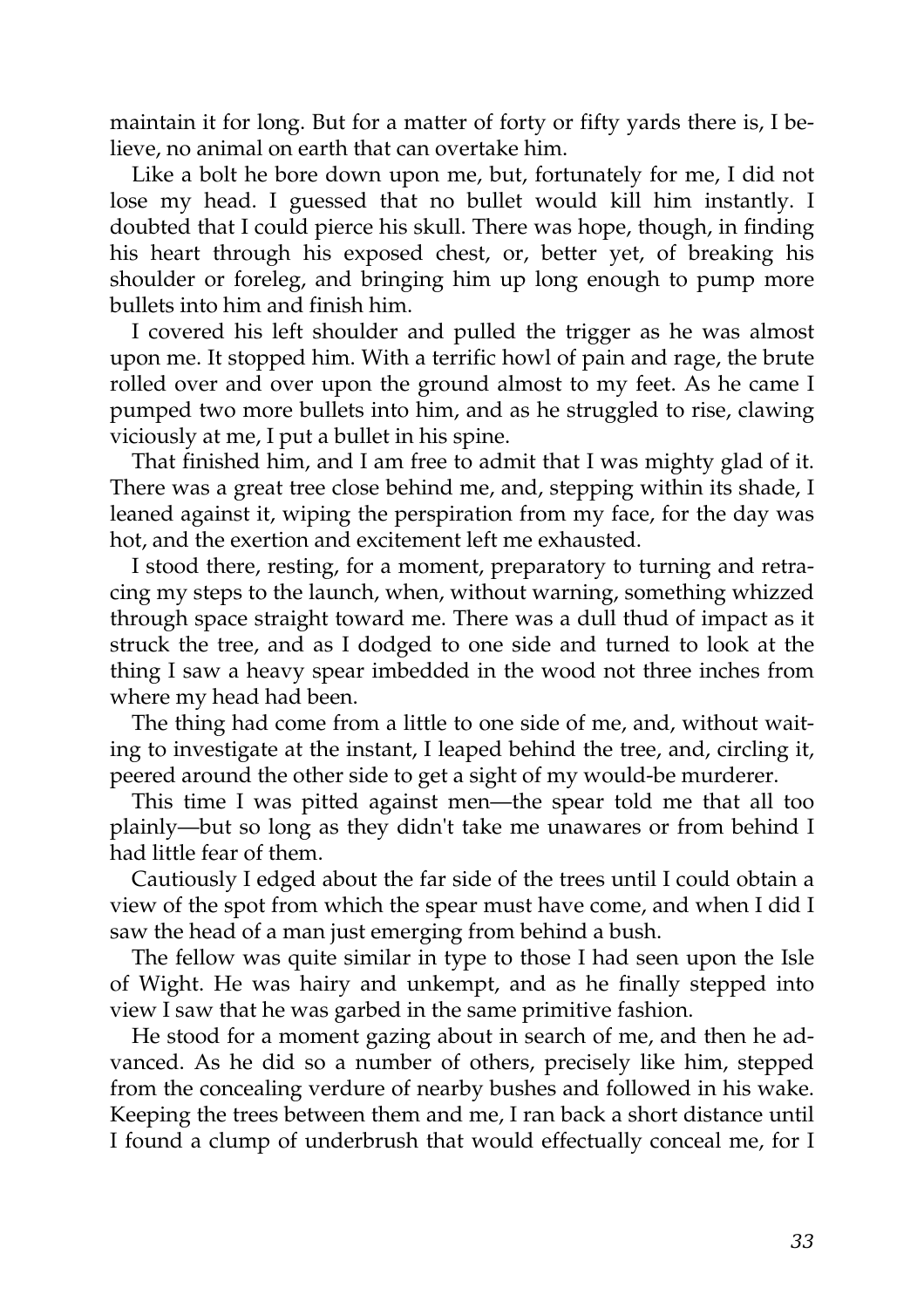maintain it for long. But for a matter of forty or fifty yards there is, I believe, no animal on earth that can overtake him.

Like a bolt he bore down upon me, but, fortunately for me, I did not lose my head. I guessed that no bullet would kill him instantly. I doubted that I could pierce his skull. There was hope, though, in finding his heart through his exposed chest, or, better yet, of breaking his shoulder or foreleg, and bringing him up long enough to pump more bullets into him and finish him.

I covered his left shoulder and pulled the trigger as he was almost upon me. It stopped him. With a terrific howl of pain and rage, the brute rolled over and over upon the ground almost to my feet. As he came I pumped two more bullets into him, and as he struggled to rise, clawing viciously at me, I put a bullet in his spine.

That finished him, and I am free to admit that I was mighty glad of it. There was a great tree close behind me, and, stepping within its shade, I leaned against it, wiping the perspiration from my face, for the day was hot, and the exertion and excitement left me exhausted.

I stood there, resting, for a moment, preparatory to turning and retracing my steps to the launch, when, without warning, something whizzed through space straight toward me. There was a dull thud of impact as it struck the tree, and as I dodged to one side and turned to look at the thing I saw a heavy spear imbedded in the wood not three inches from where my head had been.

The thing had come from a little to one side of me, and, without waiting to investigate at the instant, I leaped behind the tree, and, circling it, peered around the other side to get a sight of my would-be murderer.

This time I was pitted against men—the spear told me that all too plainly—but so long as they didn't take me unawares or from behind I had little fear of them.

Cautiously I edged about the far side of the trees until I could obtain a view of the spot from which the spear must have come, and when I did I saw the head of a man just emerging from behind a bush.

The fellow was quite similar in type to those I had seen upon the Isle of Wight. He was hairy and unkempt, and as he finally stepped into view I saw that he was garbed in the same primitive fashion.

He stood for a moment gazing about in search of me, and then he advanced. As he did so a number of others, precisely like him, stepped from the concealing verdure of nearby bushes and followed in his wake. Keeping the trees between them and me, I ran back a short distance until I found a clump of underbrush that would effectually conceal me, for I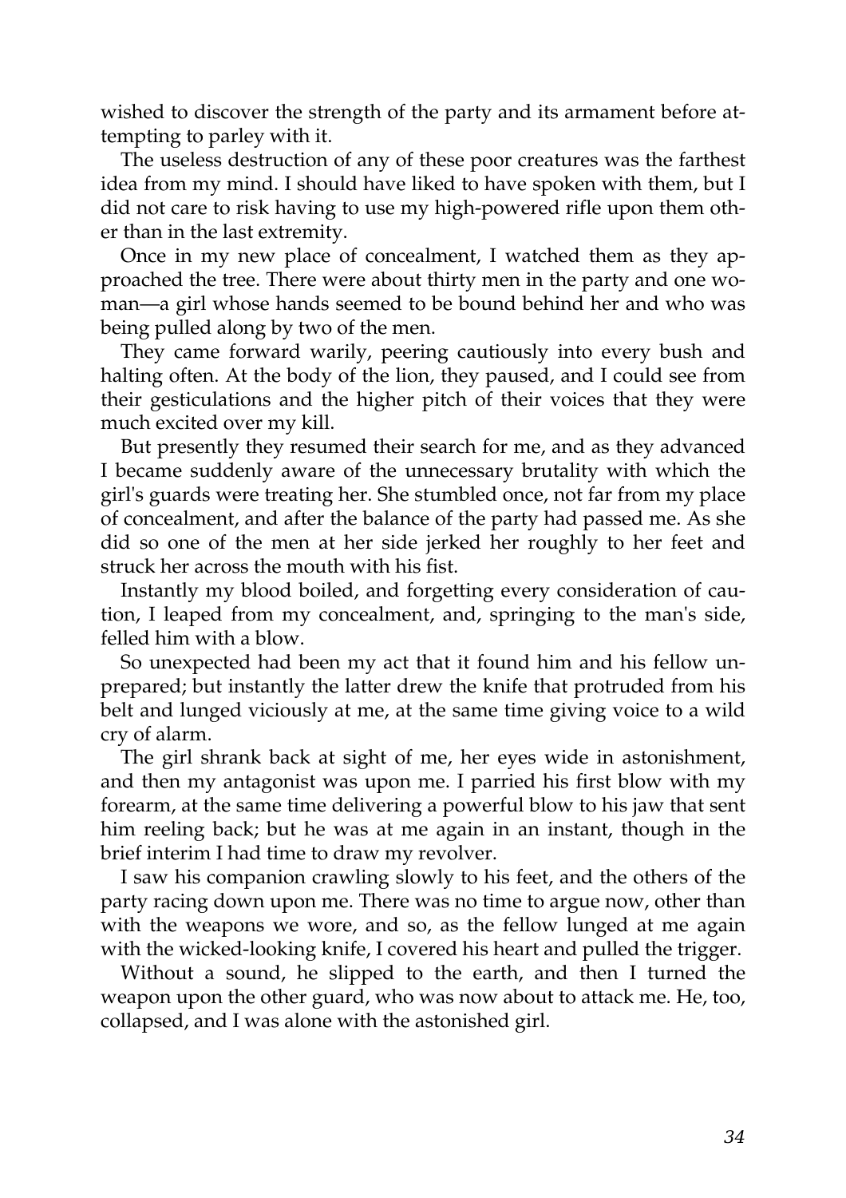wished to discover the strength of the party and its armament before attempting to parley with it.

The useless destruction of any of these poor creatures was the farthest idea from my mind. I should have liked to have spoken with them, but I did not care to risk having to use my high-powered rifle upon them other than in the last extremity.

Once in my new place of concealment, I watched them as they approached the tree. There were about thirty men in the party and one woman—a girl whose hands seemed to be bound behind her and who was being pulled along by two of the men.

They came forward warily, peering cautiously into every bush and halting often. At the body of the lion, they paused, and I could see from their gesticulations and the higher pitch of their voices that they were much excited over my kill.

But presently they resumed their search for me, and as they advanced I became suddenly aware of the unnecessary brutality with which the girl's guards were treating her. She stumbled once, not far from my place of concealment, and after the balance of the party had passed me. As she did so one of the men at her side jerked her roughly to her feet and struck her across the mouth with his fist.

Instantly my blood boiled, and forgetting every consideration of caution, I leaped from my concealment, and, springing to the man's side, felled him with a blow.

So unexpected had been my act that it found him and his fellow unprepared; but instantly the latter drew the knife that protruded from his belt and lunged viciously at me, at the same time giving voice to a wild cry of alarm.

The girl shrank back at sight of me, her eyes wide in astonishment, and then my antagonist was upon me. I parried his first blow with my forearm, at the same time delivering a powerful blow to his jaw that sent him reeling back; but he was at me again in an instant, though in the brief interim I had time to draw my revolver.

I saw his companion crawling slowly to his feet, and the others of the party racing down upon me. There was no time to argue now, other than with the weapons we wore, and so, as the fellow lunged at me again with the wicked-looking knife, I covered his heart and pulled the trigger.

Without a sound, he slipped to the earth, and then I turned the weapon upon the other guard, who was now about to attack me. He, too, collapsed, and I was alone with the astonished girl.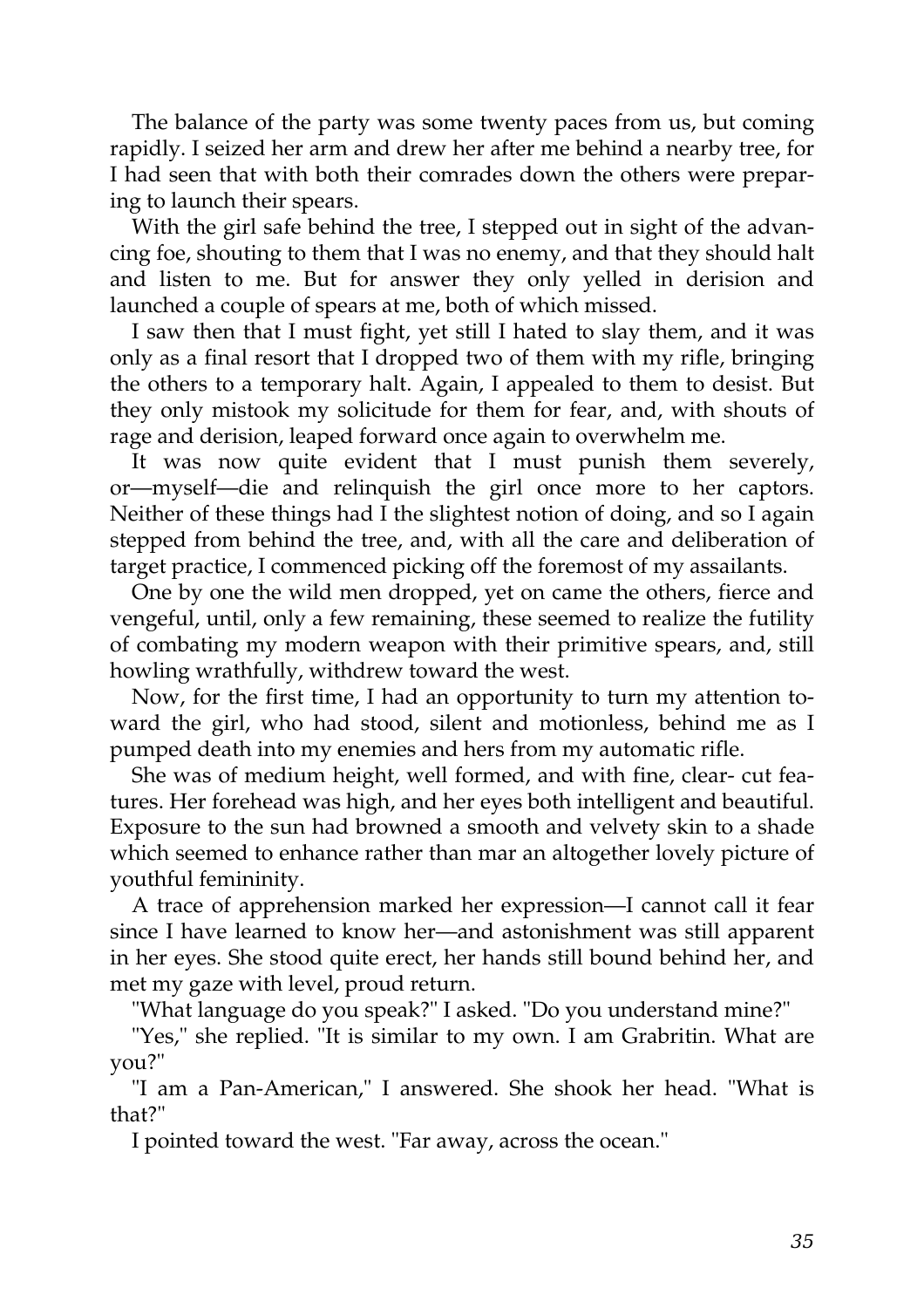The balance of the party was some twenty paces from us, but coming rapidly. I seized her arm and drew her after me behind a nearby tree, for I had seen that with both their comrades down the others were preparing to launch their spears.

With the girl safe behind the tree, I stepped out in sight of the advancing foe, shouting to them that I was no enemy, and that they should halt and listen to me. But for answer they only yelled in derision and launched a couple of spears at me, both of which missed.

I saw then that I must fight, yet still I hated to slay them, and it was only as a final resort that I dropped two of them with my rifle, bringing the others to a temporary halt. Again, I appealed to them to desist. But they only mistook my solicitude for them for fear, and, with shouts of rage and derision, leaped forward once again to overwhelm me.

It was now quite evident that I must punish them severely, or—myself—die and relinquish the girl once more to her captors. Neither of these things had I the slightest notion of doing, and so I again stepped from behind the tree, and, with all the care and deliberation of target practice, I commenced picking off the foremost of my assailants.

One by one the wild men dropped, yet on came the others, fierce and vengeful, until, only a few remaining, these seemed to realize the futility of combating my modern weapon with their primitive spears, and, still howling wrathfully, withdrew toward the west.

Now, for the first time, I had an opportunity to turn my attention toward the girl, who had stood, silent and motionless, behind me as I pumped death into my enemies and hers from my automatic rifle.

She was of medium height, well formed, and with fine, clear- cut features. Her forehead was high, and her eyes both intelligent and beautiful. Exposure to the sun had browned a smooth and velvety skin to a shade which seemed to enhance rather than mar an altogether lovely picture of youthful femininity.

A trace of apprehension marked her expression—I cannot call it fear since I have learned to know her—and astonishment was still apparent in her eyes. She stood quite erect, her hands still bound behind her, and met my gaze with level, proud return.

"What language do you speak?" I asked. "Do you understand mine?"

"Yes," she replied. "It is similar to my own. I am Grabritin. What are you?"

"I am a Pan-American," I answered. She shook her head. "What is that?"

I pointed toward the west. "Far away, across the ocean."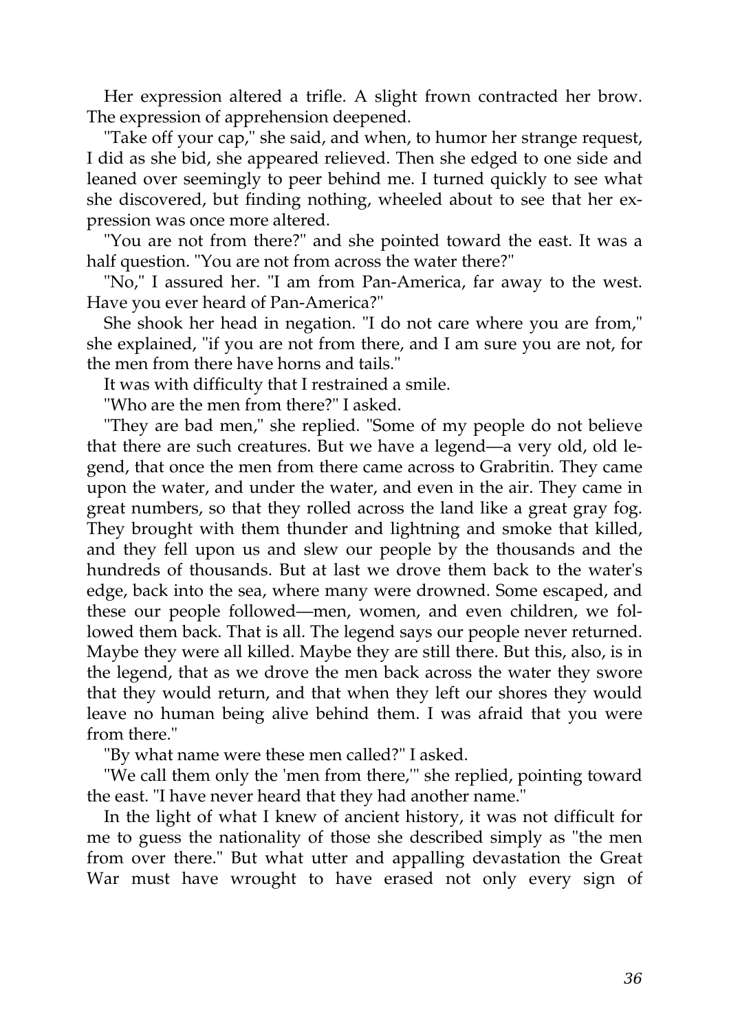Her expression altered a trifle. A slight frown contracted her brow. The expression of apprehension deepened.

"Take off your cap," she said, and when, to humor her strange request, I did as she bid, she appeared relieved. Then she edged to one side and leaned over seemingly to peer behind me. I turned quickly to see what she discovered, but finding nothing, wheeled about to see that her expression was once more altered.

"You are not from there?" and she pointed toward the east. It was a half question. "You are not from across the water there?"

"No," I assured her. "I am from Pan-America, far away to the west. Have you ever heard of Pan-America?"

She shook her head in negation. "I do not care where you are from," she explained, "if you are not from there, and I am sure you are not, for the men from there have horns and tails."

It was with difficulty that I restrained a smile.

"Who are the men from there?" I asked.

"They are bad men," she replied. "Some of my people do not believe that there are such creatures. But we have a legend—a very old, old legend, that once the men from there came across to Grabritin. They came upon the water, and under the water, and even in the air. They came in great numbers, so that they rolled across the land like a great gray fog. They brought with them thunder and lightning and smoke that killed, and they fell upon us and slew our people by the thousands and the hundreds of thousands. But at last we drove them back to the water's edge, back into the sea, where many were drowned. Some escaped, and these our people followed—men, women, and even children, we followed them back. That is all. The legend says our people never returned. Maybe they were all killed. Maybe they are still there. But this, also, is in the legend, that as we drove the men back across the water they swore that they would return, and that when they left our shores they would leave no human being alive behind them. I was afraid that you were from there."

"By what name were these men called?" I asked.

"We call them only the 'men from there,'" she replied, pointing toward the east. "I have never heard that they had another name."

In the light of what I knew of ancient history, it was not difficult for me to guess the nationality of those she described simply as "the men from over there." But what utter and appalling devastation the Great War must have wrought to have erased not only every sign of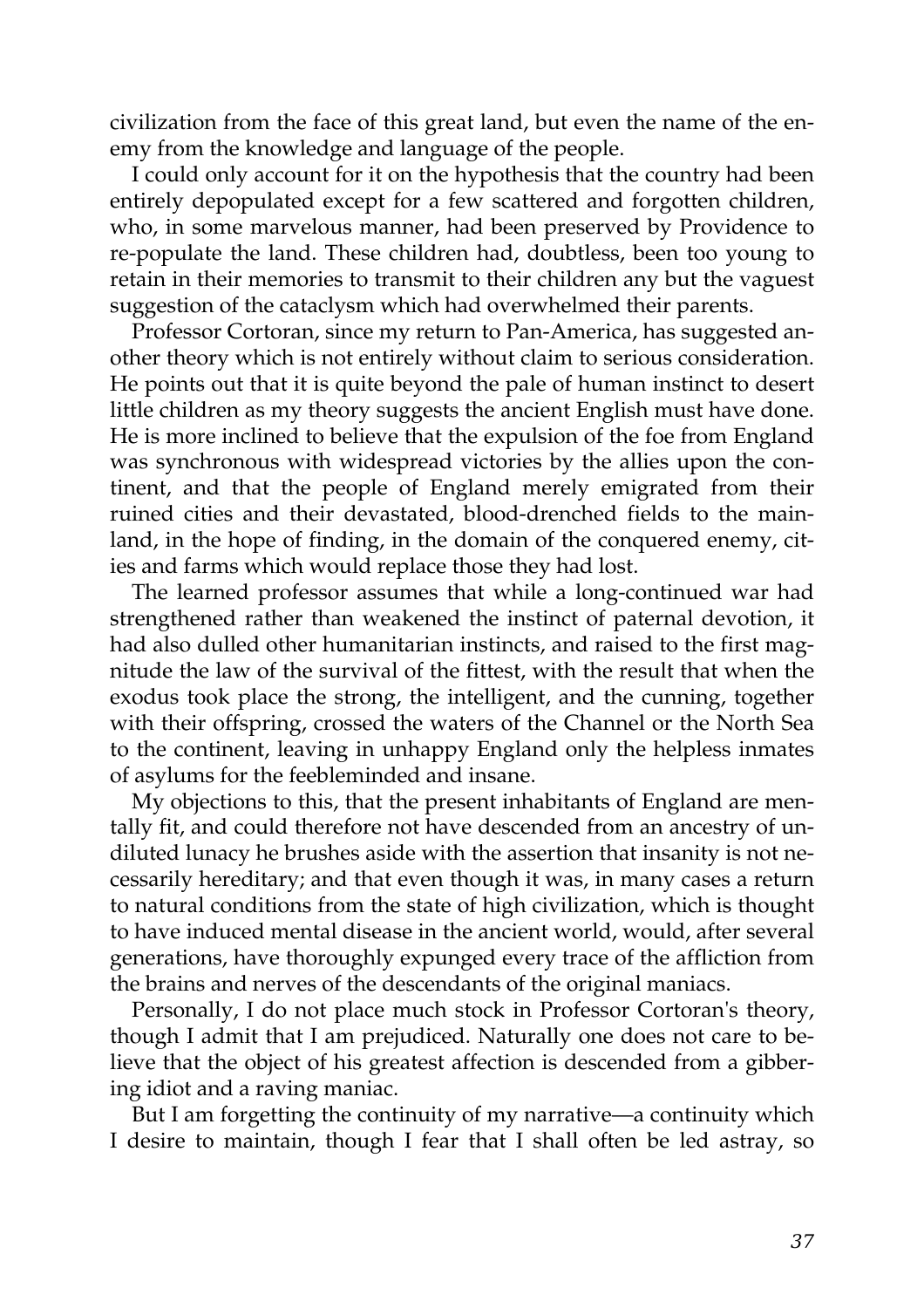civilization from the face of this great land, but even the name of the enemy from the knowledge and language of the people.

I could only account for it on the hypothesis that the country had been entirely depopulated except for a few scattered and forgotten children, who, in some marvelous manner, had been preserved by Providence to re-populate the land. These children had, doubtless, been too young to retain in their memories to transmit to their children any but the vaguest suggestion of the cataclysm which had overwhelmed their parents.

Professor Cortoran, since my return to Pan-America, has suggested another theory which is not entirely without claim to serious consideration. He points out that it is quite beyond the pale of human instinct to desert little children as my theory suggests the ancient English must have done. He is more inclined to believe that the expulsion of the foe from England was synchronous with widespread victories by the allies upon the continent, and that the people of England merely emigrated from their ruined cities and their devastated, blood-drenched fields to the mainland, in the hope of finding, in the domain of the conquered enemy, cities and farms which would replace those they had lost.

The learned professor assumes that while a long-continued war had strengthened rather than weakened the instinct of paternal devotion, it had also dulled other humanitarian instincts, and raised to the first magnitude the law of the survival of the fittest, with the result that when the exodus took place the strong, the intelligent, and the cunning, together with their offspring, crossed the waters of the Channel or the North Sea to the continent, leaving in unhappy England only the helpless inmates of asylums for the feebleminded and insane.

My objections to this, that the present inhabitants of England are mentally fit, and could therefore not have descended from an ancestry of undiluted lunacy he brushes aside with the assertion that insanity is not necessarily hereditary; and that even though it was, in many cases a return to natural conditions from the state of high civilization, which is thought to have induced mental disease in the ancient world, would, after several generations, have thoroughly expunged every trace of the affliction from the brains and nerves of the descendants of the original maniacs.

Personally, I do not place much stock in Professor Cortoran's theory, though I admit that I am prejudiced. Naturally one does not care to believe that the object of his greatest affection is descended from a gibbering idiot and a raving maniac.

But I am forgetting the continuity of my narrative—a continuity which I desire to maintain, though I fear that I shall often be led astray, so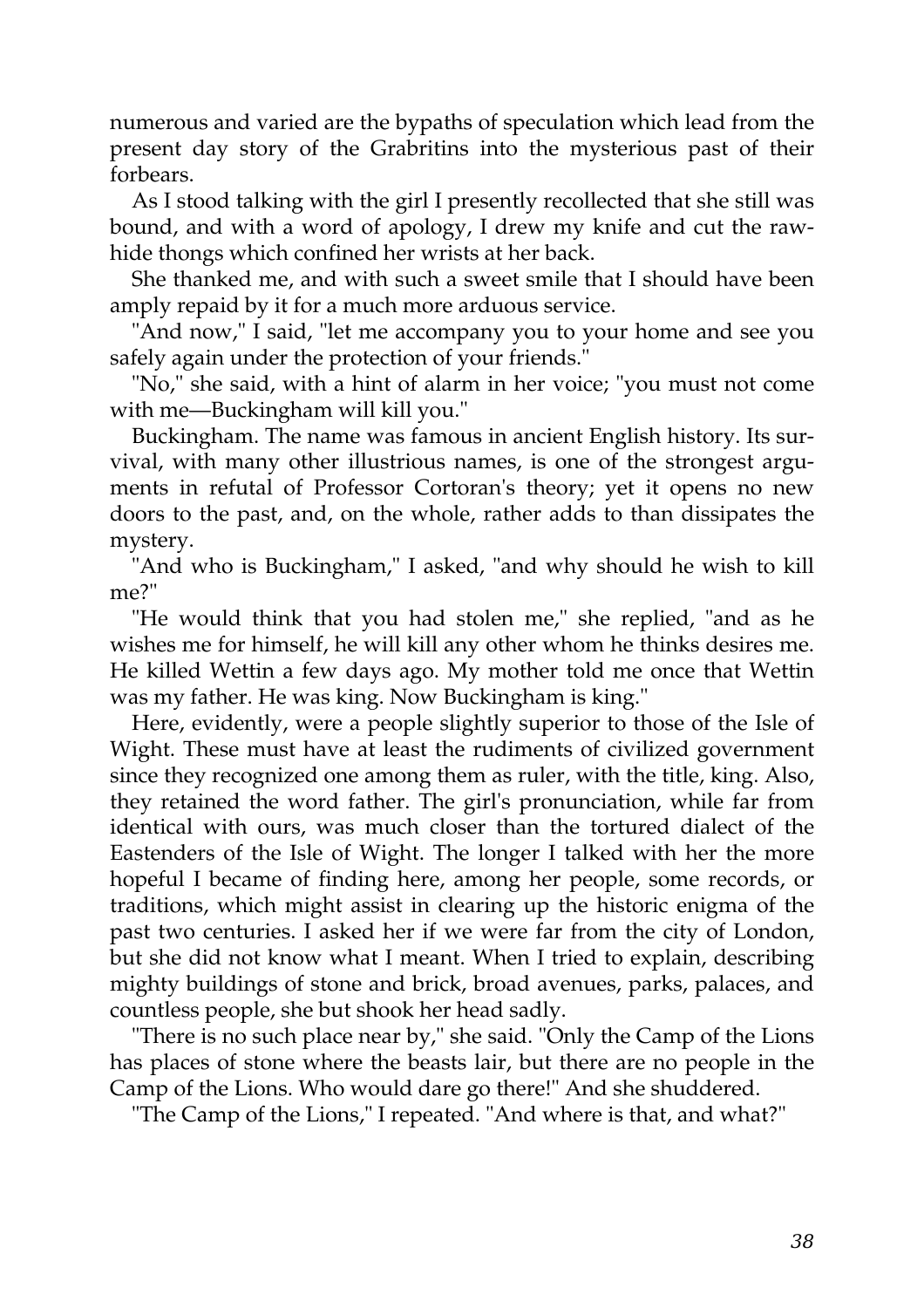numerous and varied are the bypaths of speculation which lead from the present day story of the Grabritins into the mysterious past of their forbears.

As I stood talking with the girl I presently recollected that she still was bound, and with a word of apology, I drew my knife and cut the rawhide thongs which confined her wrists at her back.

She thanked me, and with such a sweet smile that I should have been amply repaid by it for a much more arduous service.

"And now," I said, "let me accompany you to your home and see you safely again under the protection of your friends."

"No," she said, with a hint of alarm in her voice; "you must not come with me—Buckingham will kill you."

Buckingham. The name was famous in ancient English history. Its survival, with many other illustrious names, is one of the strongest arguments in refutal of Professor Cortoran's theory; yet it opens no new doors to the past, and, on the whole, rather adds to than dissipates the mystery.

"And who is Buckingham," I asked, "and why should he wish to kill me?"

"He would think that you had stolen me," she replied, "and as he wishes me for himself, he will kill any other whom he thinks desires me. He killed Wettin a few days ago. My mother told me once that Wettin was my father. He was king. Now Buckingham is king."

Here, evidently, were a people slightly superior to those of the Isle of Wight. These must have at least the rudiments of civilized government since they recognized one among them as ruler, with the title, king. Also, they retained the word father. The girl's pronunciation, while far from identical with ours, was much closer than the tortured dialect of the Eastenders of the Isle of Wight. The longer I talked with her the more hopeful I became of finding here, among her people, some records, or traditions, which might assist in clearing up the historic enigma of the past two centuries. I asked her if we were far from the city of London, but she did not know what I meant. When I tried to explain, describing mighty buildings of stone and brick, broad avenues, parks, palaces, and countless people, she but shook her head sadly.

"There is no such place near by," she said. "Only the Camp of the Lions has places of stone where the beasts lair, but there are no people in the Camp of the Lions. Who would dare go there!" And she shuddered.

"The Camp of the Lions," I repeated. "And where is that, and what?"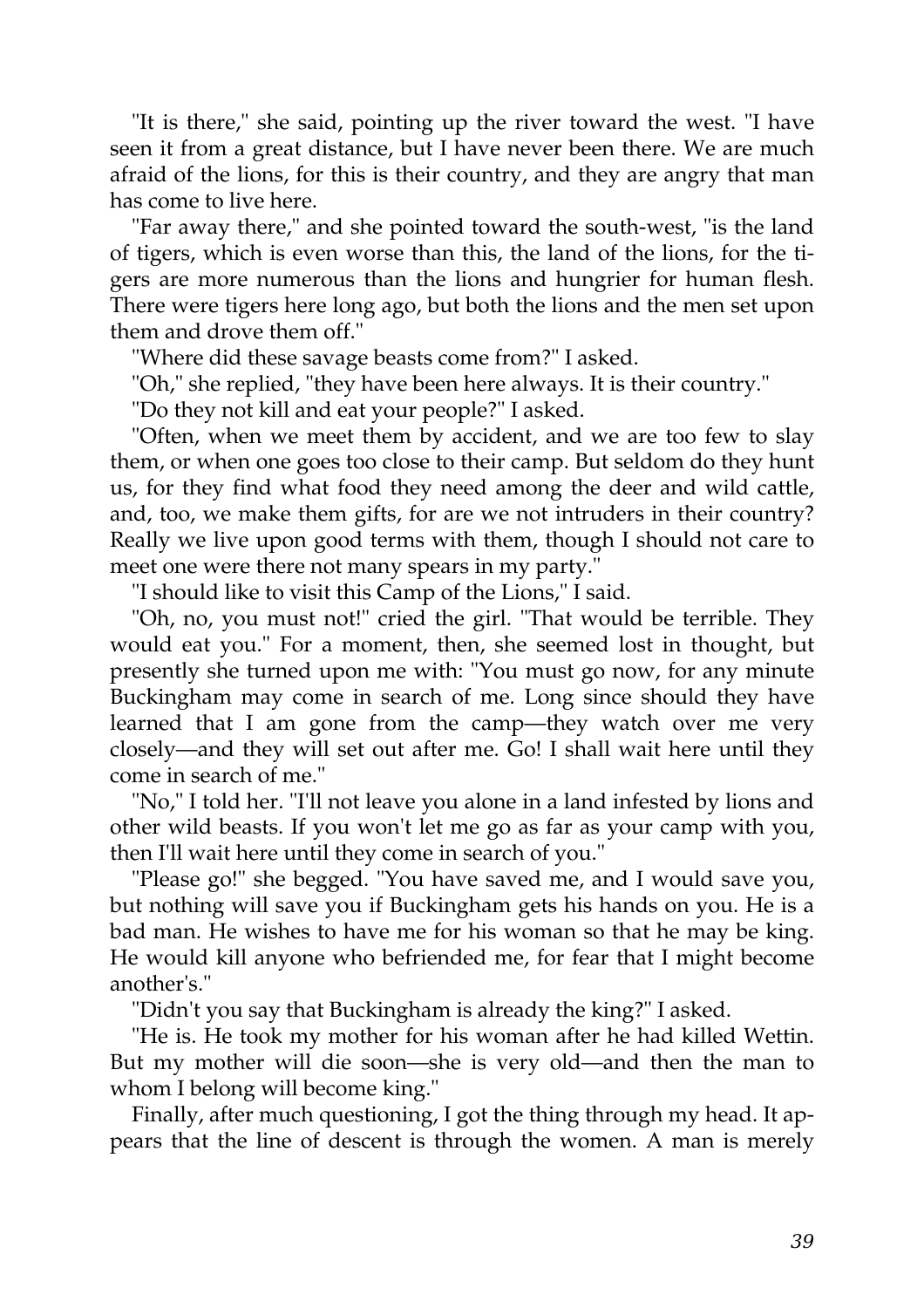"It is there," she said, pointing up the river toward the west. "I have seen it from a great distance, but I have never been there. We are much afraid of the lions, for this is their country, and they are angry that man has come to live here.

"Far away there," and she pointed toward the south-west, "is the land of tigers, which is even worse than this, the land of the lions, for the tigers are more numerous than the lions and hungrier for human flesh. There were tigers here long ago, but both the lions and the men set upon them and drove them off."

"Where did these savage beasts come from?" I asked.

"Oh," she replied, "they have been here always. It is their country."

"Do they not kill and eat your people?" I asked.

"Often, when we meet them by accident, and we are too few to slay them, or when one goes too close to their camp. But seldom do they hunt us, for they find what food they need among the deer and wild cattle, and, too, we make them gifts, for are we not intruders in their country? Really we live upon good terms with them, though I should not care to meet one were there not many spears in my party."

"I should like to visit this Camp of the Lions," I said.

"Oh, no, you must not!" cried the girl. "That would be terrible. They would eat you." For a moment, then, she seemed lost in thought, but presently she turned upon me with: "You must go now, for any minute Buckingham may come in search of me. Long since should they have learned that I am gone from the camp—they watch over me very closely—and they will set out after me. Go! I shall wait here until they come in search of me."

"No," I told her. "I'll not leave you alone in a land infested by lions and other wild beasts. If you won't let me go as far as your camp with you, then I'll wait here until they come in search of you."

"Please go!" she begged. "You have saved me, and I would save you, but nothing will save you if Buckingham gets his hands on you. He is a bad man. He wishes to have me for his woman so that he may be king. He would kill anyone who befriended me, for fear that I might become another's."

"Didn't you say that Buckingham is already the king?" I asked.

"He is. He took my mother for his woman after he had killed Wettin. But my mother will die soon—she is very old—and then the man to whom I belong will become king."

Finally, after much questioning, I got the thing through my head. It appears that the line of descent is through the women. A man is merely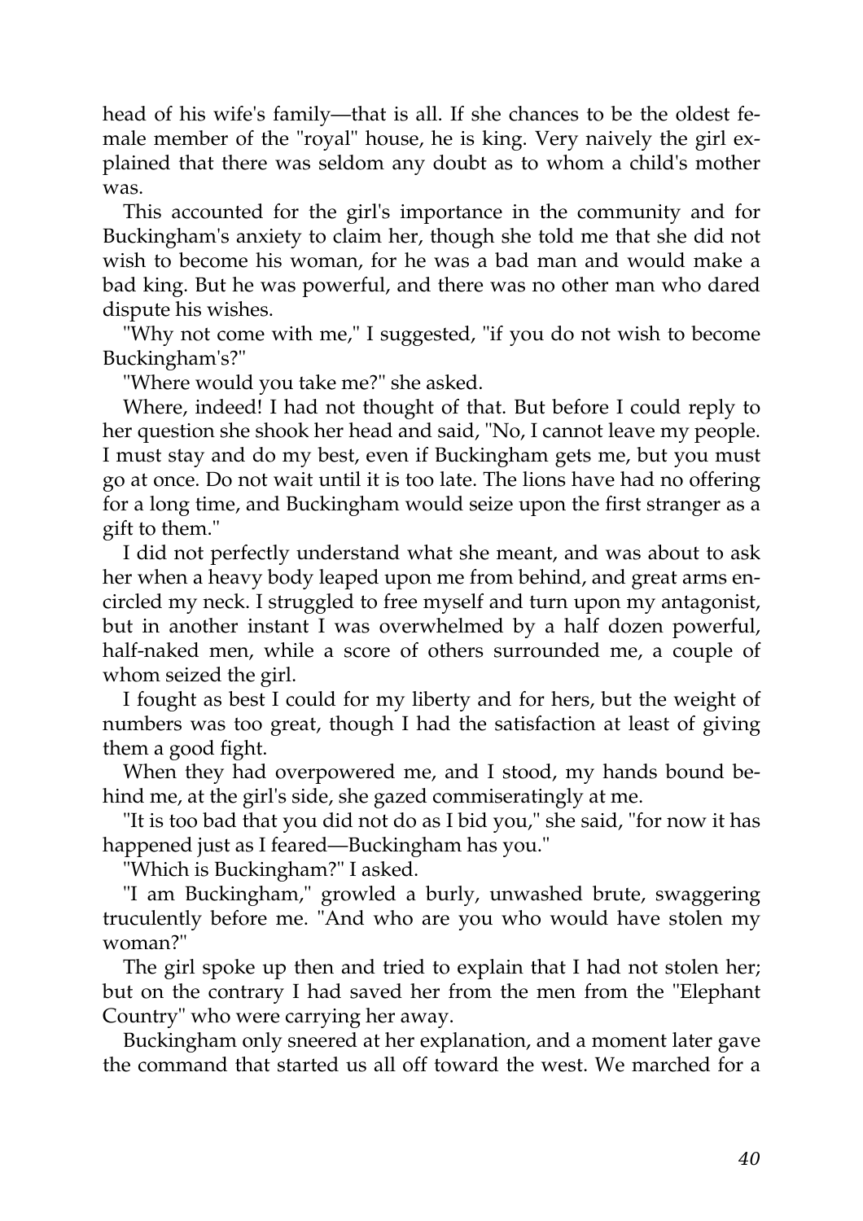head of his wife's family—that is all. If she chances to be the oldest female member of the "royal" house, he is king. Very naively the girl explained that there was seldom any doubt as to whom a child's mother was.

This accounted for the girl's importance in the community and for Buckingham's anxiety to claim her, though she told me that she did not wish to become his woman, for he was a bad man and would make a bad king. But he was powerful, and there was no other man who dared dispute his wishes.

"Why not come with me," I suggested, "if you do not wish to become Buckingham's?"

"Where would you take me?" she asked.

Where, indeed! I had not thought of that. But before I could reply to her question she shook her head and said, "No, I cannot leave my people. I must stay and do my best, even if Buckingham gets me, but you must go at once. Do not wait until it is too late. The lions have had no offering for a long time, and Buckingham would seize upon the first stranger as a gift to them."

I did not perfectly understand what she meant, and was about to ask her when a heavy body leaped upon me from behind, and great arms encircled my neck. I struggled to free myself and turn upon my antagonist, but in another instant I was overwhelmed by a half dozen powerful, half-naked men, while a score of others surrounded me, a couple of whom seized the girl.

I fought as best I could for my liberty and for hers, but the weight of numbers was too great, though I had the satisfaction at least of giving them a good fight.

When they had overpowered me, and I stood, my hands bound behind me, at the girl's side, she gazed commiseratingly at me.

"It is too bad that you did not do as I bid you," she said, "for now it has happened just as I feared—Buckingham has you."

"Which is Buckingham?" I asked.

"I am Buckingham," growled a burly, unwashed brute, swaggering truculently before me. "And who are you who would have stolen my woman?"

The girl spoke up then and tried to explain that I had not stolen her; but on the contrary I had saved her from the men from the "Elephant Country" who were carrying her away.

Buckingham only sneered at her explanation, and a moment later gave the command that started us all off toward the west. We marched for a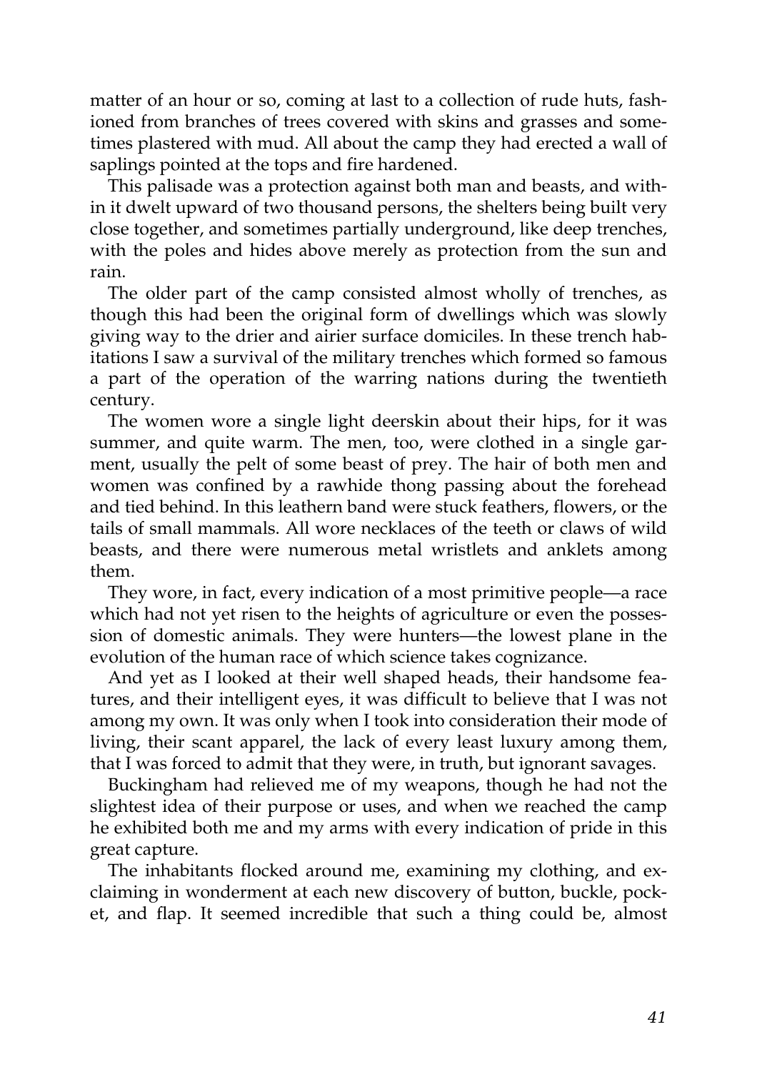matter of an hour or so, coming at last to a collection of rude huts, fashioned from branches of trees covered with skins and grasses and sometimes plastered with mud. All about the camp they had erected a wall of saplings pointed at the tops and fire hardened.

This palisade was a protection against both man and beasts, and within it dwelt upward of two thousand persons, the shelters being built very close together, and sometimes partially underground, like deep trenches, with the poles and hides above merely as protection from the sun and rain.

The older part of the camp consisted almost wholly of trenches, as though this had been the original form of dwellings which was slowly giving way to the drier and airier surface domiciles. In these trench habitations I saw a survival of the military trenches which formed so famous a part of the operation of the warring nations during the twentieth century.

The women wore a single light deerskin about their hips, for it was summer, and quite warm. The men, too, were clothed in a single garment, usually the pelt of some beast of prey. The hair of both men and women was confined by a rawhide thong passing about the forehead and tied behind. In this leathern band were stuck feathers, flowers, or the tails of small mammals. All wore necklaces of the teeth or claws of wild beasts, and there were numerous metal wristlets and anklets among them.

They wore, in fact, every indication of a most primitive people—a race which had not yet risen to the heights of agriculture or even the possession of domestic animals. They were hunters—the lowest plane in the evolution of the human race of which science takes cognizance.

And yet as I looked at their well shaped heads, their handsome features, and their intelligent eyes, it was difficult to believe that I was not among my own. It was only when I took into consideration their mode of living, their scant apparel, the lack of every least luxury among them, that I was forced to admit that they were, in truth, but ignorant savages.

Buckingham had relieved me of my weapons, though he had not the slightest idea of their purpose or uses, and when we reached the camp he exhibited both me and my arms with every indication of pride in this great capture.

The inhabitants flocked around me, examining my clothing, and exclaiming in wonderment at each new discovery of button, buckle, pocket, and flap. It seemed incredible that such a thing could be, almost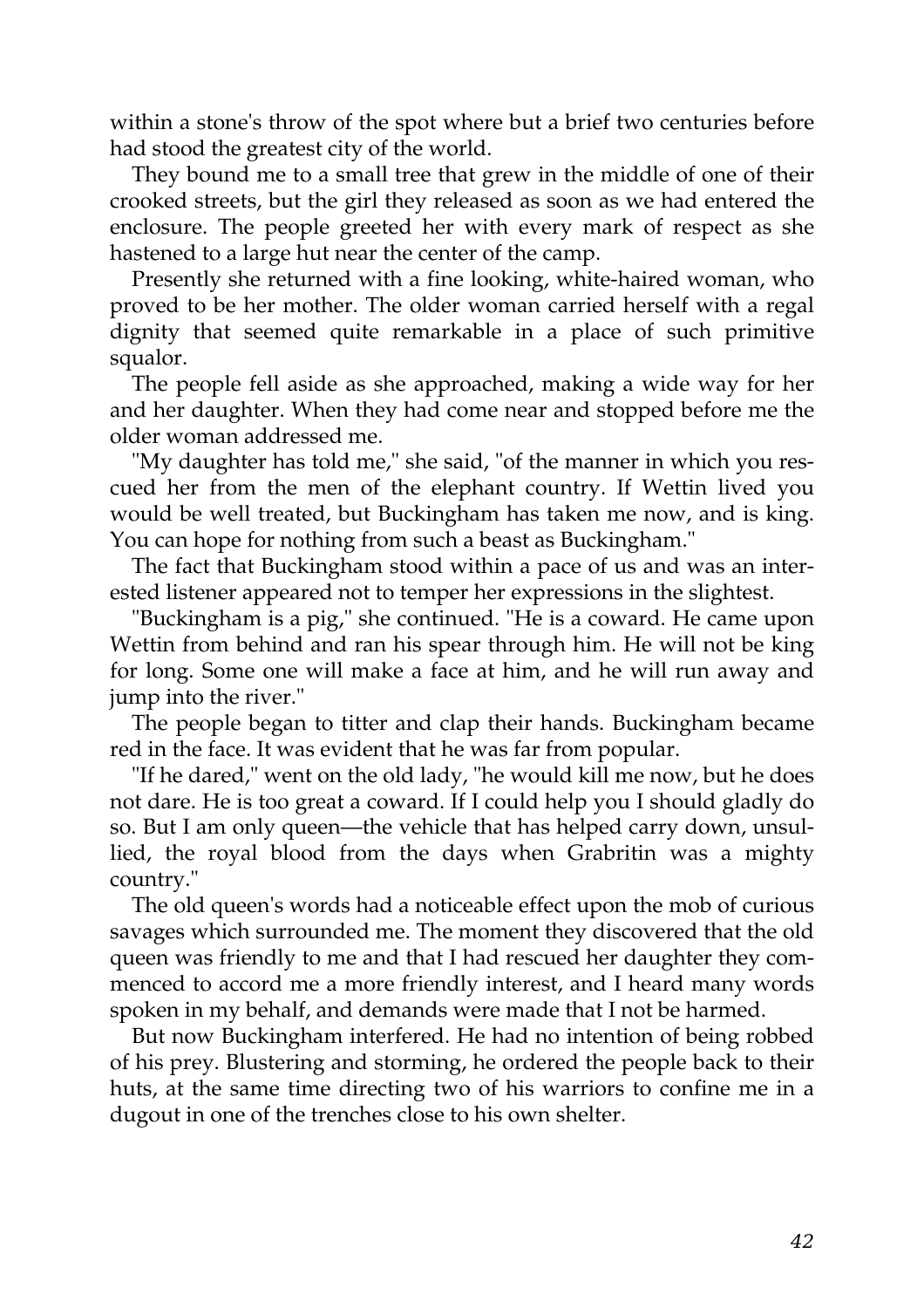within a stone's throw of the spot where but a brief two centuries before had stood the greatest city of the world.

They bound me to a small tree that grew in the middle of one of their crooked streets, but the girl they released as soon as we had entered the enclosure. The people greeted her with every mark of respect as she hastened to a large hut near the center of the camp.

Presently she returned with a fine looking, white-haired woman, who proved to be her mother. The older woman carried herself with a regal dignity that seemed quite remarkable in a place of such primitive squalor.

The people fell aside as she approached, making a wide way for her and her daughter. When they had come near and stopped before me the older woman addressed me.

"My daughter has told me," she said, "of the manner in which you rescued her from the men of the elephant country. If Wettin lived you would be well treated, but Buckingham has taken me now, and is king. You can hope for nothing from such a beast as Buckingham."

The fact that Buckingham stood within a pace of us and was an interested listener appeared not to temper her expressions in the slightest.

"Buckingham is a pig," she continued. "He is a coward. He came upon Wettin from behind and ran his spear through him. He will not be king for long. Some one will make a face at him, and he will run away and jump into the river."

The people began to titter and clap their hands. Buckingham became red in the face. It was evident that he was far from popular.

"If he dared," went on the old lady, "he would kill me now, but he does not dare. He is too great a coward. If I could help you I should gladly do so. But I am only queen—the vehicle that has helped carry down, unsullied, the royal blood from the days when Grabritin was a mighty country."

The old queen's words had a noticeable effect upon the mob of curious savages which surrounded me. The moment they discovered that the old queen was friendly to me and that I had rescued her daughter they commenced to accord me a more friendly interest, and I heard many words spoken in my behalf, and demands were made that I not be harmed.

But now Buckingham interfered. He had no intention of being robbed of his prey. Blustering and storming, he ordered the people back to their huts, at the same time directing two of his warriors to confine me in a dugout in one of the trenches close to his own shelter.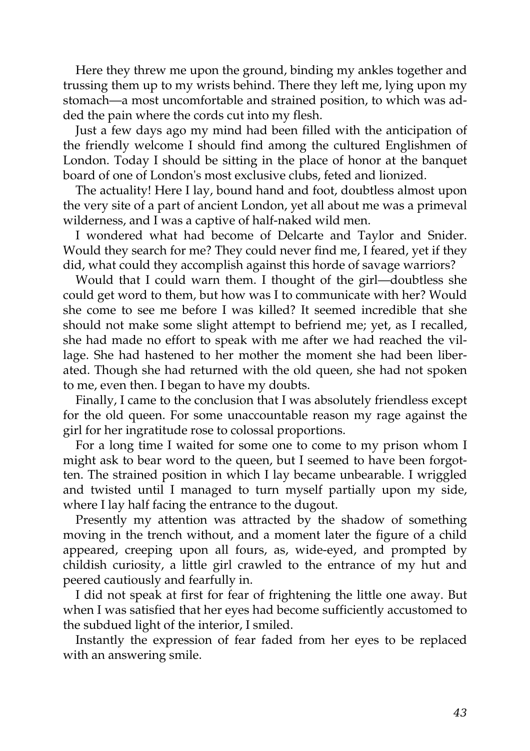Here they threw me upon the ground, binding my ankles together and trussing them up to my wrists behind. There they left me, lying upon my stomach—a most uncomfortable and strained position, to which was added the pain where the cords cut into my flesh.

Just a few days ago my mind had been filled with the anticipation of the friendly welcome I should find among the cultured Englishmen of London. Today I should be sitting in the place of honor at the banquet board of one of London's most exclusive clubs, feted and lionized.

The actuality! Here I lay, bound hand and foot, doubtless almost upon the very site of a part of ancient London, yet all about me was a primeval wilderness, and I was a captive of half-naked wild men.

I wondered what had become of Delcarte and Taylor and Snider. Would they search for me? They could never find me, I feared, yet if they did, what could they accomplish against this horde of savage warriors?

Would that I could warn them. I thought of the girl—doubtless she could get word to them, but how was I to communicate with her? Would she come to see me before I was killed? It seemed incredible that she should not make some slight attempt to befriend me; yet, as I recalled, she had made no effort to speak with me after we had reached the village. She had hastened to her mother the moment she had been liberated. Though she had returned with the old queen, she had not spoken to me, even then. I began to have my doubts.

Finally, I came to the conclusion that I was absolutely friendless except for the old queen. For some unaccountable reason my rage against the girl for her ingratitude rose to colossal proportions.

For a long time I waited for some one to come to my prison whom I might ask to bear word to the queen, but I seemed to have been forgotten. The strained position in which I lay became unbearable. I wriggled and twisted until I managed to turn myself partially upon my side, where I lay half facing the entrance to the dugout.

Presently my attention was attracted by the shadow of something moving in the trench without, and a moment later the figure of a child appeared, creeping upon all fours, as, wide-eyed, and prompted by childish curiosity, a little girl crawled to the entrance of my hut and peered cautiously and fearfully in.

I did not speak at first for fear of frightening the little one away. But when I was satisfied that her eyes had become sufficiently accustomed to the subdued light of the interior, I smiled.

Instantly the expression of fear faded from her eyes to be replaced with an answering smile.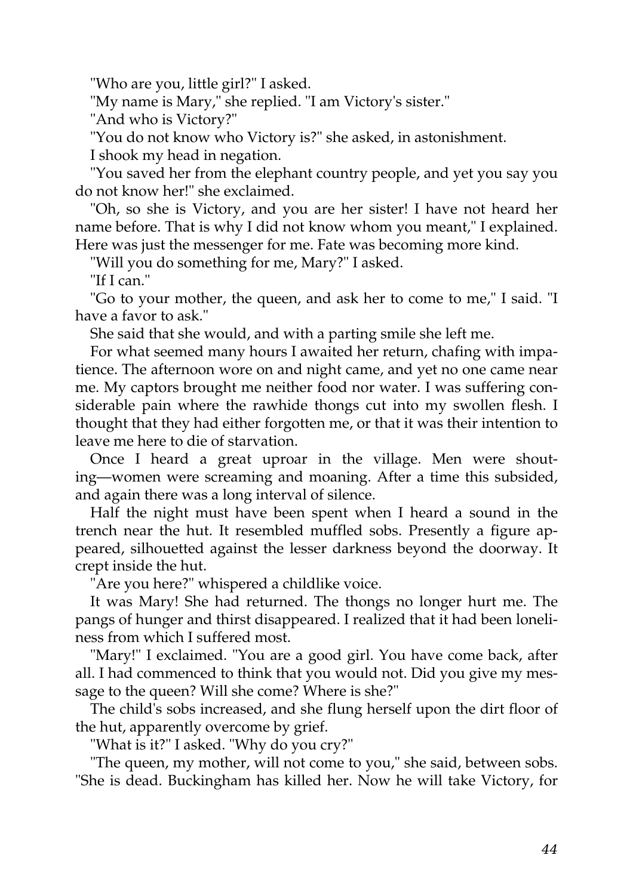"Who are you, little girl?" I asked.

"My name is Mary," she replied. "I am Victory's sister."

"And who is Victory?"

"You do not know who Victory is?" she asked, in astonishment.

I shook my head in negation.

"You saved her from the elephant country people, and yet you say you do not know her!" she exclaimed.

"Oh, so she is Victory, and you are her sister! I have not heard her name before. That is why I did not know whom you meant," I explained. Here was just the messenger for me. Fate was becoming more kind.

"Will you do something for me, Mary?" I asked.

"If I can."

"Go to your mother, the queen, and ask her to come to me," I said. "I have a favor to ask."

She said that she would, and with a parting smile she left me.

For what seemed many hours I awaited her return, chafing with impatience. The afternoon wore on and night came, and yet no one came near me. My captors brought me neither food nor water. I was suffering considerable pain where the rawhide thongs cut into my swollen flesh. I thought that they had either forgotten me, or that it was their intention to leave me here to die of starvation.

Once I heard a great uproar in the village. Men were shouting—women were screaming and moaning. After a time this subsided, and again there was a long interval of silence.

Half the night must have been spent when I heard a sound in the trench near the hut. It resembled muffled sobs. Presently a figure appeared, silhouetted against the lesser darkness beyond the doorway. It crept inside the hut.

"Are you here?" whispered a childlike voice.

It was Mary! She had returned. The thongs no longer hurt me. The pangs of hunger and thirst disappeared. I realized that it had been loneliness from which I suffered most.

"Mary!" I exclaimed. "You are a good girl. You have come back, after all. I had commenced to think that you would not. Did you give my message to the queen? Will she come? Where is she?"

The child's sobs increased, and she flung herself upon the dirt floor of the hut, apparently overcome by grief.

"What is it?" I asked. "Why do you cry?"

"The queen, my mother, will not come to you," she said, between sobs. "She is dead. Buckingham has killed her. Now he will take Victory, for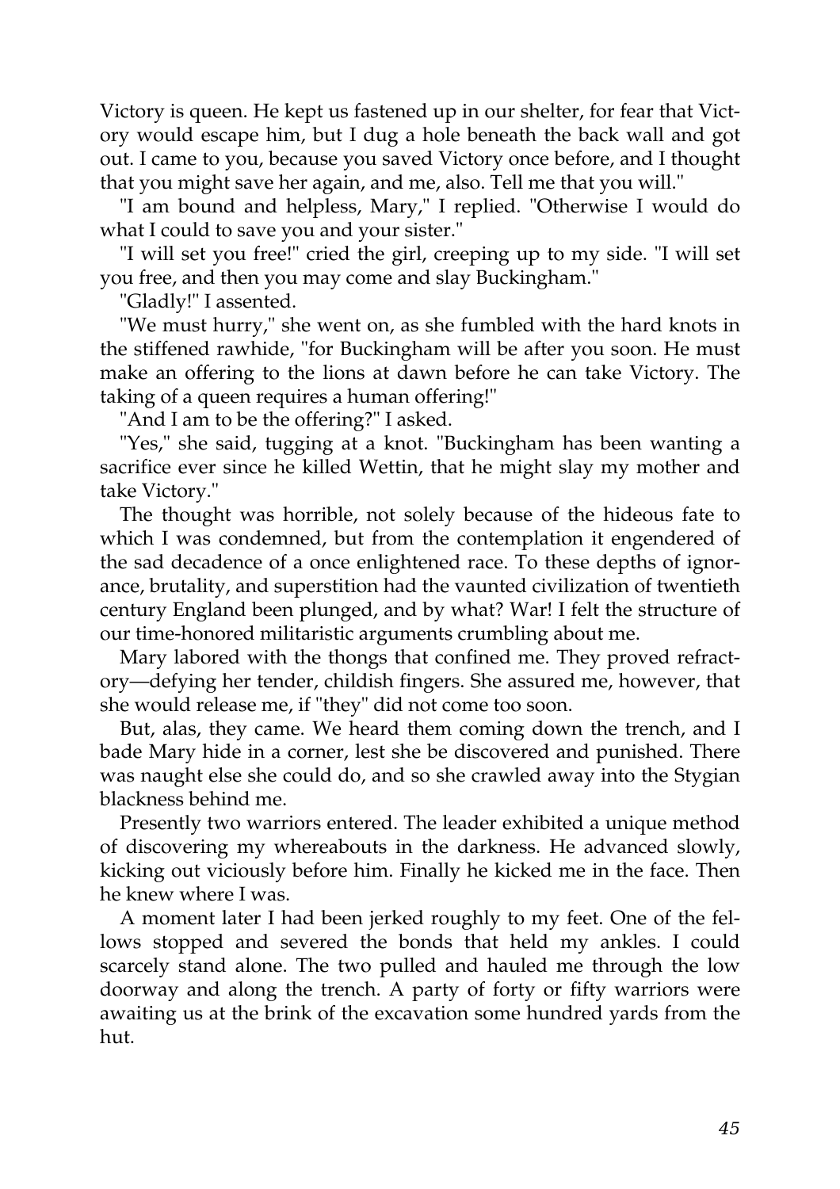Victory is queen. He kept us fastened up in our shelter, for fear that Victory would escape him, but I dug a hole beneath the back wall and got out. I came to you, because you saved Victory once before, and I thought that you might save her again, and me, also. Tell me that you will."

"I am bound and helpless, Mary," I replied. "Otherwise I would do what I could to save you and your sister."

"I will set you free!" cried the girl, creeping up to my side. "I will set you free, and then you may come and slay Buckingham."

"Gladly!" I assented.

"We must hurry," she went on, as she fumbled with the hard knots in the stiffened rawhide, "for Buckingham will be after you soon. He must make an offering to the lions at dawn before he can take Victory. The taking of a queen requires a human offering!"

"And I am to be the offering?" I asked.

"Yes," she said, tugging at a knot. "Buckingham has been wanting a sacrifice ever since he killed Wettin, that he might slay my mother and take Victory."

The thought was horrible, not solely because of the hideous fate to which I was condemned, but from the contemplation it engendered of the sad decadence of a once enlightened race. To these depths of ignorance, brutality, and superstition had the vaunted civilization of twentieth century England been plunged, and by what? War! I felt the structure of our time-honored militaristic arguments crumbling about me.

Mary labored with the thongs that confined me. They proved refractory—defying her tender, childish fingers. She assured me, however, that she would release me, if "they" did not come too soon.

But, alas, they came. We heard them coming down the trench, and I bade Mary hide in a corner, lest she be discovered and punished. There was naught else she could do, and so she crawled away into the Stygian blackness behind me.

Presently two warriors entered. The leader exhibited a unique method of discovering my whereabouts in the darkness. He advanced slowly, kicking out viciously before him. Finally he kicked me in the face. Then he knew where I was.

A moment later I had been jerked roughly to my feet. One of the fellows stopped and severed the bonds that held my ankles. I could scarcely stand alone. The two pulled and hauled me through the low doorway and along the trench. A party of forty or fifty warriors were awaiting us at the brink of the excavation some hundred yards from the hut.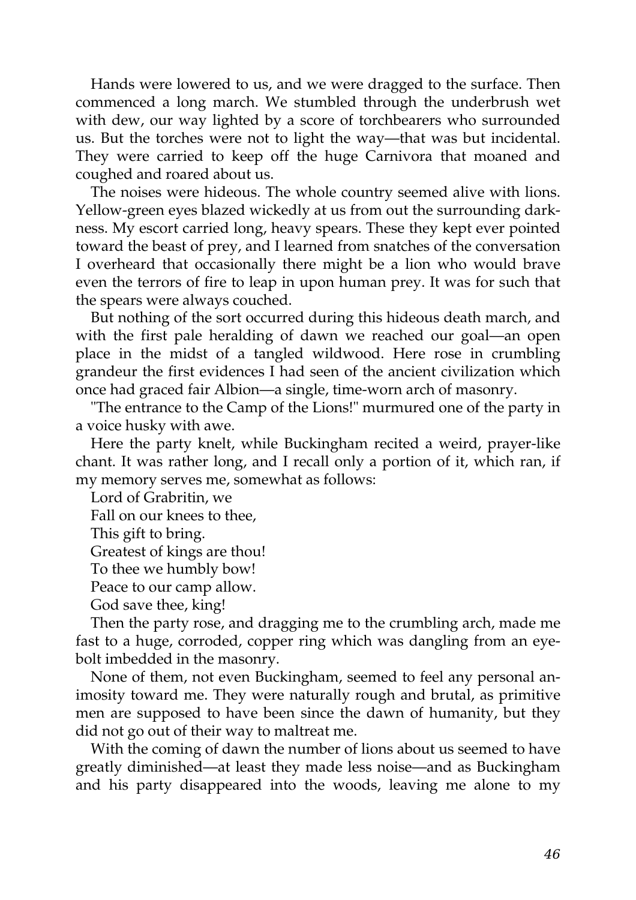Hands were lowered to us, and we were dragged to the surface. Then commenced a long march. We stumbled through the underbrush wet with dew, our way lighted by a score of torchbearers who surrounded us. But the torches were not to light the way—that was but incidental. They were carried to keep off the huge Carnivora that moaned and coughed and roared about us.

The noises were hideous. The whole country seemed alive with lions. Yellow-green eyes blazed wickedly at us from out the surrounding darkness. My escort carried long, heavy spears. These they kept ever pointed toward the beast of prey, and I learned from snatches of the conversation I overheard that occasionally there might be a lion who would brave even the terrors of fire to leap in upon human prey. It was for such that the spears were always couched.

But nothing of the sort occurred during this hideous death march, and with the first pale heralding of dawn we reached our goal—an open place in the midst of a tangled wildwood. Here rose in crumbling grandeur the first evidences I had seen of the ancient civilization which once had graced fair Albion—a single, time-worn arch of masonry.

"The entrance to the Camp of the Lions!" murmured one of the party in a voice husky with awe.

Here the party knelt, while Buckingham recited a weird, prayer-like chant. It was rather long, and I recall only a portion of it, which ran, if my memory serves me, somewhat as follows:

Lord of Grabritin, we  
Fall on our knees to thee,  
This gift to bring.  
Greatest of kings are thou!  
To thee we humbly bow!  
Peace to our camp allow.  
God save thee, king!

Then the party rose, and dragging me to the crumbling arch, made me fast to a huge, corroded, copper ring which was dangling from an eyebolt imbedded in the masonry.

None of them, not even Buckingham, seemed to feel any personal animosity toward me. They were naturally rough and brutal, as primitive men are supposed to have been since the dawn of humanity, but they did not go out of their way to maltreat me.

With the coming of dawn the number of lions about us seemed to have greatly diminished—at least they made less noise—and as Buckingham and his party disappeared into the woods, leaving me alone to my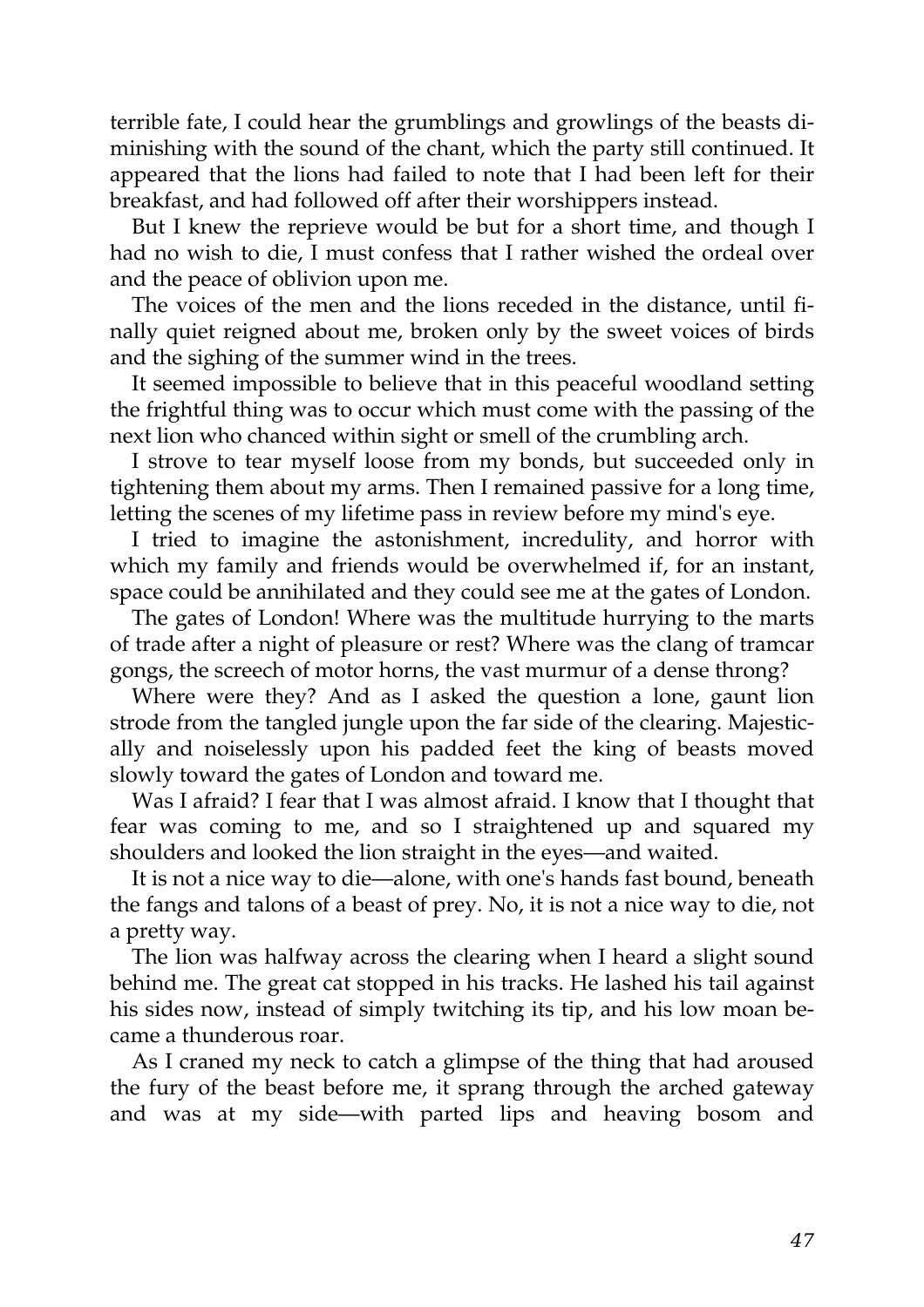terrible fate, I could hear the grumblings and growlings of the beasts diminishing with the sound of the chant, which the party still continued. It appeared that the lions had failed to note that I had been left for their breakfast, and had followed off after their worshippers instead.

But I knew the reprieve would be but for a short time, and though I had no wish to die, I must confess that I rather wished the ordeal over and the peace of oblivion upon me.

The voices of the men and the lions receded in the distance, until finally quiet reigned about me, broken only by the sweet voices of birds and the sighing of the summer wind in the trees.

It seemed impossible to believe that in this peaceful woodland setting the frightful thing was to occur which must come with the passing of the next lion who chanced within sight or smell of the crumbling arch.

I strove to tear myself loose from my bonds, but succeeded only in tightening them about my arms. Then I remained passive for a long time, letting the scenes of my lifetime pass in review before my mind's eye.

I tried to imagine the astonishment, incredulity, and horror with which my family and friends would be overwhelmed if, for an instant, space could be annihilated and they could see me at the gates of London.

The gates of London! Where was the multitude hurrying to the marts of trade after a night of pleasure or rest? Where was the clang of tramcar gongs, the screech of motor horns, the vast murmur of a dense throng?

Where were they? And as I asked the question a lone, gaunt lion strode from the tangled jungle upon the far side of the clearing. Majestically and noiselessly upon his padded feet the king of beasts moved slowly toward the gates of London and toward me.

Was I afraid? I fear that I was almost afraid. I know that I thought that fear was coming to me, and so I straightened up and squared my shoulders and looked the lion straight in the eyes—and waited.

It is not a nice way to die—alone, with one's hands fast bound, beneath the fangs and talons of a beast of prey. No, it is not a nice way to die, not a pretty way.

The lion was halfway across the clearing when I heard a slight sound behind me. The great cat stopped in his tracks. He lashed his tail against his sides now, instead of simply twitching its tip, and his low moan became a thunderous roar.

As I craned my neck to catch a glimpse of the thing that had aroused the fury of the beast before me, it sprang through the arched gateway and was at my side—with parted lips and heaving bosom and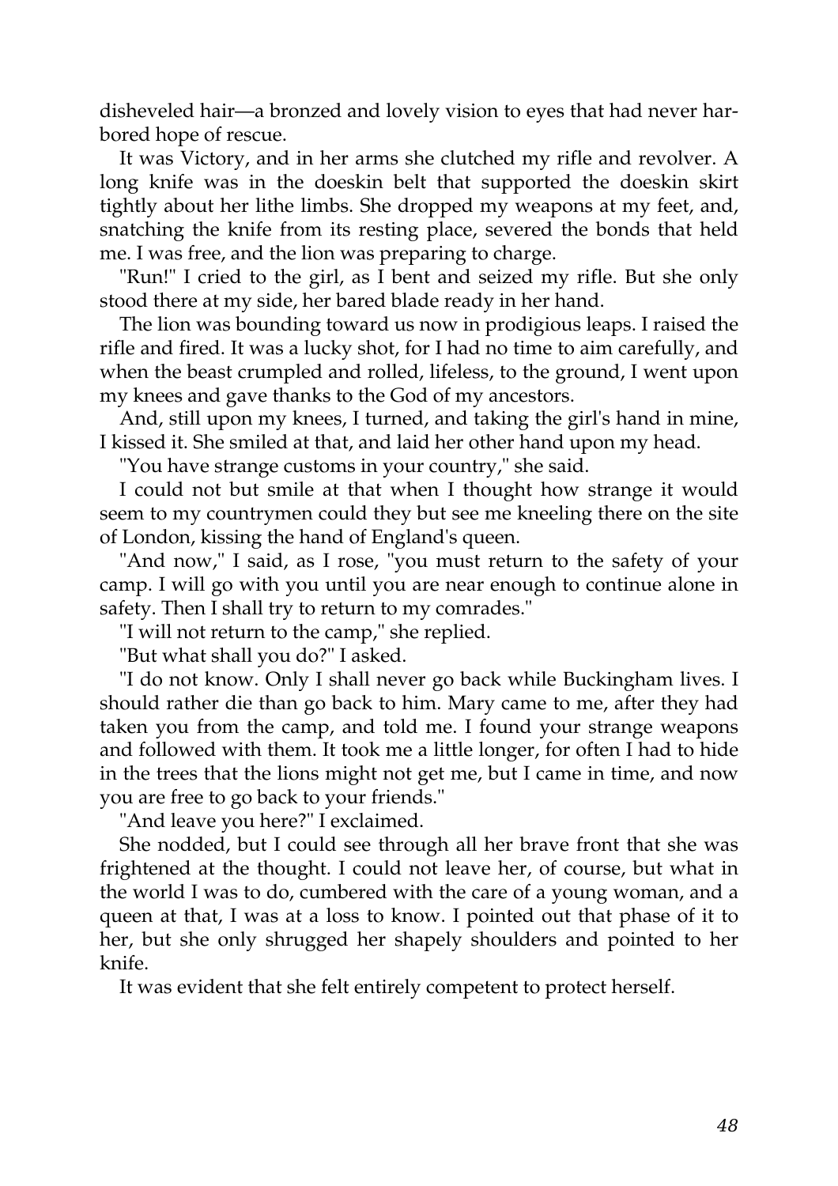disheveled hair—a bronzed and lovely vision to eyes that had never harbored hope of rescue.

It was Victory, and in her arms she clutched my rifle and revolver. A long knife was in the doeskin belt that supported the doeskin skirt tightly about her lithe limbs. She dropped my weapons at my feet, and, snatching the knife from its resting place, severed the bonds that held me. I was free, and the lion was preparing to charge.

"Run!" I cried to the girl, as I bent and seized my rifle. But she only stood there at my side, her bared blade ready in her hand.

The lion was bounding toward us now in prodigious leaps. I raised the rifle and fired. It was a lucky shot, for I had no time to aim carefully, and when the beast crumpled and rolled, lifeless, to the ground, I went upon my knees and gave thanks to the God of my ancestors.

And, still upon my knees, I turned, and taking the girl's hand in mine, I kissed it. She smiled at that, and laid her other hand upon my head.

"You have strange customs in your country," she said.

I could not but smile at that when I thought how strange it would seem to my countrymen could they but see me kneeling there on the site of London, kissing the hand of England's queen.

"And now," I said, as I rose, "you must return to the safety of your camp. I will go with you until you are near enough to continue alone in safety. Then I shall try to return to my comrades."

"I will not return to the camp," she replied.

"But what shall you do?" I asked.

"I do not know. Only I shall never go back while Buckingham lives. I should rather die than go back to him. Mary came to me, after they had taken you from the camp, and told me. I found your strange weapons and followed with them. It took me a little longer, for often I had to hide in the trees that the lions might not get me, but I came in time, and now you are free to go back to your friends."

"And leave you here?" I exclaimed.

She nodded, but I could see through all her brave front that she was frightened at the thought. I could not leave her, of course, but what in the world I was to do, cumbered with the care of a young woman, and a queen at that, I was at a loss to know. I pointed out that phase of it to her, but she only shrugged her shapely shoulders and pointed to her knife.

It was evident that she felt entirely competent to protect herself.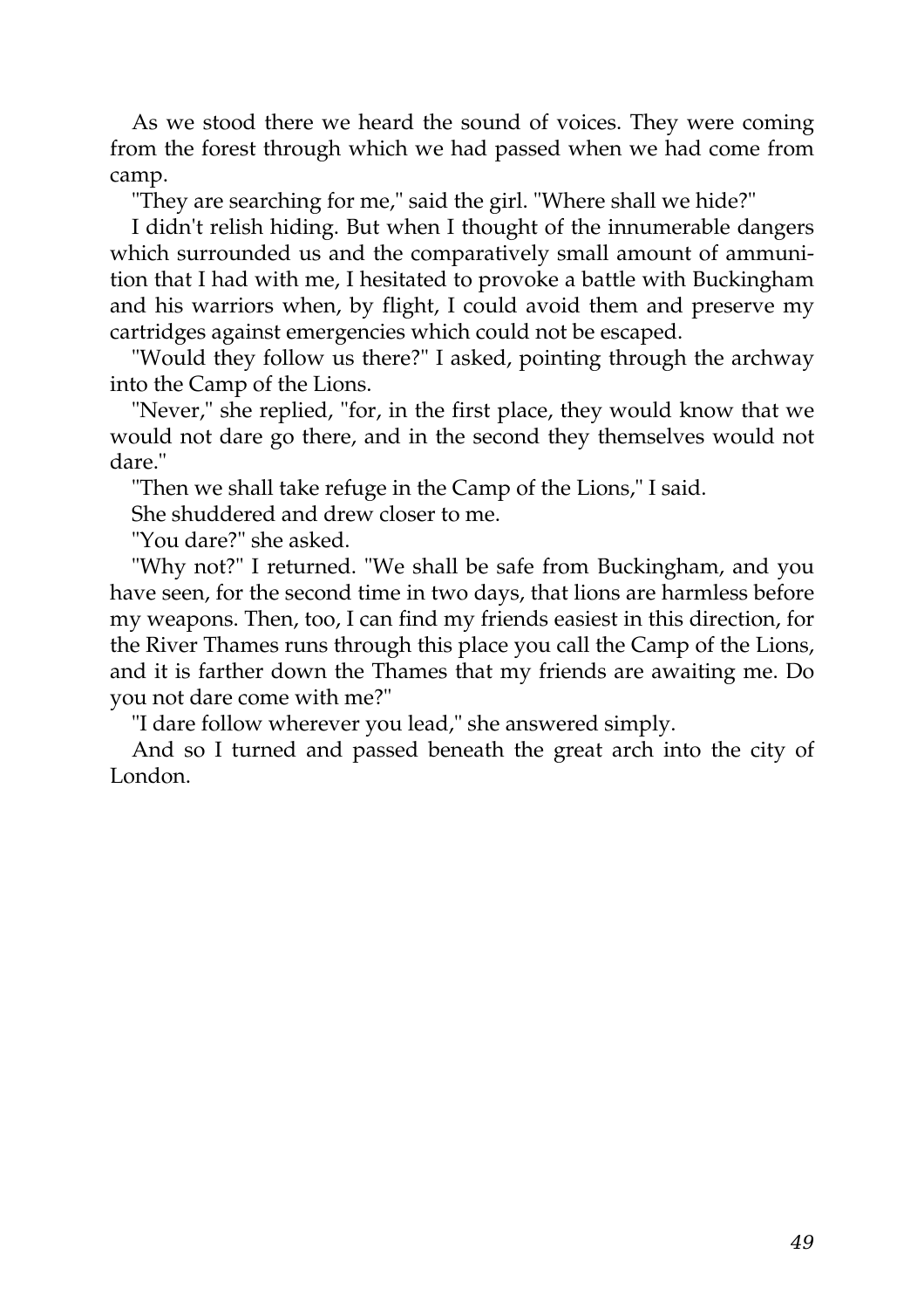As we stood there we heard the sound of voices. They were coming from the forest through which we had passed when we had come from camp.

"They are searching for me," said the girl. "Where shall we hide?"

I didn't relish hiding. But when I thought of the innumerable dangers which surrounded us and the comparatively small amount of ammunition that I had with me, I hesitated to provoke a battle with Buckingham and his warriors when, by flight, I could avoid them and preserve my cartridges against emergencies which could not be escaped.

"Would they follow us there?" I asked, pointing through the archway into the Camp of the Lions.

"Never," she replied, "for, in the first place, they would know that we would not dare go there, and in the second they themselves would not dare."

"Then we shall take refuge in the Camp of the Lions," I said.

She shuddered and drew closer to me.

"You dare?" she asked.

"Why not?" I returned. "We shall be safe from Buckingham, and you have seen, for the second time in two days, that lions are harmless before my weapons. Then, too, I can find my friends easiest in this direction, for the River Thames runs through this place you call the Camp of the Lions, and it is farther down the Thames that my friends are awaiting me. Do you not dare come with me?"

"I dare follow wherever you lead," she answered simply.

And so I turned and passed beneath the great arch into the city of London.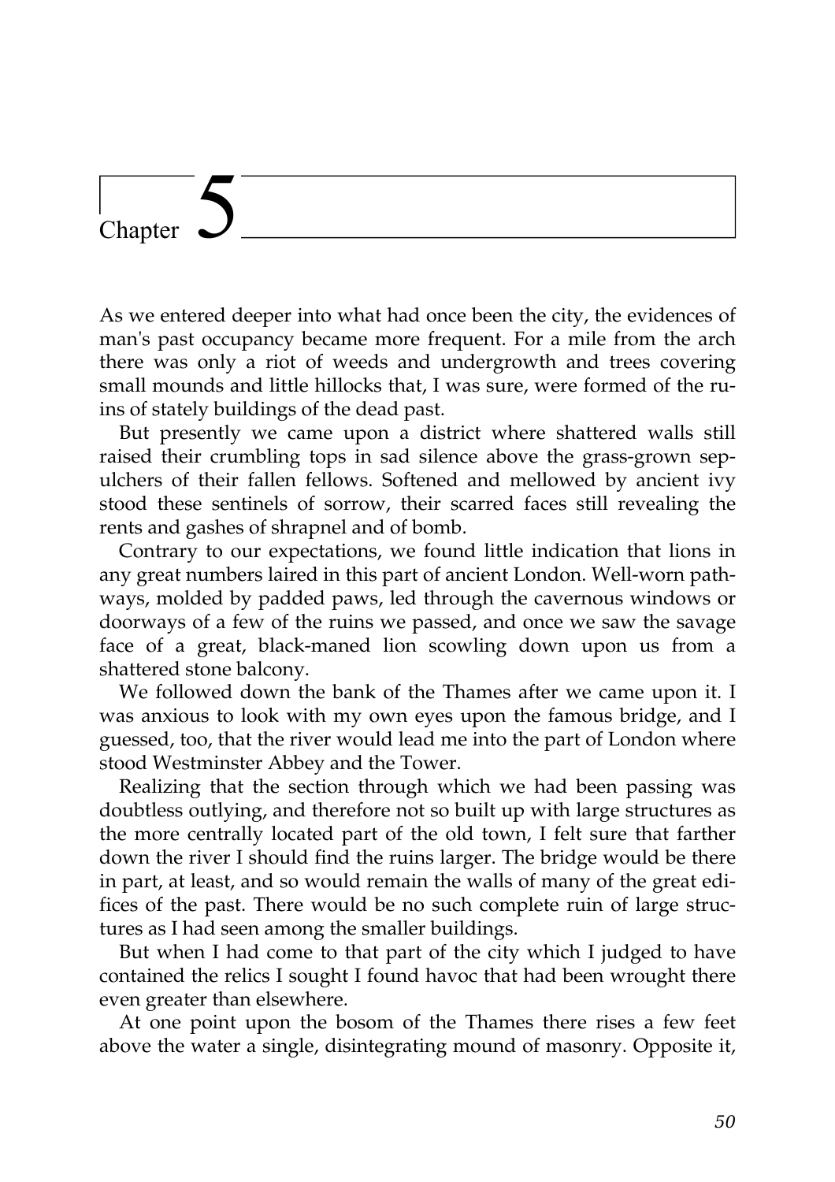# Chapter 5

As we entered deeper into what had once been the city, the evidences of man's past occupancy became more frequent. For a mile from the arch there was only a riot of weeds and undergrowth and trees covering small mounds and little hillocks that, I was sure, were formed of the ruins of stately buildings of the dead past.

But presently we came upon a district where shattered walls still raised their crumbling tops in sad silence above the grass-grown sepulchers of their fallen fellows. Softened and mellowed by ancient ivy stood these sentinels of sorrow, their scarred faces still revealing the rents and gashes of shrapnel and of bomb.

Contrary to our expectations, we found little indication that lions in any great numbers laired in this part of ancient London. Well-worn pathways, molded by padded paws, led through the cavernous windows or doorways of a few of the ruins we passed, and once we saw the savage face of a great, black-maned lion scowling down upon us from a shattered stone balcony.

We followed down the bank of the Thames after we came upon it. I was anxious to look with my own eyes upon the famous bridge, and I guessed, too, that the river would lead me into the part of London where stood Westminster Abbey and the Tower.

Realizing that the section through which we had been passing was doubtless outlying, and therefore not so built up with large structures as the more centrally located part of the old town, I felt sure that farther down the river I should find the ruins larger. The bridge would be there in part, at least, and so would remain the walls of many of the great edifices of the past. There would be no such complete ruin of large structures as I had seen among the smaller buildings.

But when I had come to that part of the city which I judged to have contained the relics I sought I found havoc that had been wrought there even greater than elsewhere.

At one point upon the bosom of the Thames there rises a few feet above the water a single, disintegrating mound of masonry. Opposite it,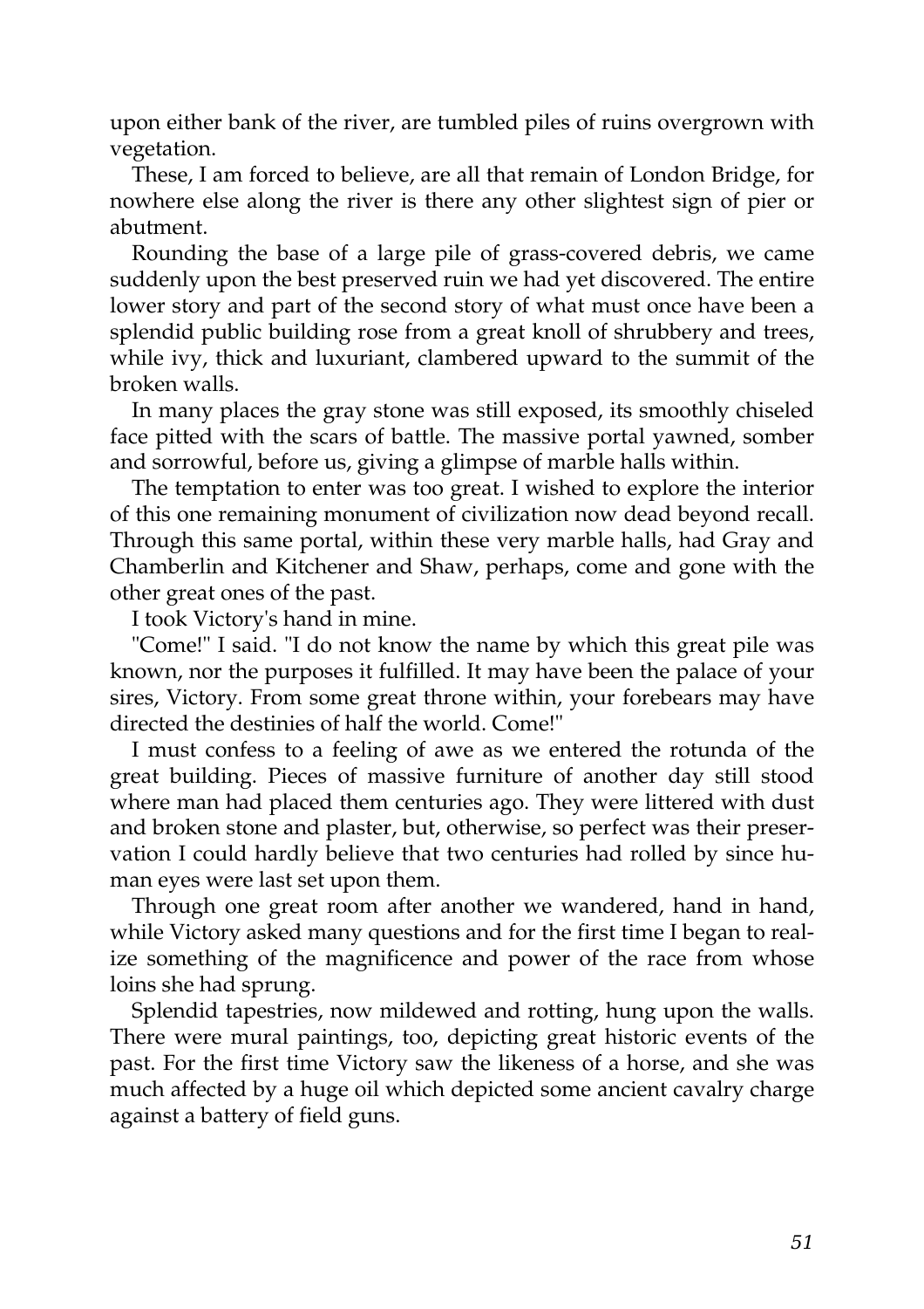upon either bank of the river, are tumbled piles of ruins overgrown with vegetation.

These, I am forced to believe, are all that remain of London Bridge, for nowhere else along the river is there any other slightest sign of pier or abutment.

Rounding the base of a large pile of grass-covered debris, we came suddenly upon the best preserved ruin we had yet discovered. The entire lower story and part of the second story of what must once have been a splendid public building rose from a great knoll of shrubbery and trees, while ivy, thick and luxuriant, clambered upward to the summit of the broken walls.

In many places the gray stone was still exposed, its smoothly chiseled face pitted with the scars of battle. The massive portal yawned, somber and sorrowful, before us, giving a glimpse of marble halls within.

The temptation to enter was too great. I wished to explore the interior of this one remaining monument of civilization now dead beyond recall. Through this same portal, within these very marble halls, had Gray and Chamberlin and Kitchener and Shaw, perhaps, come and gone with the other great ones of the past.

I took Victory's hand in mine.

"Come!" I said. "I do not know the name by which this great pile was known, nor the purposes it fulfilled. It may have been the palace of your sires, Victory. From some great throne within, your forebears may have directed the destinies of half the world. Come!"

I must confess to a feeling of awe as we entered the rotunda of the great building. Pieces of massive furniture of another day still stood where man had placed them centuries ago. They were littered with dust and broken stone and plaster, but, otherwise, so perfect was their preservation I could hardly believe that two centuries had rolled by since human eyes were last set upon them.

Through one great room after another we wandered, hand in hand, while Victory asked many questions and for the first time I began to realize something of the magnificence and power of the race from whose loins she had sprung.

Splendid tapestries, now mildewed and rotting, hung upon the walls. There were mural paintings, too, depicting great historic events of the past. For the first time Victory saw the likeness of a horse, and she was much affected by a huge oil which depicted some ancient cavalry charge against a battery of field guns.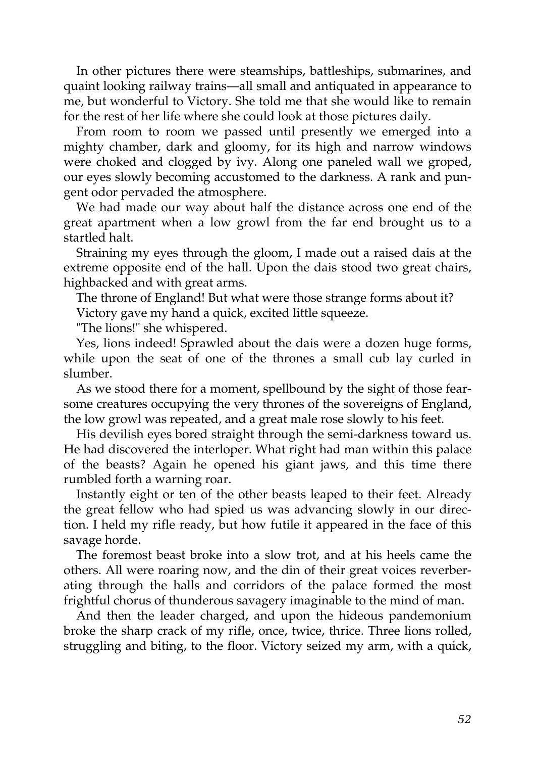In other pictures there were steamships, battleships, submarines, and quaint looking railway trains—all small and antiquated in appearance to me, but wonderful to Victory. She told me that she would like to remain for the rest of her life where she could look at those pictures daily.

From room to room we passed until presently we emerged into a mighty chamber, dark and gloomy, for its high and narrow windows were choked and clogged by ivy. Along one paneled wall we groped, our eyes slowly becoming accustomed to the darkness. A rank and pungent odor pervaded the atmosphere.

We had made our way about half the distance across one end of the great apartment when a low growl from the far end brought us to a startled halt.

Straining my eyes through the gloom, I made out a raised dais at the extreme opposite end of the hall. Upon the dais stood two great chairs, highbacked and with great arms.

The throne of England! But what were those strange forms about it?

Victory gave my hand a quick, excited little squeeze.

"The lions!" she whispered.

Yes, lions indeed! Sprawled about the dais were a dozen huge forms, while upon the seat of one of the thrones a small cub lay curled in slumber.

As we stood there for a moment, spellbound by the sight of those fearsome creatures occupying the very thrones of the sovereigns of England, the low growl was repeated, and a great male rose slowly to his feet.

His devilish eyes bored straight through the semi-darkness toward us. He had discovered the interloper. What right had man within this palace of the beasts? Again he opened his giant jaws, and this time there rumbled forth a warning roar.

Instantly eight or ten of the other beasts leaped to their feet. Already the great fellow who had spied us was advancing slowly in our direction. I held my rifle ready, but how futile it appeared in the face of this savage horde.

The foremost beast broke into a slow trot, and at his heels came the others. All were roaring now, and the din of their great voices reverberating through the halls and corridors of the palace formed the most frightful chorus of thunderous savagery imaginable to the mind of man.

And then the leader charged, and upon the hideous pandemonium broke the sharp crack of my rifle, once, twice, thrice. Three lions rolled, struggling and biting, to the floor. Victory seized my arm, with a quick,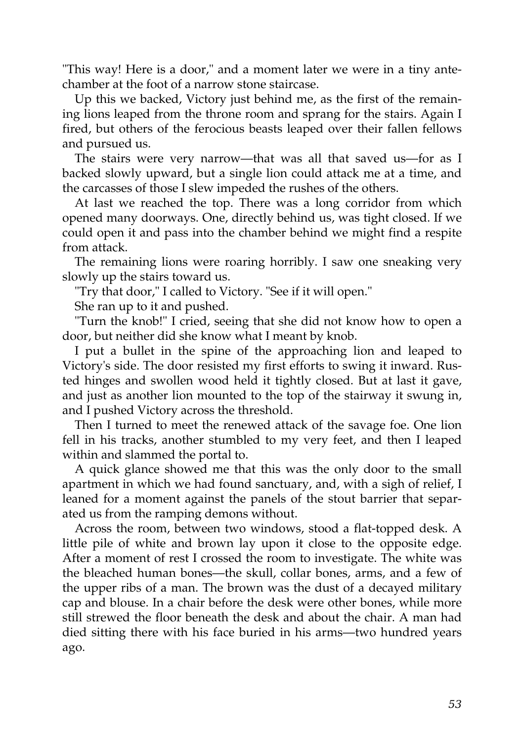"This way! Here is a door," and a moment later we were in a tiny antechamber at the foot of a narrow stone staircase.

Up this we backed, Victory just behind me, as the first of the remaining lions leaped from the throne room and sprang for the stairs. Again I fired, but others of the ferocious beasts leaped over their fallen fellows and pursued us.

The stairs were very narrow—that was all that saved us—for as I backed slowly upward, but a single lion could attack me at a time, and the carcasses of those I slew impeded the rushes of the others.

At last we reached the top. There was a long corridor from which opened many doorways. One, directly behind us, was tight closed. If we could open it and pass into the chamber behind we might find a respite from attack.

The remaining lions were roaring horribly. I saw one sneaking very slowly up the stairs toward us.

"Try that door," I called to Victory. "See if it will open."

She ran up to it and pushed.

"Turn the knob!" I cried, seeing that she did not know how to open a door, but neither did she know what I meant by knob.

I put a bullet in the spine of the approaching lion and leaped to Victory's side. The door resisted my first efforts to swing it inward. Rusted hinges and swollen wood held it tightly closed. But at last it gave, and just as another lion mounted to the top of the stairway it swung in, and I pushed Victory across the threshold.

Then I turned to meet the renewed attack of the savage foe. One lion fell in his tracks, another stumbled to my very feet, and then I leaped within and slammed the portal to.

A quick glance showed me that this was the only door to the small apartment in which we had found sanctuary, and, with a sigh of relief, I leaned for a moment against the panels of the stout barrier that separated us from the ramping demons without.

Across the room, between two windows, stood a flat-topped desk. A little pile of white and brown lay upon it close to the opposite edge. After a moment of rest I crossed the room to investigate. The white was the bleached human bones—the skull, collar bones, arms, and a few of the upper ribs of a man. The brown was the dust of a decayed military cap and blouse. In a chair before the desk were other bones, while more still strewed the floor beneath the desk and about the chair. A man had died sitting there with his face buried in his arms—two hundred years ago.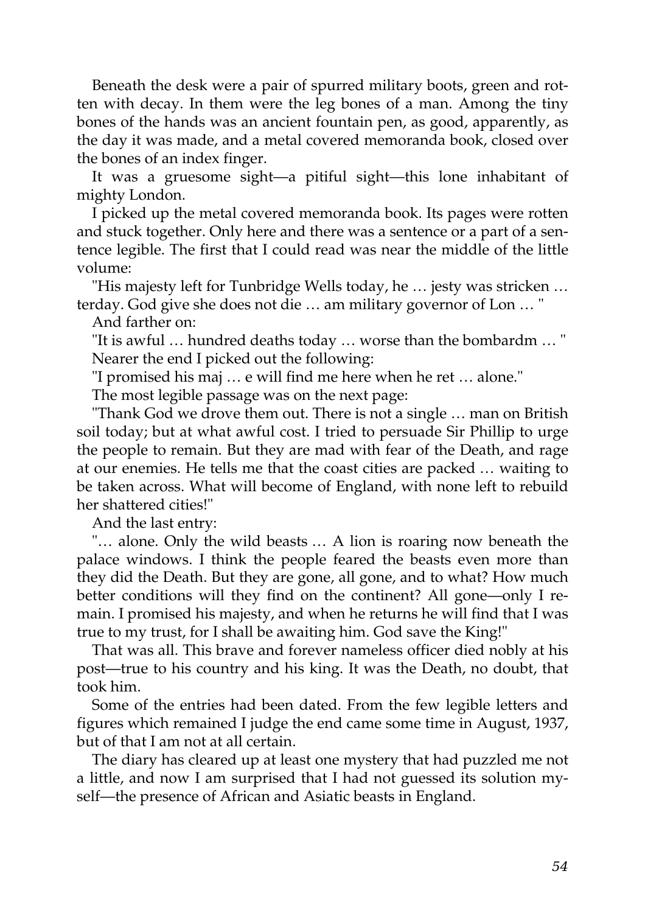Beneath the desk were a pair of spurred military boots, green and rotten with decay. In them were the leg bones of a man. Among the tiny bones of the hands was an ancient fountain pen, as good, apparently, as the day it was made, and a metal covered memoranda book, closed over the bones of an index finger.

It was a gruesome sight—a pitiful sight—this lone inhabitant of mighty London.

I picked up the metal covered memoranda book. Its pages were rotten and stuck together. Only here and there was a sentence or a part of a sentence legible. The first that I could read was near the middle of the little volume:

"His majesty left for Tunbridge Wells today, he … jesty was stricken … terday. God give she does not die … am military governor of Lon … "

And farther on:

"It is awful … hundred deaths today … worse than the bombardm … "

Nearer the end I picked out the following:

"I promised his maj … e will find me here when he ret … alone."

The most legible passage was on the next page:

"Thank God we drove them out. There is not a single … man on British soil today; but at what awful cost. I tried to persuade Sir Phillip to urge the people to remain. But they are mad with fear of the Death, and rage at our enemies. He tells me that the coast cities are packed … waiting to be taken across. What will become of England, with none left to rebuild her shattered cities!"

And the last entry:

"… alone. Only the wild beasts … A lion is roaring now beneath the palace windows. I think the people feared the beasts even more than they did the Death. But they are gone, all gone, and to what? How much better conditions will they find on the continent? All gone—only I remain. I promised his majesty, and when he returns he will find that I was true to my trust, for I shall be awaiting him. God save the King!"

That was all. This brave and forever nameless officer died nobly at his post—true to his country and his king. It was the Death, no doubt, that took him.

Some of the entries had been dated. From the few legible letters and figures which remained I judge the end came some time in August, 1937, but of that I am not at all certain.

The diary has cleared up at least one mystery that had puzzled me not a little, and now I am surprised that I had not guessed its solution myself—the presence of African and Asiatic beasts in England.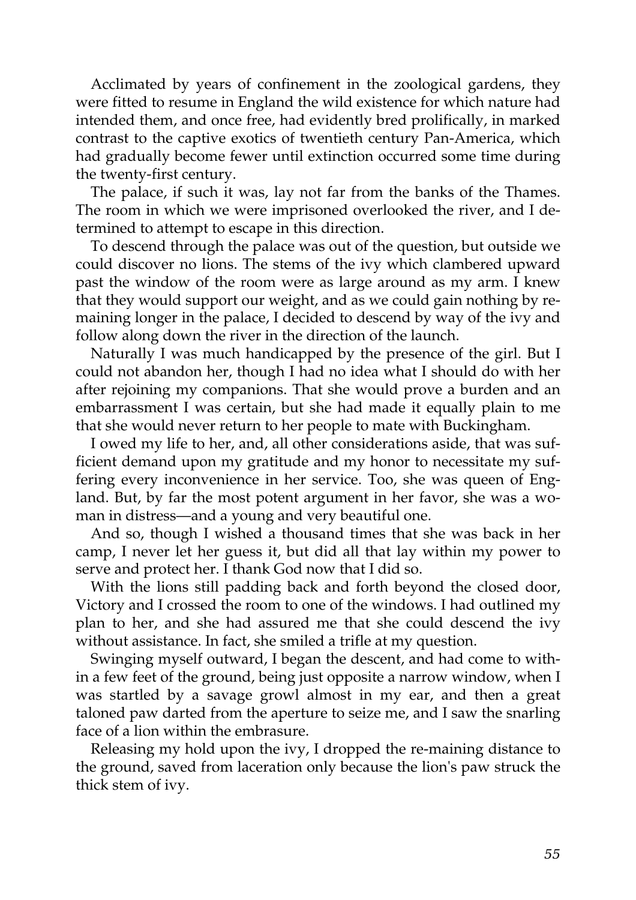Acclimated by years of confinement in the zoological gardens, they were fitted to resume in England the wild existence for which nature had intended them, and once free, had evidently bred prolifically, in marked contrast to the captive exotics of twentieth century Pan-America, which had gradually become fewer until extinction occurred some time during the twenty-first century.

The palace, if such it was, lay not far from the banks of the Thames. The room in which we were imprisoned overlooked the river, and I determined to attempt to escape in this direction.

To descend through the palace was out of the question, but outside we could discover no lions. The stems of the ivy which clambered upward past the window of the room were as large around as my arm. I knew that they would support our weight, and as we could gain nothing by remaining longer in the palace, I decided to descend by way of the ivy and follow along down the river in the direction of the launch.

Naturally I was much handicapped by the presence of the girl. But I could not abandon her, though I had no idea what I should do with her after rejoining my companions. That she would prove a burden and an embarrassment I was certain, but she had made it equally plain to me that she would never return to her people to mate with Buckingham.

I owed my life to her, and, all other considerations aside, that was sufficient demand upon my gratitude and my honor to necessitate my suffering every inconvenience in her service. Too, she was queen of England. But, by far the most potent argument in her favor, she was a woman in distress—and a young and very beautiful one.

And so, though I wished a thousand times that she was back in her camp, I never let her guess it, but did all that lay within my power to serve and protect her. I thank God now that I did so.

With the lions still padding back and forth beyond the closed door, Victory and I crossed the room to one of the windows. I had outlined my plan to her, and she had assured me that she could descend the ivy without assistance. In fact, she smiled a trifle at my question.

Swinging myself outward, I began the descent, and had come to within a few feet of the ground, being just opposite a narrow window, when I was startled by a savage growl almost in my ear, and then a great taloned paw darted from the aperture to seize me, and I saw the snarling face of a lion within the embrasure.

Releasing my hold upon the ivy, I dropped the re-maining distance to the ground, saved from laceration only because the lion's paw struck the thick stem of ivy.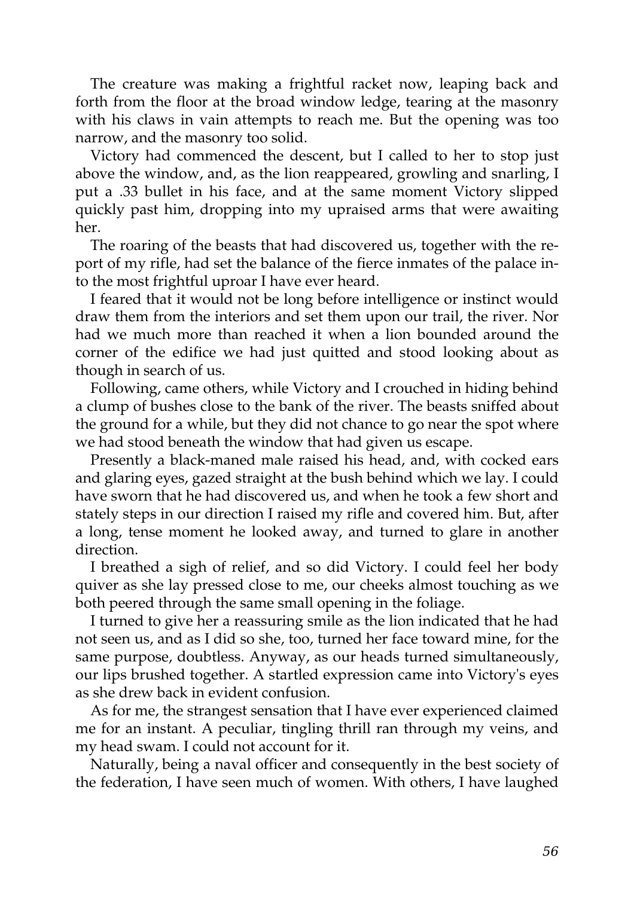The creature was making a frightful racket now, leaping back and forth from the floor at the broad window ledge, tearing at the masonry with his claws in vain attempts to reach me. But the opening was too narrow, and the masonry too solid.

Victory had commenced the descent, but I called to her to stop just above the window, and, as the lion reappeared, growling and snarling, I put a .33 bullet in his face, and at the same moment Victory slipped quickly past him, dropping into my upraised arms that were awaiting her.

The roaring of the beasts that had discovered us, together with the report of my rifle, had set the balance of the fierce inmates of the palace into the most frightful uproar I have ever heard.

I feared that it would not be long before intelligence or instinct would draw them from the interiors and set them upon our trail, the river. Nor had we much more than reached it when a lion bounded around the corner of the edifice we had just quitted and stood looking about as though in search of us.

Following, came others, while Victory and I crouched in hiding behind a clump of bushes close to the bank of the river. The beasts sniffed about the ground for a while, but they did not chance to go near the spot where we had stood beneath the window that had given us escape.

Presently a black-maned male raised his head, and, with cocked ears and glaring eyes, gazed straight at the bush behind which we lay. I could have sworn that he had discovered us, and when he took a few short and stately steps in our direction I raised my rifle and covered him. But, after a long, tense moment he looked away, and turned to glare in another direction.

I breathed a sigh of relief, and so did Victory. I could feel her body quiver as she lay pressed close to me, our cheeks almost touching as we both peered through the same small opening in the foliage.

I turned to give her a reassuring smile as the lion indicated that he had not seen us, and as I did so she, too, turned her face toward mine, for the same purpose, doubtless. Anyway, as our heads turned simultaneously, our lips brushed together. A startled expression came into Victory's eyes as she drew back in evident confusion.

As for me, the strangest sensation that I have ever experienced claimed me for an instant. A peculiar, tingling thrill ran through my veins, and my head swam. I could not account for it.

Naturally, being a naval officer and consequently in the best society of the federation, I have seen much of women. With others, I have laughed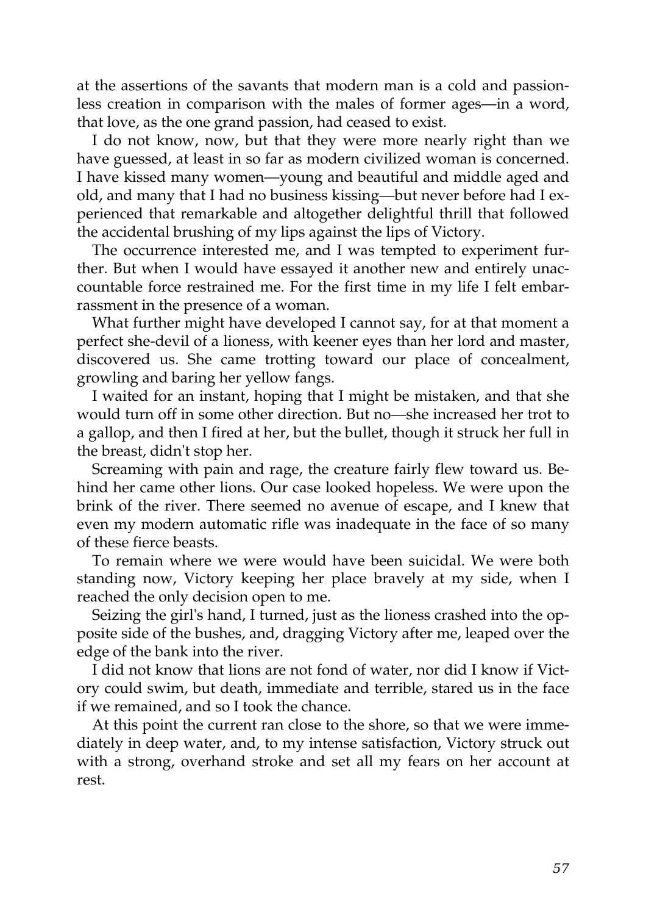at the assertions of the savants that modern man is a cold and passionless creation in comparison with the males of former ages—in a word, that love, as the one grand passion, had ceased to exist.

I do not know, now, but that they were more nearly right than we have guessed, at least in so far as modern civilized woman is concerned. I have kissed many women—young and beautiful and middle aged and old, and many that I had no business kissing—but never before had I experienced that remarkable and altogether delightful thrill that followed the accidental brushing of my lips against the lips of Victory.

The occurrence interested me, and I was tempted to experiment further. But when I would have essayed it another new and entirely unaccountable force restrained me. For the first time in my life I felt embarrassment in the presence of a woman.

What further might have developed I cannot say, for at that moment a perfect she-devil of a lioness, with keener eyes than her lord and master, discovered us. She came trotting toward our place of concealment, growling and baring her yellow fangs.

I waited for an instant, hoping that I might be mistaken, and that she would turn off in some other direction. But no—she increased her trot to a gallop, and then I fired at her, but the bullet, though it struck her full in the breast, didn't stop her.

Screaming with pain and rage, the creature fairly flew toward us. Behind her came other lions. Our case looked hopeless. We were upon the brink of the river. There seemed no avenue of escape, and I knew that even my modern automatic rifle was inadequate in the face of so many of these fierce beasts.

To remain where we were would have been suicidal. We were both standing now, Victory keeping her place bravely at my side, when I reached the only decision open to me.

Seizing the girl's hand, I turned, just as the lioness crashed into the opposite side of the bushes, and, dragging Victory after me, leaped over the edge of the bank into the river.

I did not know that lions are not fond of water, nor did I know if Victory could swim, but death, immediate and terrible, stared us in the face if we remained, and so I took the chance.

At this point the current ran close to the shore, so that we were immediately in deep water, and, to my intense satisfaction, Victory struck out with a strong, overhand stroke and set all my fears on her account at rest.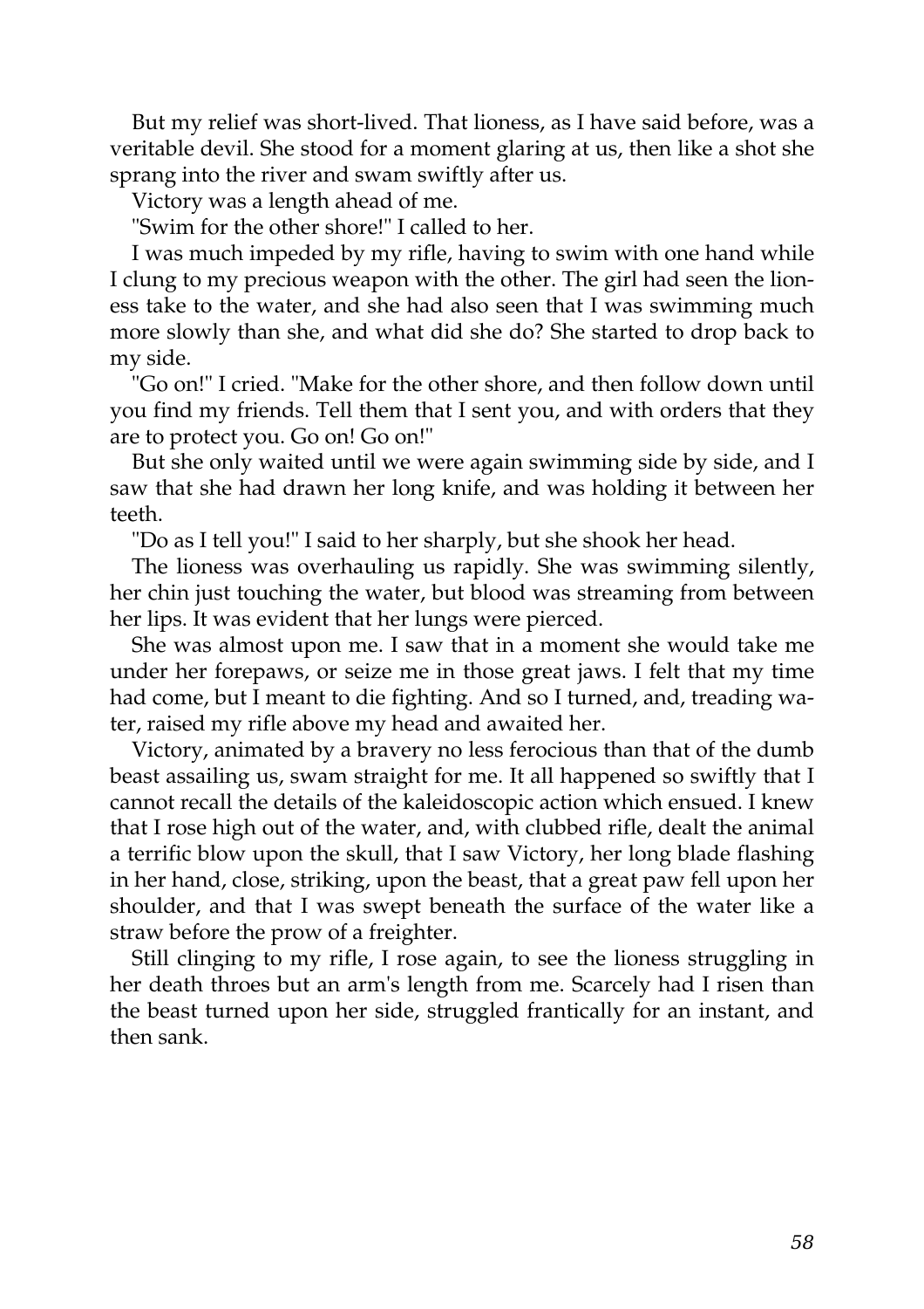But my relief was short-lived. That lioness, as I have said before, was a veritable devil. She stood for a moment glaring at us, then like a shot she sprang into the river and swam swiftly after us.

Victory was a length ahead of me.

"Swim for the other shore!" I called to her.

I was much impeded by my rifle, having to swim with one hand while I clung to my precious weapon with the other. The girl had seen the lioness take to the water, and she had also seen that I was swimming much more slowly than she, and what did she do? She started to drop back to my side.

"Go on!" I cried. "Make for the other shore, and then follow down until you find my friends. Tell them that I sent you, and with orders that they are to protect you. Go on! Go on!"

But she only waited until we were again swimming side by side, and I saw that she had drawn her long knife, and was holding it between her teeth.

"Do as I tell you!" I said to her sharply, but she shook her head.

The lioness was overhauling us rapidly. She was swimming silently, her chin just touching the water, but blood was streaming from between her lips. It was evident that her lungs were pierced.

She was almost upon me. I saw that in a moment she would take me under her forepaws, or seize me in those great jaws. I felt that my time had come, but I meant to die fighting. And so I turned, and, treading water, raised my rifle above my head and awaited her.

Victory, animated by a bravery no less ferocious than that of the dumb beast assailing us, swam straight for me. It all happened so swiftly that I cannot recall the details of the kaleidoscopic action which ensued. I knew that I rose high out of the water, and, with clubbed rifle, dealt the animal a terrific blow upon the skull, that I saw Victory, her long blade flashing in her hand, close, striking, upon the beast, that a great paw fell upon her shoulder, and that I was swept beneath the surface of the water like a straw before the prow of a freighter.

Still clinging to my rifle, I rose again, to see the lioness struggling in her death throes but an arm's length from me. Scarcely had I risen than the beast turned upon her side, struggled frantically for an instant, and then sank.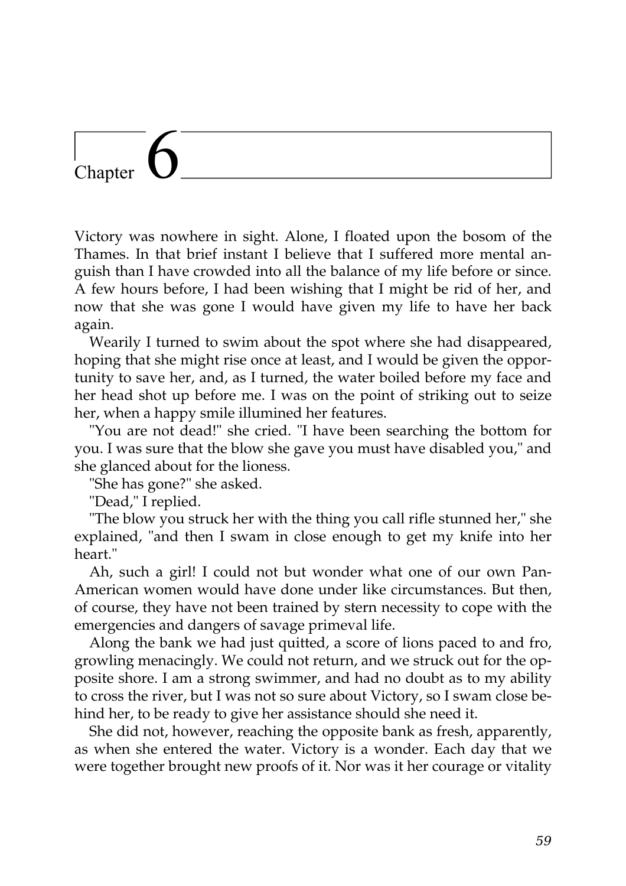# Chapter 6

Victory was nowhere in sight. Alone, I floated upon the bosom of the Thames. In that brief instant I believe that I suffered more mental anguish than I have crowded into all the balance of my life before or since. A few hours before, I had been wishing that I might be rid of her, and now that she was gone I would have given my life to have her back again.

Wearily I turned to swim about the spot where she had disappeared, hoping that she might rise once at least, and I would be given the opportunity to save her, and, as I turned, the water boiled before my face and her head shot up before me. I was on the point of striking out to seize her, when a happy smile illumined her features.

"You are not dead!" she cried. "I have been searching the bottom for you. I was sure that the blow she gave you must have disabled you," and she glanced about for the lioness.

"She has gone?" she asked.

"Dead," I replied.

"The blow you struck her with the thing you call rifle stunned her," she explained, "and then I swam in close enough to get my knife into her heart."

Ah, such a girl! I could not but wonder what one of our own Pan-American women would have done under like circumstances. But then, of course, they have not been trained by stern necessity to cope with the emergencies and dangers of savage primeval life.

Along the bank we had just quitted, a score of lions paced to and fro, growling menacingly. We could not return, and we struck out for the opposite shore. I am a strong swimmer, and had no doubt as to my ability to cross the river, but I was not so sure about Victory, so I swam close behind her, to be ready to give her assistance should she need it.

She did not, however, reaching the opposite bank as fresh, apparently, as when she entered the water. Victory is a wonder. Each day that we were together brought new proofs of it. Nor was it her courage or vitality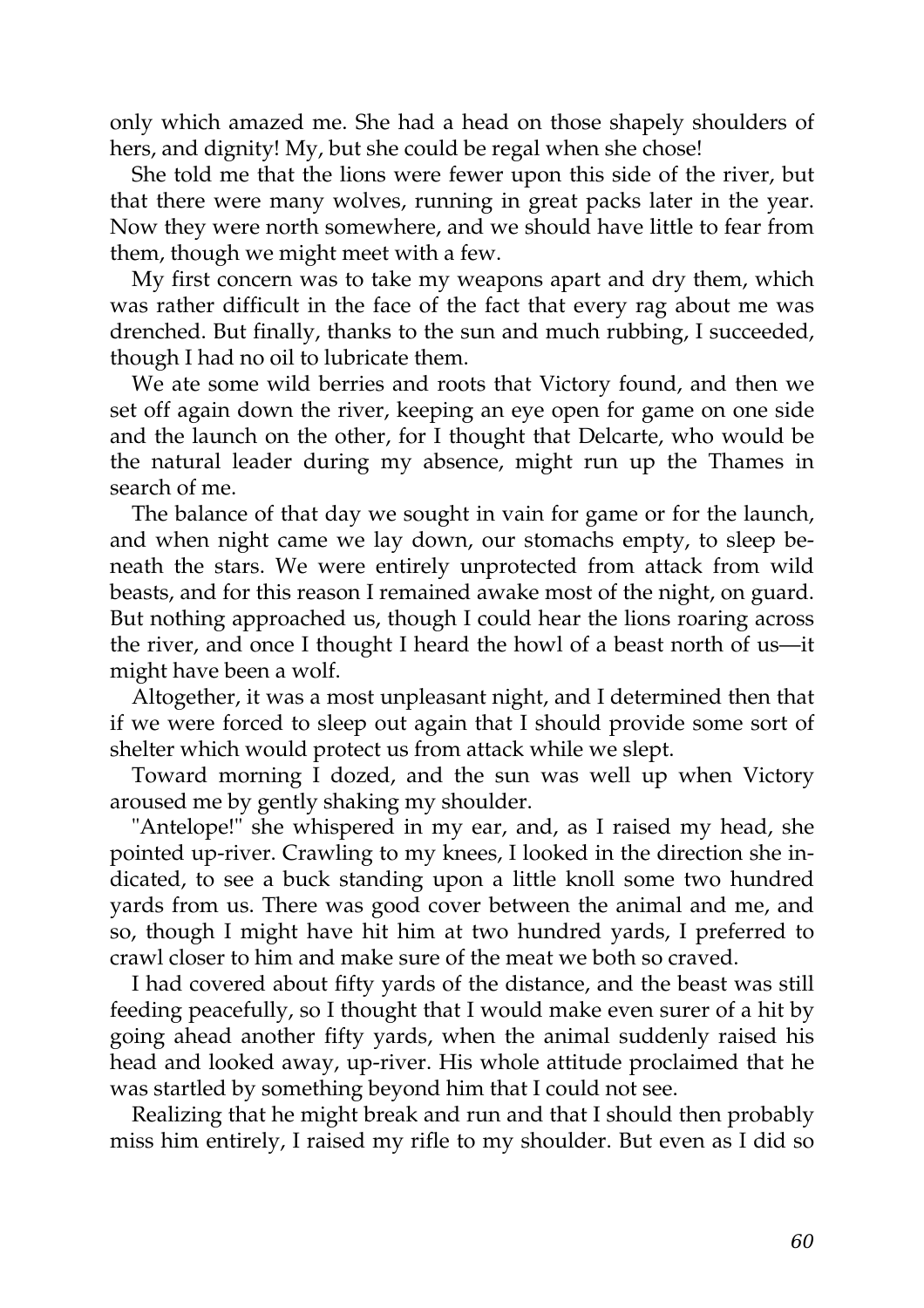only which amazed me. She had a head on those shapely shoulders of hers, and dignity! My, but she could be regal when she chose!

She told me that the lions were fewer upon this side of the river, but that there were many wolves, running in great packs later in the year. Now they were north somewhere, and we should have little to fear from them, though we might meet with a few.

My first concern was to take my weapons apart and dry them, which was rather difficult in the face of the fact that every rag about me was drenched. But finally, thanks to the sun and much rubbing, I succeeded, though I had no oil to lubricate them.

We ate some wild berries and roots that Victory found, and then we set off again down the river, keeping an eye open for game on one side and the launch on the other, for I thought that Delcarte, who would be the natural leader during my absence, might run up the Thames in search of me.

The balance of that day we sought in vain for game or for the launch, and when night came we lay down, our stomachs empty, to sleep beneath the stars. We were entirely unprotected from attack from wild beasts, and for this reason I remained awake most of the night, on guard. But nothing approached us, though I could hear the lions roaring across the river, and once I thought I heard the howl of a beast north of us—it might have been a wolf.

Altogether, it was a most unpleasant night, and I determined then that if we were forced to sleep out again that I should provide some sort of shelter which would protect us from attack while we slept.

Toward morning I dozed, and the sun was well up when Victory aroused me by gently shaking my shoulder.

"Antelope!" she whispered in my ear, and, as I raised my head, she pointed up-river. Crawling to my knees, I looked in the direction she indicated, to see a buck standing upon a little knoll some two hundred yards from us. There was good cover between the animal and me, and so, though I might have hit him at two hundred yards, I preferred to crawl closer to him and make sure of the meat we both so craved.

I had covered about fifty yards of the distance, and the beast was still feeding peacefully, so I thought that I would make even surer of a hit by going ahead another fifty yards, when the animal suddenly raised his head and looked away, up-river. His whole attitude proclaimed that he was startled by something beyond him that I could not see.

Realizing that he might break and run and that I should then probably miss him entirely, I raised my rifle to my shoulder. But even as I did so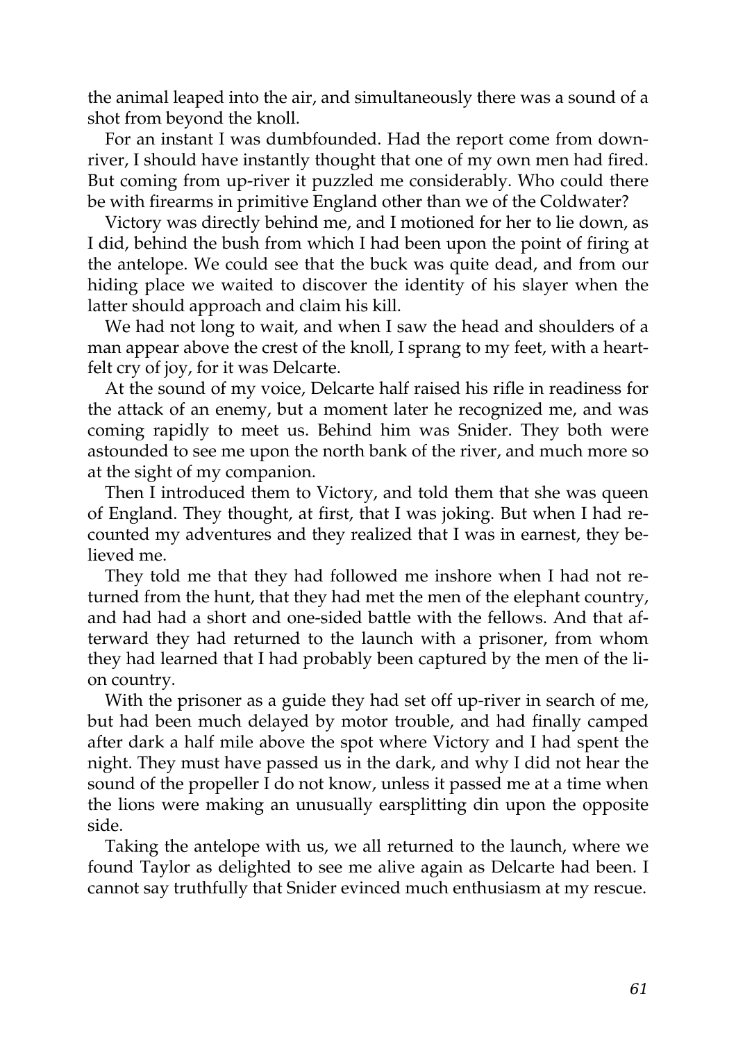the animal leaped into the air, and simultaneously there was a sound of a shot from beyond the knoll.

For an instant I was dumbfounded. Had the report come from down-river, I should have instantly thought that one of my own men had fired. But coming from up-river it puzzled me considerably. Who could there be with firearms in primitive England other than we of the Coldwater?

Victory was directly behind me, and I motioned for her to lie down, as I did, behind the bush from which I had been upon the point of firing at the antelope. We could see that the buck was quite dead, and from our hiding place we waited to discover the identity of his slayer when the latter should approach and claim his kill.

We had not long to wait, and when I saw the head and shoulders of a man appear above the crest of the knoll, I sprang to my feet, with a heartfelt cry of joy, for it was Delcarte.

At the sound of my voice, Delcarte half raised his rifle in readiness for the attack of an enemy, but a moment later he recognized me, and was coming rapidly to meet us. Behind him was Snider. They both were astounded to see me upon the north bank of the river, and much more so at the sight of my companion.

Then I introduced them to Victory, and told them that she was queen of England. They thought, at first, that I was joking. But when I had recounted my adventures and they realized that I was in earnest, they believed me.

They told me that they had followed me inshore when I had not returned from the hunt, that they had met the men of the elephant country, and had had a short and one-sided battle with the fellows. And that afterward they had returned to the launch with a prisoner, from whom they had learned that I had probably been captured by the men of the lion country.

With the prisoner as a guide they had set off up-river in search of me, but had been much delayed by motor trouble, and had finally camped after dark a half mile above the spot where Victory and I had spent the night. They must have passed us in the dark, and why I did not hear the sound of the propeller I do not know, unless it passed me at a time when the lions were making an unusually earsplitting din upon the opposite side.

Taking the antelope with us, we all returned to the launch, where we found Taylor as delighted to see me alive again as Delcarte had been. I cannot say truthfully that Snider evinced much enthusiasm at my rescue.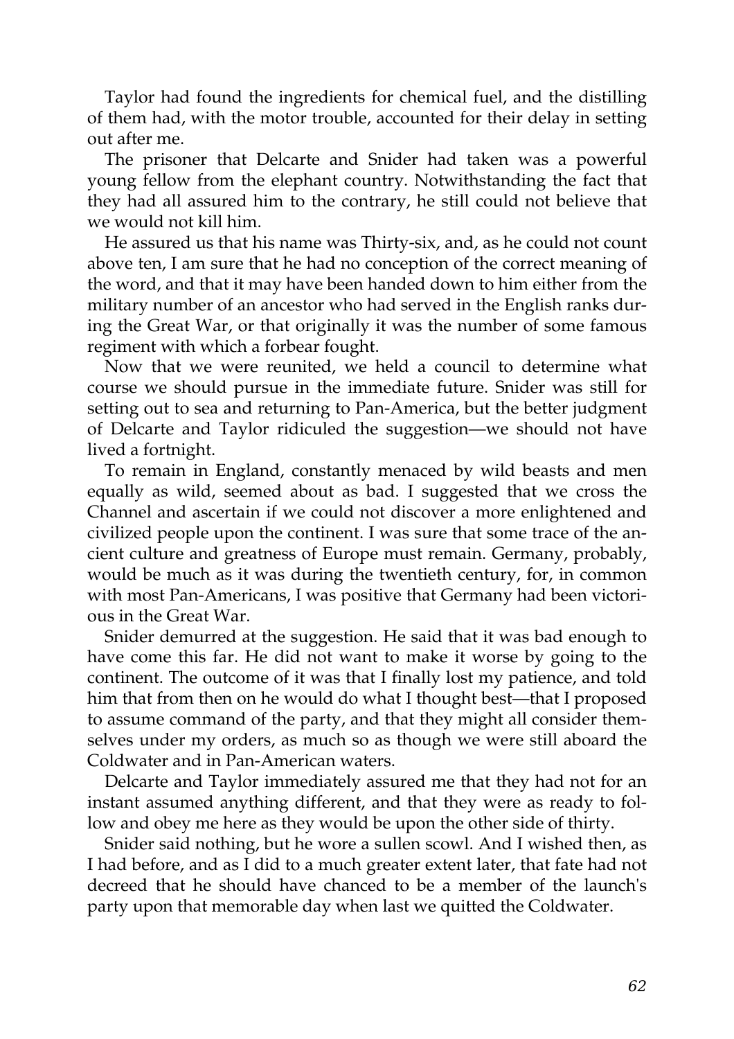Taylor had found the ingredients for chemical fuel, and the distilling of them had, with the motor trouble, accounted for their delay in setting out after me.

The prisoner that Delcarte and Snider had taken was a powerful young fellow from the elephant country. Notwithstanding the fact that they had all assured him to the contrary, he still could not believe that we would not kill him.

He assured us that his name was Thirty-six, and, as he could not count above ten, I am sure that he had no conception of the correct meaning of the word, and that it may have been handed down to him either from the military number of an ancestor who had served in the English ranks during the Great War, or that originally it was the number of some famous regiment with which a forbear fought.

Now that we were reunited, we held a council to determine what course we should pursue in the immediate future. Snider was still for setting out to sea and returning to Pan-America, but the better judgment of Delcarte and Taylor ridiculed the suggestion—we should not have lived a fortnight.

To remain in England, constantly menaced by wild beasts and men equally as wild, seemed about as bad. I suggested that we cross the Channel and ascertain if we could not discover a more enlightened and civilized people upon the continent. I was sure that some trace of the ancient culture and greatness of Europe must remain. Germany, probably, would be much as it was during the twentieth century, for, in common with most Pan-Americans, I was positive that Germany had been victorious in the Great War.

Snider demurred at the suggestion. He said that it was bad enough to have come this far. He did not want to make it worse by going to the continent. The outcome of it was that I finally lost my patience, and told him that from then on he would do what I thought best—that I proposed to assume command of the party, and that they might all consider themselves under my orders, as much so as though we were still aboard the Coldwater and in Pan-American waters.

Delcarte and Taylor immediately assured me that they had not for an instant assumed anything different, and that they were as ready to follow and obey me here as they would be upon the other side of thirty.

Snider said nothing, but he wore a sullen scowl. And I wished then, as I had before, and as I did to a much greater extent later, that fate had not decreed that he should have chanced to be a member of the launch's party upon that memorable day when last we quitted the Coldwater.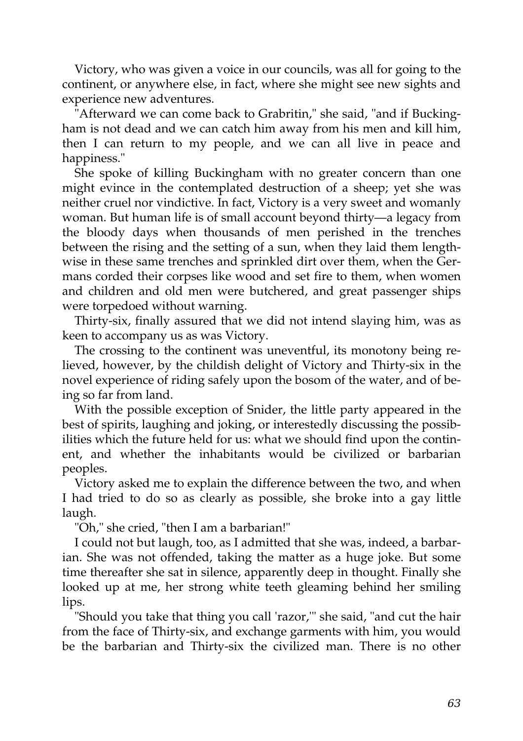Victory, who was given a voice in our councils, was all for going to the continent, or anywhere else, in fact, where she might see new sights and experience new adventures.

"Afterward we can come back to Grabritin," she said, "and if Buckingham is not dead and we can catch him away from his men and kill him, then I can return to my people, and we can all live in peace and happiness."

She spoke of killing Buckingham with no greater concern than one might evince in the contemplated destruction of a sheep; yet she was neither cruel nor vindictive. In fact, Victory is a very sweet and womanly woman. But human life is of small account beyond thirty—a legacy from the bloody days when thousands of men perished in the trenches between the rising and the setting of a sun, when they laid them lengthwise in these same trenches and sprinkled dirt over them, when the Germans corded their corpses like wood and set fire to them, when women and children and old men were butchered, and great passenger ships were torpedoed without warning.

Thirty-six, finally assured that we did not intend slaying him, was as keen to accompany us as was Victory.

The crossing to the continent was uneventful, its monotony being relieved, however, by the childish delight of Victory and Thirty-six in the novel experience of riding safely upon the bosom of the water, and of being so far from land.

With the possible exception of Snider, the little party appeared in the best of spirits, laughing and joking, or interestedly discussing the possibilities which the future held for us: what we should find upon the continent, and whether the inhabitants would be civilized or barbarian peoples.

Victory asked me to explain the difference between the two, and when I had tried to do so as clearly as possible, she broke into a gay little laugh.

"Oh," she cried, "then I am a barbarian!"

I could not but laugh, too, as I admitted that she was, indeed, a barbarian. She was not offended, taking the matter as a huge joke. But some time thereafter she sat in silence, apparently deep in thought. Finally she looked up at me, her strong white teeth gleaming behind her smiling lips.

"Should you take that thing you call 'razor,'" she said, "and cut the hair from the face of Thirty-six, and exchange garments with him, you would be the barbarian and Thirty-six the civilized man. There is no other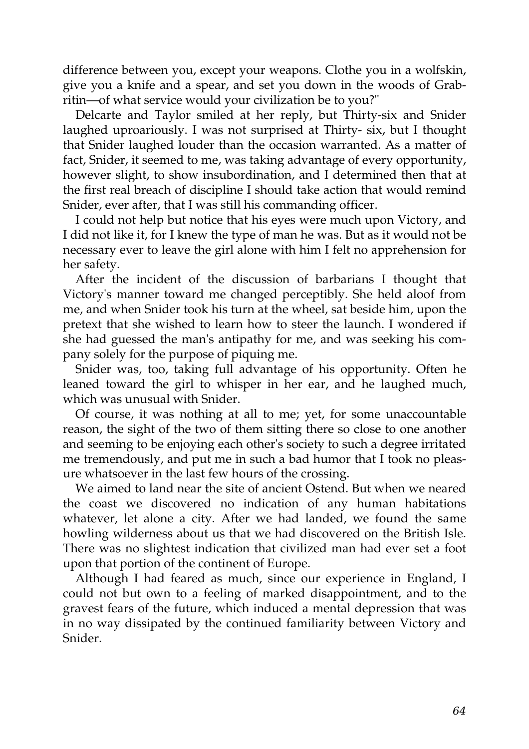difference between you, except your weapons. Clothe you in a wolfskin, give you a knife and a spear, and set you down in the woods of Grabritin—of what service would your civilization be to you?"

Delcarte and Taylor smiled at her reply, but Thirty-six and Snider laughed uproariously. I was not surprised at Thirty- six, but I thought that Snider laughed louder than the occasion warranted. As a matter of fact, Snider, it seemed to me, was taking advantage of every opportunity, however slight, to show insubordination, and I determined then that at the first real breach of discipline I should take action that would remind Snider, ever after, that I was still his commanding officer.

I could not help but notice that his eyes were much upon Victory, and I did not like it, for I knew the type of man he was. But as it would not be necessary ever to leave the girl alone with him I felt no apprehension for her safety.

After the incident of the discussion of barbarians I thought that Victory's manner toward me changed perceptibly. She held aloof from me, and when Snider took his turn at the wheel, sat beside him, upon the pretext that she wished to learn how to steer the launch. I wondered if she had guessed the man's antipathy for me, and was seeking his company solely for the purpose of piquing me.

Snider was, too, taking full advantage of his opportunity. Often he leaned toward the girl to whisper in her ear, and he laughed much, which was unusual with Snider.

Of course, it was nothing at all to me; yet, for some unaccountable reason, the sight of the two of them sitting there so close to one another and seeming to be enjoying each other's society to such a degree irritated me tremendously, and put me in such a bad humor that I took no pleasure whatsoever in the last few hours of the crossing.

We aimed to land near the site of ancient Ostend. But when we neared the coast we discovered no indication of any human habitations whatever, let alone a city. After we had landed, we found the same howling wilderness about us that we had discovered on the British Isle. There was no slightest indication that civilized man had ever set a foot upon that portion of the continent of Europe.

Although I had feared as much, since our experience in England, I could not but own to a feeling of marked disappointment, and to the gravest fears of the future, which induced a mental depression that was in no way dissipated by the continued familiarity between Victory and Snider.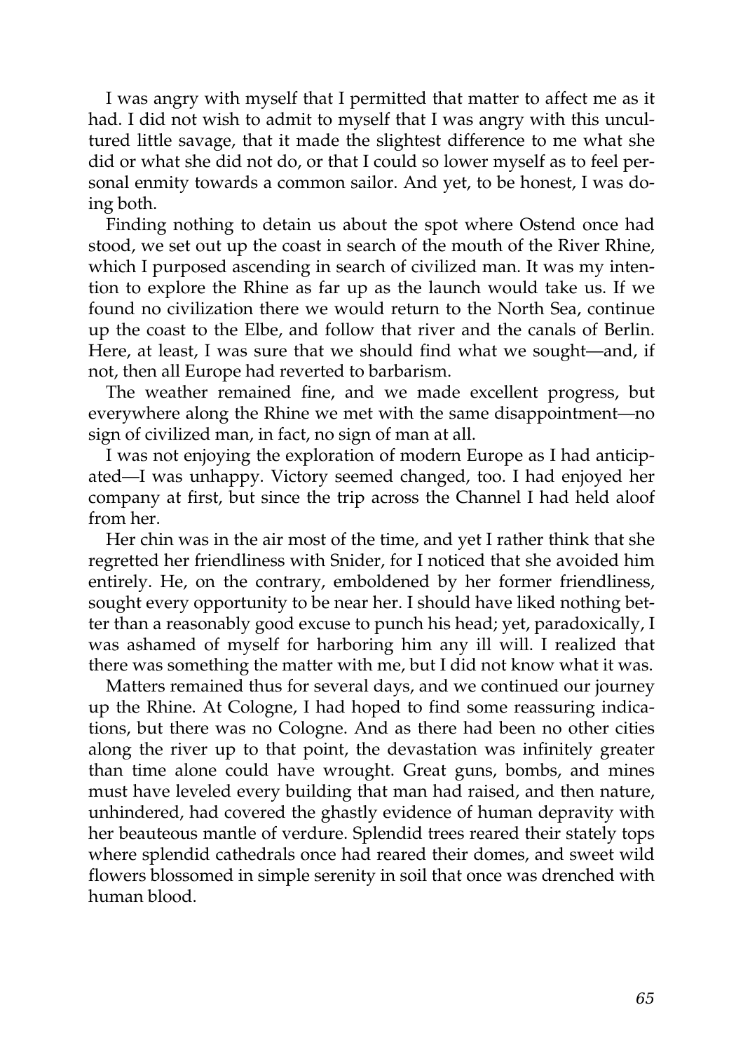I was angry with myself that I permitted that matter to affect me as it had. I did not wish to admit to myself that I was angry with this uncultured little savage, that it made the slightest difference to me what she did or what she did not do, or that I could so lower myself as to feel personal enmity towards a common sailor. And yet, to be honest, I was doing both.

Finding nothing to detain us about the spot where Ostend once had stood, we set out up the coast in search of the mouth of the River Rhine, which I purposed ascending in search of civilized man. It was my intention to explore the Rhine as far up as the launch would take us. If we found no civilization there we would return to the North Sea, continue up the coast to the Elbe, and follow that river and the canals of Berlin. Here, at least, I was sure that we should find what we sought—and, if not, then all Europe had reverted to barbarism.

The weather remained fine, and we made excellent progress, but everywhere along the Rhine we met with the same disappointment—no sign of civilized man, in fact, no sign of man at all.

I was not enjoying the exploration of modern Europe as I had anticipated—I was unhappy. Victory seemed changed, too. I had enjoyed her company at first, but since the trip across the Channel I had held aloof from her.

Her chin was in the air most of the time, and yet I rather think that she regretted her friendliness with Snider, for I noticed that she avoided him entirely. He, on the contrary, emboldened by her former friendliness, sought every opportunity to be near her. I should have liked nothing better than a reasonably good excuse to punch his head; yet, paradoxically, I was ashamed of myself for harboring him any ill will. I realized that there was something the matter with me, but I did not know what it was.

Matters remained thus for several days, and we continued our journey up the Rhine. At Cologne, I had hoped to find some reassuring indications, but there was no Cologne. And as there had been no other cities along the river up to that point, the devastation was infinitely greater than time alone could have wrought. Great guns, bombs, and mines must have leveled every building that man had raised, and then nature, unhindered, had covered the ghastly evidence of human depravity with her beauteous mantle of verdure. Splendid trees reared their stately tops where splendid cathedrals once had reared their domes, and sweet wild flowers blossomed in simple serenity in soil that once was drenched with human blood.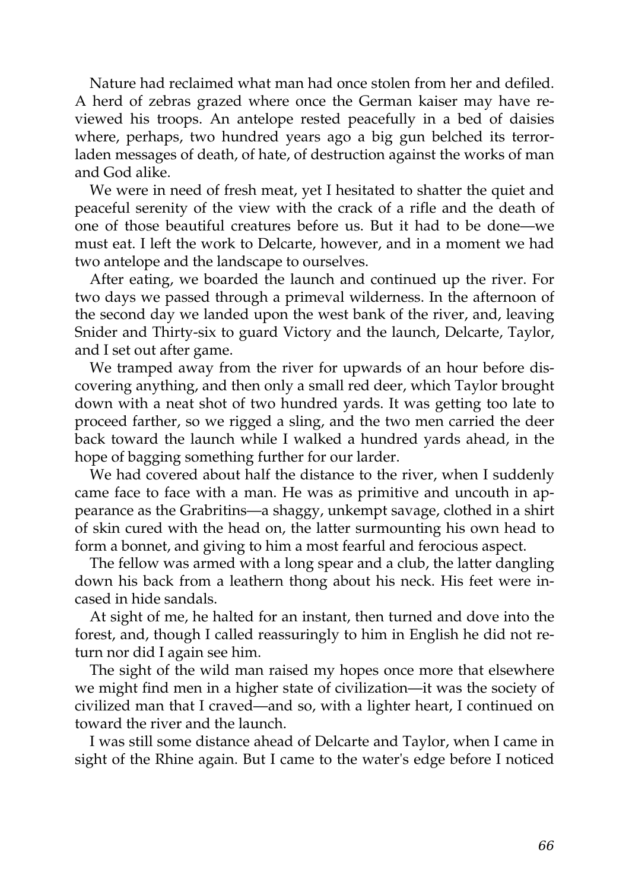Nature had reclaimed what man had once stolen from her and defiled. A herd of zebras grazed where once the German kaiser may have reviewed his troops. An antelope rested peacefully in a bed of daisies where, perhaps, two hundred years ago a big gun belched its terror-laden messages of death, of hate, of destruction against the works of man and God alike.

We were in need of fresh meat, yet I hesitated to shatter the quiet and peaceful serenity of the view with the crack of a rifle and the death of one of those beautiful creatures before us. But it had to be done—we must eat. I left the work to Delcarte, however, and in a moment we had two antelope and the landscape to ourselves.

After eating, we boarded the launch and continued up the river. For two days we passed through a primeval wilderness. In the afternoon of the second day we landed upon the west bank of the river, and, leaving Snider and Thirty-six to guard Victory and the launch, Delcarte, Taylor, and I set out after game.

We tramped away from the river for upwards of an hour before discovering anything, and then only a small red deer, which Taylor brought down with a neat shot of two hundred yards. It was getting too late to proceed farther, so we rigged a sling, and the two men carried the deer back toward the launch while I walked a hundred yards ahead, in the hope of bagging something further for our larder.

We had covered about half the distance to the river, when I suddenly came face to face with a man. He was as primitive and uncouth in appearance as the Grabritins—a shaggy, unkempt savage, clothed in a shirt of skin cured with the head on, the latter surmounting his own head to form a bonnet, and giving to him a most fearful and ferocious aspect.

The fellow was armed with a long spear and a club, the latter dangling down his back from a leathern thong about his neck. His feet were incased in hide sandals.

At sight of me, he halted for an instant, then turned and dove into the forest, and, though I called reassuringly to him in English he did not return nor did I again see him.

The sight of the wild man raised my hopes once more that elsewhere we might find men in a higher state of civilization—it was the society of civilized man that I craved—and so, with a lighter heart, I continued on toward the river and the launch.

I was still some distance ahead of Delcarte and Taylor, when I came in sight of the Rhine again. But I came to the water's edge before I noticed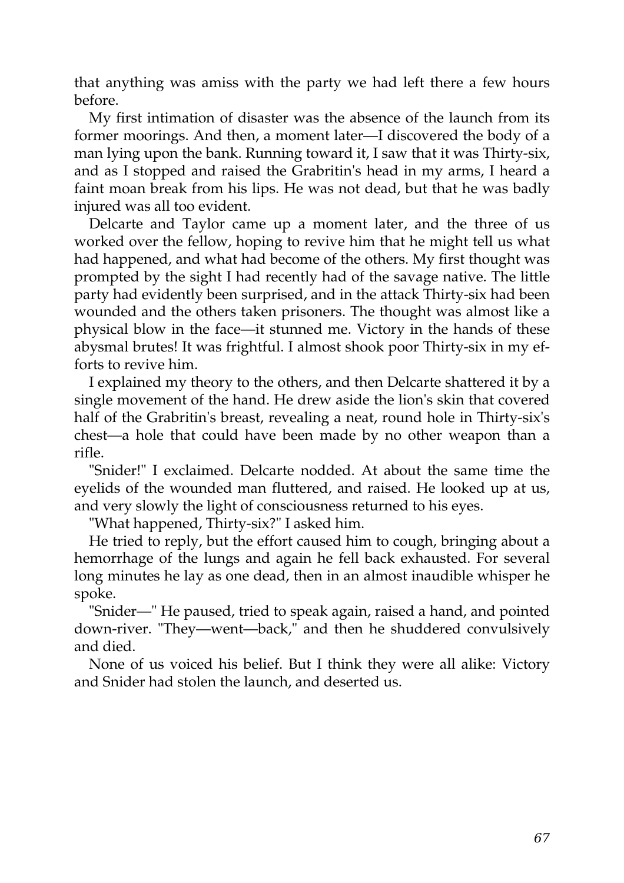that anything was amiss with the party we had left there a few hours before.

My first intimation of disaster was the absence of the launch from its former moorings. And then, a moment later—I discovered the body of a man lying upon the bank. Running toward it, I saw that it was Thirty-six, and as I stopped and raised the Grabritin's head in my arms, I heard a faint moan break from his lips. He was not dead, but that he was badly injured was all too evident.

Delcarte and Taylor came up a moment later, and the three of us worked over the fellow, hoping to revive him that he might tell us what had happened, and what had become of the others. My first thought was prompted by the sight I had recently had of the savage native. The little party had evidently been surprised, and in the attack Thirty-six had been wounded and the others taken prisoners. The thought was almost like a physical blow in the face—it stunned me. Victory in the hands of these abysmal brutes! It was frightful. I almost shook poor Thirty-six in my efforts to revive him.

I explained my theory to the others, and then Delcarte shattered it by a single movement of the hand. He drew aside the lion's skin that covered half of the Grabritin's breast, revealing a neat, round hole in Thirty-six's chest—a hole that could have been made by no other weapon than a rifle.

"Snider!" I exclaimed. Delcarte nodded. At about the same time the eyelids of the wounded man fluttered, and raised. He looked up at us, and very slowly the light of consciousness returned to his eyes.

"What happened, Thirty-six?" I asked him.

He tried to reply, but the effort caused him to cough, bringing about a hemorrhage of the lungs and again he fell back exhausted. For several long minutes he lay as one dead, then in an almost inaudible whisper he spoke.

"Snider—" He paused, tried to speak again, raised a hand, and pointed down-river. "They—went—back," and then he shuddered convulsively and died.

None of us voiced his belief. But I think they were all alike: Victory and Snider had stolen the launch, and deserted us.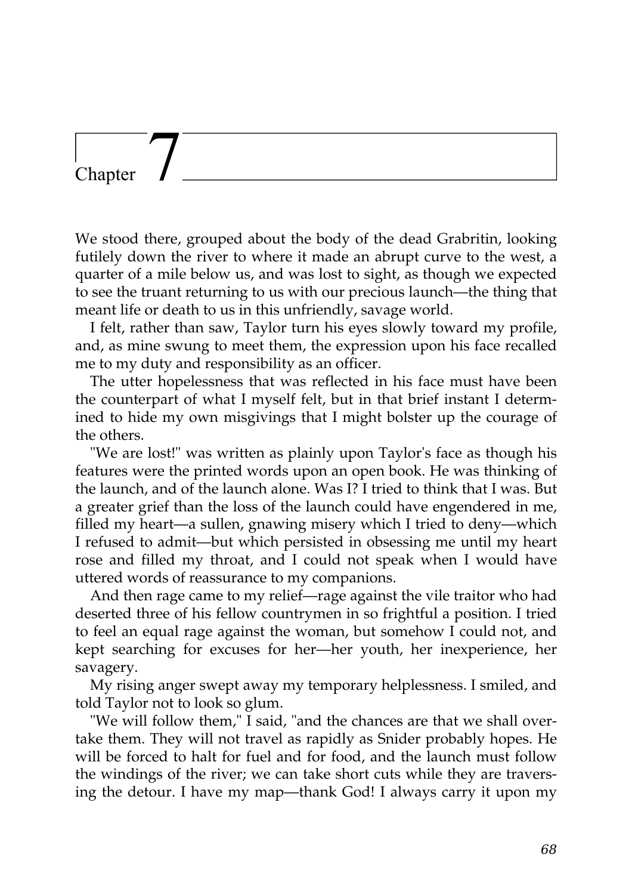# Chapter 7

We stood there, grouped about the body of the dead Grabritin, looking futilely down the river to where it made an abrupt curve to the west, a quarter of a mile below us, and was lost to sight, as though we expected to see the truant returning to us with our precious launch—the thing that meant life or death to us in this unfriendly, savage world.

I felt, rather than saw, Taylor turn his eyes slowly toward my profile, and, as mine swung to meet them, the expression upon his face recalled me to my duty and responsibility as an officer.

The utter hopelessness that was reflected in his face must have been the counterpart of what I myself felt, but in that brief instant I determined to hide my own misgivings that I might bolster up the courage of the others.

"We are lost!" was written as plainly upon Taylor's face as though his features were the printed words upon an open book. He was thinking of the launch, and of the launch alone. Was I? I tried to think that I was. But a greater grief than the loss of the launch could have engendered in me, filled my heart—a sullen, gnawing misery which I tried to deny—which I refused to admit—but which persisted in obsessing me until my heart rose and filled my throat, and I could not speak when I would have uttered words of reassurance to my companions.

And then rage came to my relief—rage against the vile traitor who had deserted three of his fellow countrymen in so frightful a position. I tried to feel an equal rage against the woman, but somehow I could not, and kept searching for excuses for her—her youth, her inexperience, her savagery.

My rising anger swept away my temporary helplessness. I smiled, and told Taylor not to look so glum.

"We will follow them," I said, "and the chances are that we shall overtake them. They will not travel as rapidly as Snider probably hopes. He will be forced to halt for fuel and for food, and the launch must follow the windings of the river; we can take short cuts while they are traversing the detour. I have my map—thank God! I always carry it upon my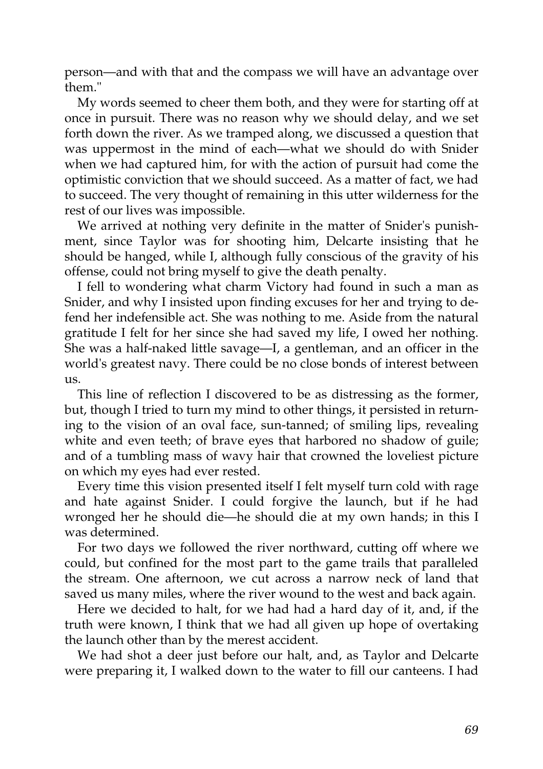person—and with that and the compass we will have an advantage over them."

My words seemed to cheer them both, and they were for starting off at once in pursuit. There was no reason why we should delay, and we set forth down the river. As we tramped along, we discussed a question that was uppermost in the mind of each—what we should do with Snider when we had captured him, for with the action of pursuit had come the optimistic conviction that we should succeed. As a matter of fact, we had to succeed. The very thought of remaining in this utter wilderness for the rest of our lives was impossible.

We arrived at nothing very definite in the matter of Snider's punishment, since Taylor was for shooting him, Delcarte insisting that he should be hanged, while I, although fully conscious of the gravity of his offense, could not bring myself to give the death penalty.

I fell to wondering what charm Victory had found in such a man as Snider, and why I insisted upon finding excuses for her and trying to defend her indefensible act. She was nothing to me. Aside from the natural gratitude I felt for her since she had saved my life, I owed her nothing. She was a half-naked little savage—I, a gentleman, and an officer in the world's greatest navy. There could be no close bonds of interest between us.

This line of reflection I discovered to be as distressing as the former, but, though I tried to turn my mind to other things, it persisted in returning to the vision of an oval face, sun-tanned; of smiling lips, revealing white and even teeth; of brave eyes that harbored no shadow of guile; and of a tumbling mass of wavy hair that crowned the loveliest picture on which my eyes had ever rested.

Every time this vision presented itself I felt myself turn cold with rage and hate against Snider. I could forgive the launch, but if he had wronged her he should die—he should die at my own hands; in this I was determined.

For two days we followed the river northward, cutting off where we could, but confined for the most part to the game trails that paralleled the stream. One afternoon, we cut across a narrow neck of land that saved us many miles, where the river wound to the west and back again.

Here we decided to halt, for we had had a hard day of it, and, if the truth were known, I think that we had all given up hope of overtaking the launch other than by the merest accident.

We had shot a deer just before our halt, and, as Taylor and Delcarte were preparing it, I walked down to the water to fill our canteens. I had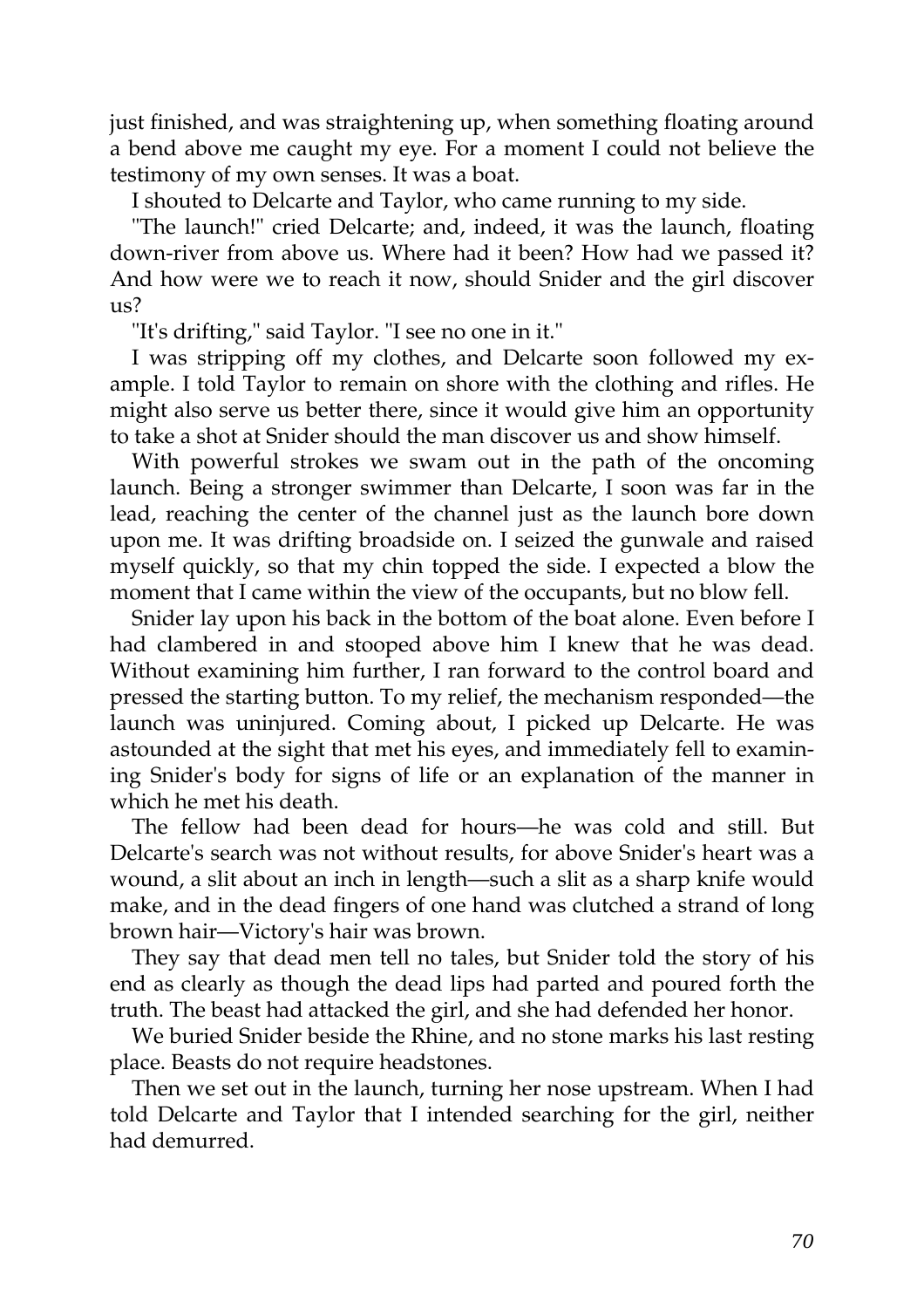just finished, and was straightening up, when something floating around a bend above me caught my eye. For a moment I could not believe the testimony of my own senses. It was a boat.

I shouted to Delcarte and Taylor, who came running to my side.

"The launch!" cried Delcarte; and, indeed, it was the launch, floating down-river from above us. Where had it been? How had we passed it? And how were we to reach it now, should Snider and the girl discover us?

"It's drifting," said Taylor. "I see no one in it."

I was stripping off my clothes, and Delcarte soon followed my example. I told Taylor to remain on shore with the clothing and rifles. He might also serve us better there, since it would give him an opportunity to take a shot at Snider should the man discover us and show himself.

With powerful strokes we swam out in the path of the oncoming launch. Being a stronger swimmer than Delcarte, I soon was far in the lead, reaching the center of the channel just as the launch bore down upon me. It was drifting broadside on. I seized the gunwale and raised myself quickly, so that my chin topped the side. I expected a blow the moment that I came within the view of the occupants, but no blow fell.

Snider lay upon his back in the bottom of the boat alone. Even before I had clambered in and stooped above him I knew that he was dead. Without examining him further, I ran forward to the control board and pressed the starting button. To my relief, the mechanism responded—the launch was uninjured. Coming about, I picked up Delcarte. He was astounded at the sight that met his eyes, and immediately fell to examining Snider's body for signs of life or an explanation of the manner in which he met his death.

The fellow had been dead for hours—he was cold and still. But Delcarte's search was not without results, for above Snider's heart was a wound, a slit about an inch in length—such a slit as a sharp knife would make, and in the dead fingers of one hand was clutched a strand of long brown hair—Victory's hair was brown.

They say that dead men tell no tales, but Snider told the story of his end as clearly as though the dead lips had parted and poured forth the truth. The beast had attacked the girl, and she had defended her honor.

We buried Snider beside the Rhine, and no stone marks his last resting place. Beasts do not require headstones.

Then we set out in the launch, turning her nose upstream. When I had told Delcarte and Taylor that I intended searching for the girl, neither had demurred.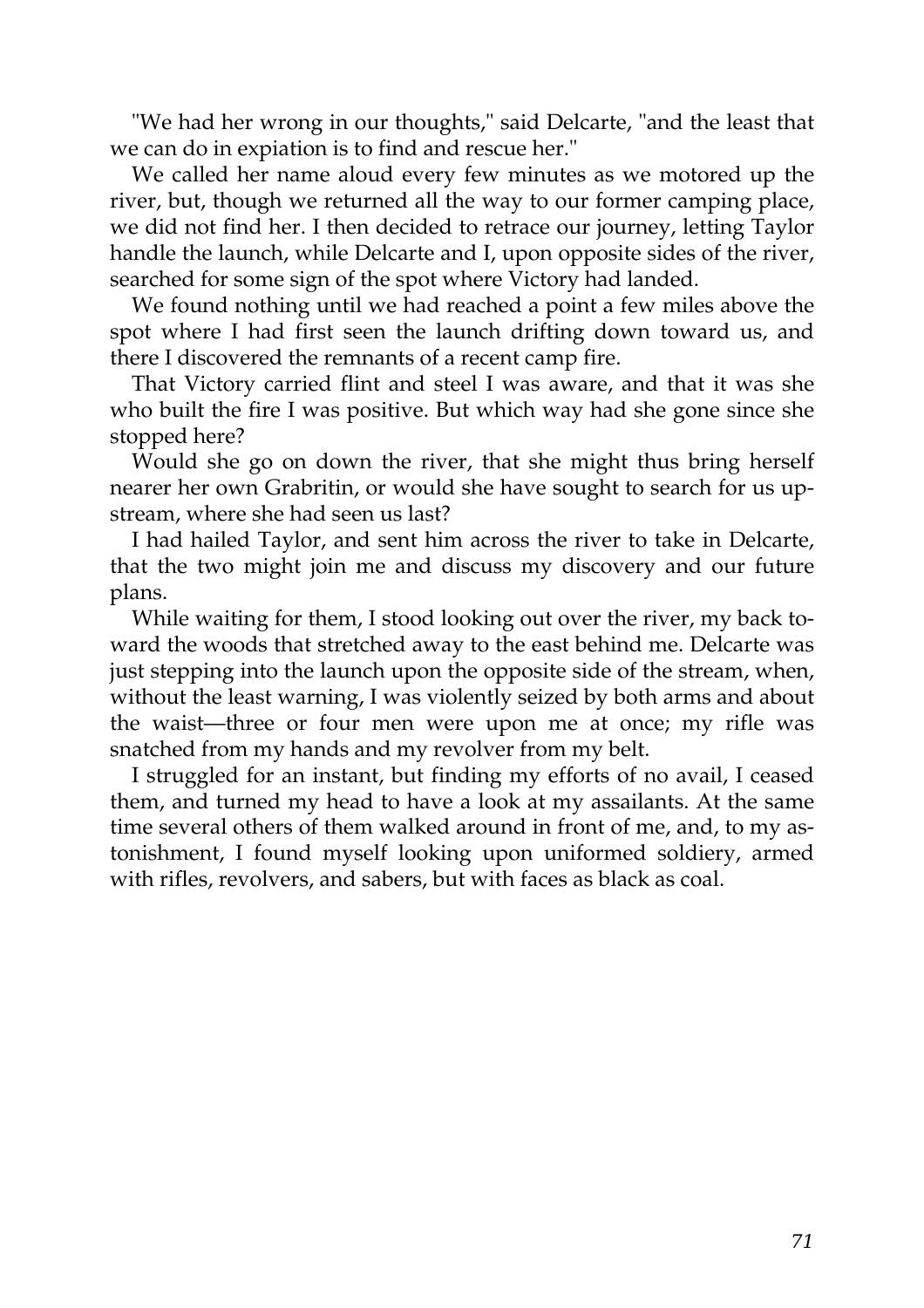"We had her wrong in our thoughts," said Delcarte, "and the least that we can do in expiation is to find and rescue her."

We called her name aloud every few minutes as we motored up the river, but, though we returned all the way to our former camping place, we did not find her. I then decided to retrace our journey, letting Taylor handle the launch, while Delcarte and I, upon opposite sides of the river, searched for some sign of the spot where Victory had landed.

We found nothing until we had reached a point a few miles above the spot where I had first seen the launch drifting down toward us, and there I discovered the remnants of a recent camp fire.

That Victory carried flint and steel I was aware, and that it was she who built the fire I was positive. But which way had she gone since she stopped here?

Would she go on down the river, that she might thus bring herself nearer her own Grabritin, or would she have sought to search for us upstream, where she had seen us last?

I had hailed Taylor, and sent him across the river to take in Delcarte, that the two might join me and discuss my discovery and our future plans.

While waiting for them, I stood looking out over the river, my back toward the woods that stretched away to the east behind me. Delcarte was just stepping into the launch upon the opposite side of the stream, when, without the least warning, I was violently seized by both arms and about the waist—three or four men were upon me at once; my rifle was snatched from my hands and my revolver from my belt.

I struggled for an instant, but finding my efforts of no avail, I ceased them, and turned my head to have a look at my assailants. At the same time several others of them walked around in front of me, and, to my astonishment, I found myself looking upon uniformed soldiery, armed with rifles, revolvers, and sabers, but with faces as black as coal.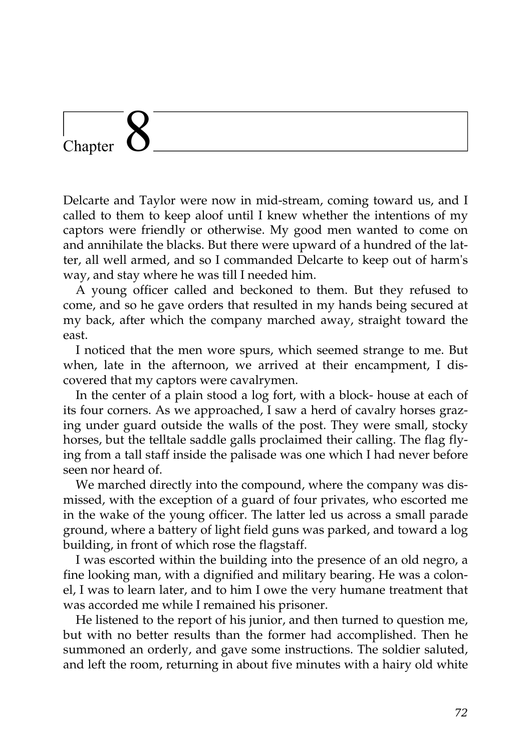# Chapter 8

Delcarte and Taylor were now in mid-stream, coming toward us, and I called to them to keep aloof until I knew whether the intentions of my captors were friendly or otherwise. My good men wanted to come on and annihilate the blacks. But there were upward of a hundred of the latter, all well armed, and so I commanded Delcarte to keep out of harm's way, and stay where he was till I needed him.

A young officer called and beckoned to them. But they refused to come, and so he gave orders that resulted in my hands being secured at my back, after which the company marched away, straight toward the east.

I noticed that the men wore spurs, which seemed strange to me. But when, late in the afternoon, we arrived at their encampment, I discovered that my captors were cavalrymen.

In the center of a plain stood a log fort, with a block- house at each of its four corners. As we approached, I saw a herd of cavalry horses grazing under guard outside the walls of the post. They were small, stocky horses, but the telltale saddle galls proclaimed their calling. The flag flying from a tall staff inside the palisade was one which I had never before seen nor heard of.

We marched directly into the compound, where the company was dismissed, with the exception of a guard of four privates, who escorted me in the wake of the young officer. The latter led us across a small parade ground, where a battery of light field guns was parked, and toward a log building, in front of which rose the flagstaff.

I was escorted within the building into the presence of an old negro, a fine looking man, with a dignified and military bearing. He was a colonel, I was to learn later, and to him I owe the very humane treatment that was accorded me while I remained his prisoner.

He listened to the report of his junior, and then turned to question me, but with no better results than the former had accomplished. Then he summoned an orderly, and gave some instructions. The soldier saluted, and left the room, returning in about five minutes with a hairy old white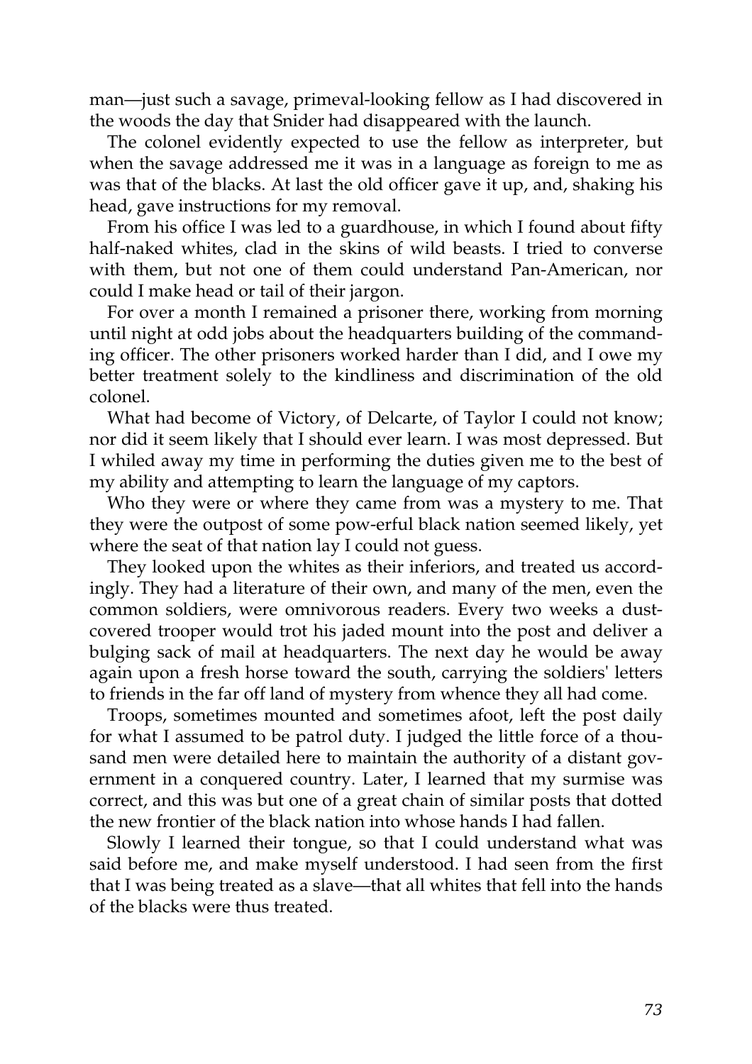man—just such a savage, primeval-looking fellow as I had discovered in the woods the day that Snider had disappeared with the launch.

The colonel evidently expected to use the fellow as interpreter, but when the savage addressed me it was in a language as foreign to me as was that of the blacks. At last the old officer gave it up, and, shaking his head, gave instructions for my removal.

From his office I was led to a guardhouse, in which I found about fifty half-naked whites, clad in the skins of wild beasts. I tried to converse with them, but not one of them could understand Pan-American, nor could I make head or tail of their jargon.

For over a month I remained a prisoner there, working from morning until night at odd jobs about the headquarters building of the commanding officer. The other prisoners worked harder than I did, and I owe my better treatment solely to the kindliness and discrimination of the old colonel.

What had become of Victory, of Delcarte, of Taylor I could not know; nor did it seem likely that I should ever learn. I was most depressed. But I whiled away my time in performing the duties given me to the best of my ability and attempting to learn the language of my captors.

Who they were or where they came from was a mystery to me. That they were the outpost of some pow-erful black nation seemed likely, yet where the seat of that nation lay I could not guess.

They looked upon the whites as their inferiors, and treated us accordingly. They had a literature of their own, and many of the men, even the common soldiers, were omnivorous readers. Every two weeks a dust-covered trooper would trot his jaded mount into the post and deliver a bulging sack of mail at headquarters. The next day he would be away again upon a fresh horse toward the south, carrying the soldiers' letters to friends in the far off land of mystery from whence they all had come.

Troops, sometimes mounted and sometimes afoot, left the post daily for what I assumed to be patrol duty. I judged the little force of a thousand men were detailed here to maintain the authority of a distant government in a conquered country. Later, I learned that my surmise was correct, and this was but one of a great chain of similar posts that dotted the new frontier of the black nation into whose hands I had fallen.

Slowly I learned their tongue, so that I could understand what was said before me, and make myself understood. I had seen from the first that I was being treated as a slave—that all whites that fell into the hands of the blacks were thus treated.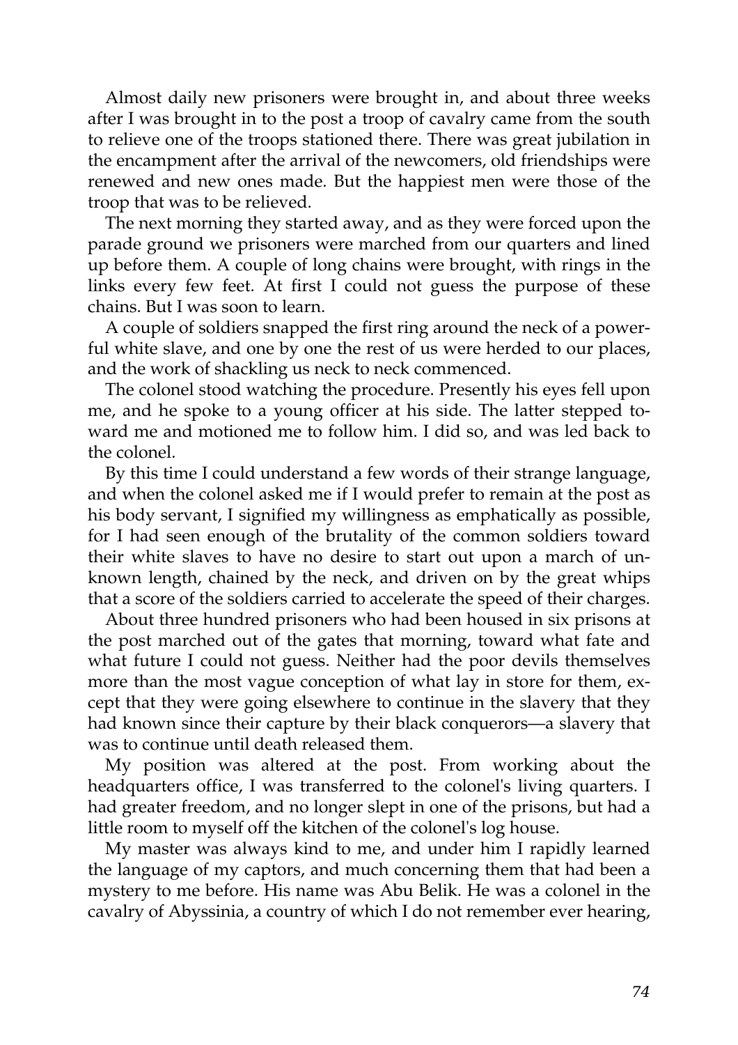Almost daily new prisoners were brought in, and about three weeks after I was brought in to the post a troop of cavalry came from the south to relieve one of the troops stationed there. There was great jubilation in the encampment after the arrival of the newcomers, old friendships were renewed and new ones made. But the happiest men were those of the troop that was to be relieved.

The next morning they started away, and as they were forced upon the parade ground we prisoners were marched from our quarters and lined up before them. A couple of long chains were brought, with rings in the links every few feet. At first I could not guess the purpose of these chains. But I was soon to learn.

A couple of soldiers snapped the first ring around the neck of a powerful white slave, and one by one the rest of us were herded to our places, and the work of shackling us neck to neck commenced.

The colonel stood watching the procedure. Presently his eyes fell upon me, and he spoke to a young officer at his side. The latter stepped toward me and motioned me to follow him. I did so, and was led back to the colonel.

By this time I could understand a few words of their strange language, and when the colonel asked me if I would prefer to remain at the post as his body servant, I signified my willingness as emphatically as possible, for I had seen enough of the brutality of the common soldiers toward their white slaves to have no desire to start out upon a march of unknown length, chained by the neck, and driven on by the great whips that a score of the soldiers carried to accelerate the speed of their charges.

About three hundred prisoners who had been housed in six prisons at the post marched out of the gates that morning, toward what fate and what future I could not guess. Neither had the poor devils themselves more than the most vague conception of what lay in store for them, except that they were going elsewhere to continue in the slavery that they had known since their capture by their black conquerors—a slavery that was to continue until death released them.

My position was altered at the post. From working about the headquarters office, I was transferred to the colonel's living quarters. I had greater freedom, and no longer slept in one of the prisons, but had a little room to myself off the kitchen of the colonel's log house.

My master was always kind to me, and under him I rapidly learned the language of my captors, and much concerning them that had been a mystery to me before. His name was Abu Belik. He was a colonel in the cavalry of Abyssinia, a country of which I do not remember ever hearing,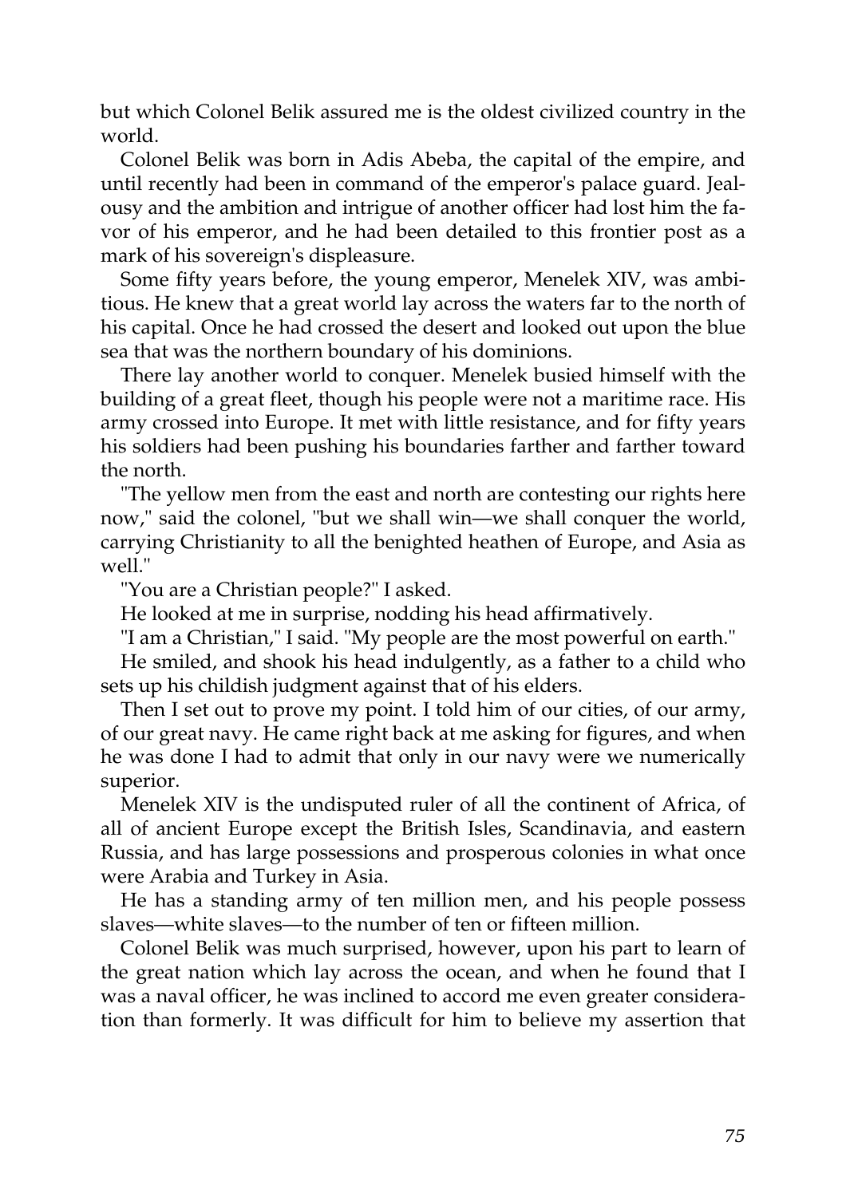but which Colonel Belik assured me is the oldest civilized country in the world.

Colonel Belik was born in Adis Abeba, the capital of the empire, and until recently had been in command of the emperor's palace guard. Jealousy and the ambition and intrigue of another officer had lost him the favor of his emperor, and he had been detailed to this frontier post as a mark of his sovereign's displeasure.

Some fifty years before, the young emperor, Menelek XIV, was ambitious. He knew that a great world lay across the waters far to the north of his capital. Once he had crossed the desert and looked out upon the blue sea that was the northern boundary of his dominions.

There lay another world to conquer. Menelek busied himself with the building of a great fleet, though his people were not a maritime race. His army crossed into Europe. It met with little resistance, and for fifty years his soldiers had been pushing his boundaries farther and farther toward the north.

"The yellow men from the east and north are contesting our rights here now," said the colonel, "but we shall win—we shall conquer the world, carrying Christianity to all the benighted heathen of Europe, and Asia as well."

"You are a Christian people?" I asked.

He looked at me in surprise, nodding his head affirmatively.

"I am a Christian," I said. "My people are the most powerful on earth."

He smiled, and shook his head indulgently, as a father to a child who sets up his childish judgment against that of his elders.

Then I set out to prove my point. I told him of our cities, of our army, of our great navy. He came right back at me asking for figures, and when he was done I had to admit that only in our navy were we numerically superior.

Menelek XIV is the undisputed ruler of all the continent of Africa, of all of ancient Europe except the British Isles, Scandinavia, and eastern Russia, and has large possessions and prosperous colonies in what once were Arabia and Turkey in Asia.

He has a standing army of ten million men, and his people possess slaves—white slaves—to the number of ten or fifteen million.

Colonel Belik was much surprised, however, upon his part to learn of the great nation which lay across the ocean, and when he found that I was a naval officer, he was inclined to accord me even greater consideration than formerly. It was difficult for him to believe my assertion that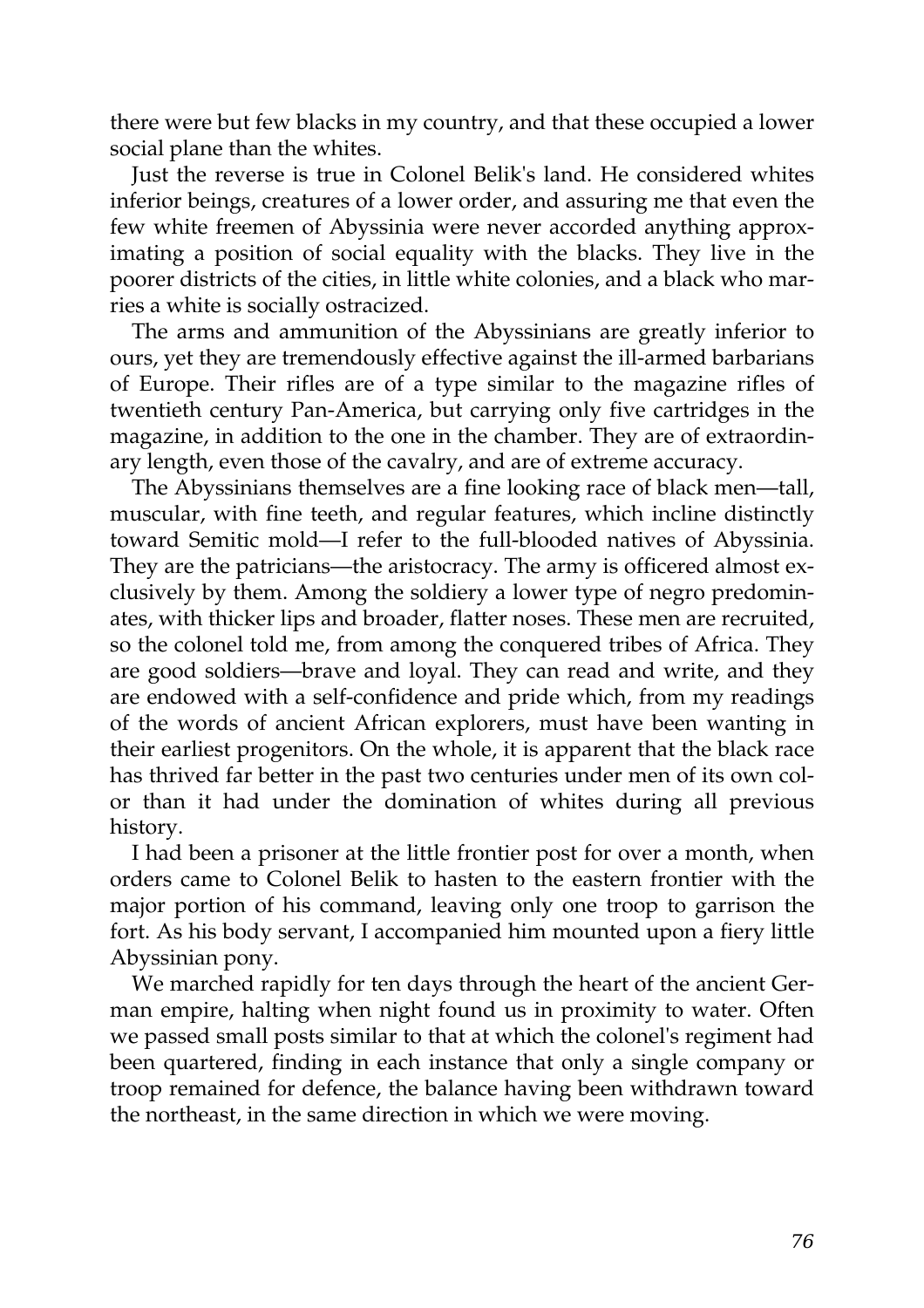there were but few blacks in my country, and that these occupied a lower social plane than the whites.

Just the reverse is true in Colonel Belik's land. He considered whites inferior beings, creatures of a lower order, and assuring me that even the few white freemen of Abyssinia were never accorded anything approximating a position of social equality with the blacks. They live in the poorer districts of the cities, in little white colonies, and a black who marries a white is socially ostracized.

The arms and ammunition of the Abyssinians are greatly inferior to ours, yet they are tremendously effective against the ill-armed barbarians of Europe. Their rifles are of a type similar to the magazine rifles of twentieth century Pan-America, but carrying only five cartridges in the magazine, in addition to the one in the chamber. They are of extraordinary length, even those of the cavalry, and are of extreme accuracy.

The Abyssinians themselves are a fine looking race of black men—tall, muscular, with fine teeth, and regular features, which incline distinctly toward Semitic mold—I refer to the full-blooded natives of Abyssinia. They are the patricians—the aristocracy. The army is officered almost exclusively by them. Among the soldiery a lower type of negro predominates, with thicker lips and broader, flatter noses. These men are recruited, so the colonel told me, from among the conquered tribes of Africa. They are good soldiers—brave and loyal. They can read and write, and they are endowed with a self-confidence and pride which, from my readings of the words of ancient African explorers, must have been wanting in their earliest progenitors. On the whole, it is apparent that the black race has thrived far better in the past two centuries under men of its own color than it had under the domination of whites during all previous history.

I had been a prisoner at the little frontier post for over a month, when orders came to Colonel Belik to hasten to the eastern frontier with the major portion of his command, leaving only one troop to garrison the fort. As his body servant, I accompanied him mounted upon a fiery little Abyssinian pony.

We marched rapidly for ten days through the heart of the ancient German empire, halting when night found us in proximity to water. Often we passed small posts similar to that at which the colonel's regiment had been quartered, finding in each instance that only a single company or troop remained for defence, the balance having been withdrawn toward the northeast, in the same direction in which we were moving.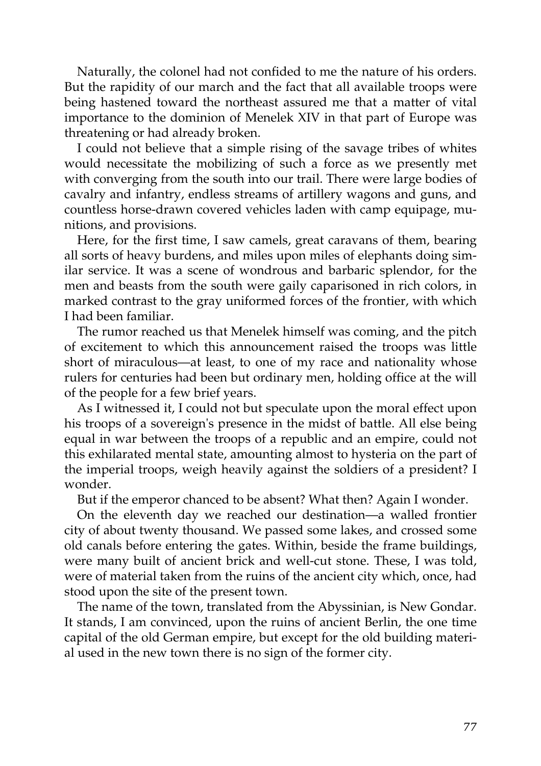Naturally, the colonel had not confided to me the nature of his orders. But the rapidity of our march and the fact that all available troops were being hastened toward the northeast assured me that a matter of vital importance to the dominion of Menelek XIV in that part of Europe was threatening or had already broken.

I could not believe that a simple rising of the savage tribes of whites would necessitate the mobilizing of such a force as we presently met with converging from the south into our trail. There were large bodies of cavalry and infantry, endless streams of artillery wagons and guns, and countless horse-drawn covered vehicles laden with camp equipage, munitions, and provisions.

Here, for the first time, I saw camels, great caravans of them, bearing all sorts of heavy burdens, and miles upon miles of elephants doing similar service. It was a scene of wondrous and barbaric splendor, for the men and beasts from the south were gaily caparisoned in rich colors, in marked contrast to the gray uniformed forces of the frontier, with which I had been familiar.

The rumor reached us that Menelek himself was coming, and the pitch of excitement to which this announcement raised the troops was little short of miraculous—at least, to one of my race and nationality whose rulers for centuries had been but ordinary men, holding office at the will of the people for a few brief years.

As I witnessed it, I could not but speculate upon the moral effect upon his troops of a sovereign's presence in the midst of battle. All else being equal in war between the troops of a republic and an empire, could not this exhilarated mental state, amounting almost to hysteria on the part of the imperial troops, weigh heavily against the soldiers of a president? I wonder.

But if the emperor chanced to be absent? What then? Again I wonder.

On the eleventh day we reached our destination—a walled frontier city of about twenty thousand. We passed some lakes, and crossed some old canals before entering the gates. Within, beside the frame buildings, were many built of ancient brick and well-cut stone. These, I was told, were of material taken from the ruins of the ancient city which, once, had stood upon the site of the present town.

The name of the town, translated from the Abyssinian, is New Gondar. It stands, I am convinced, upon the ruins of ancient Berlin, the one time capital of the old German empire, but except for the old building material used in the new town there is no sign of the former city.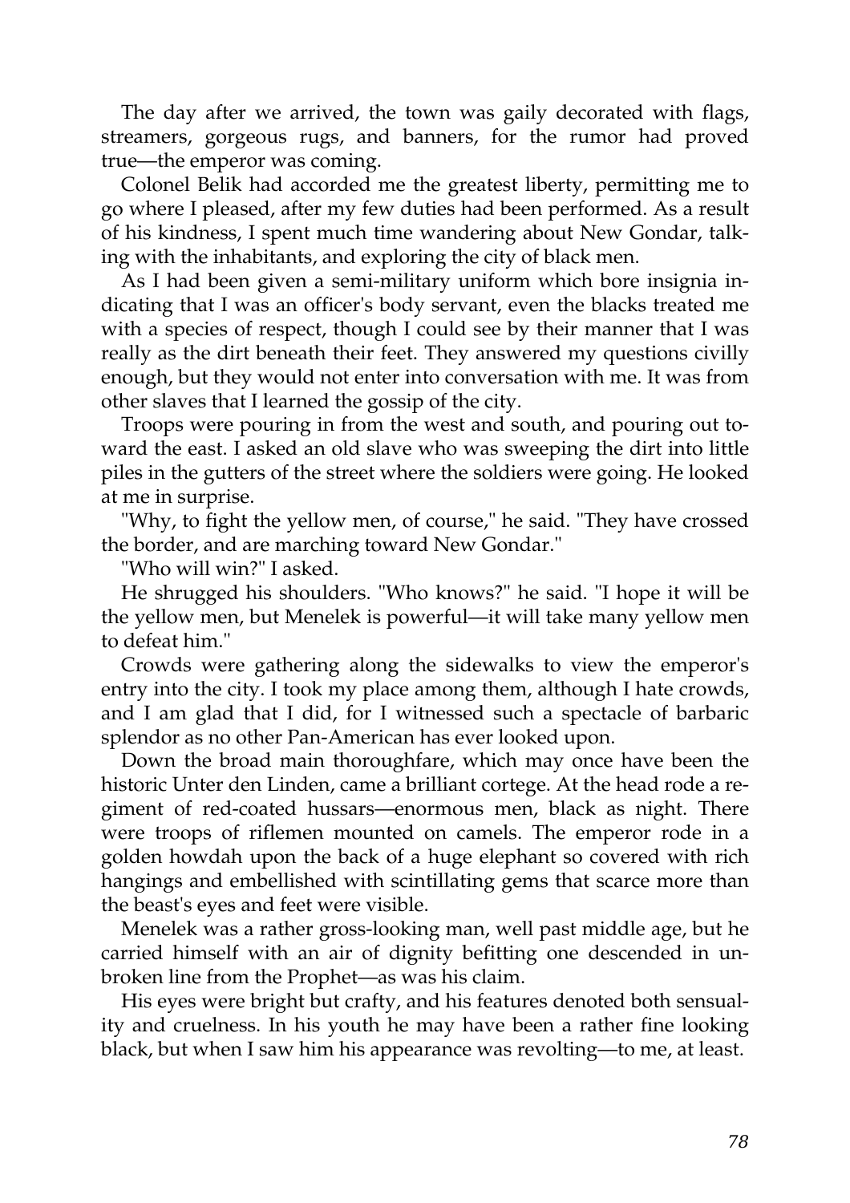The day after we arrived, the town was gaily decorated with flags, streamers, gorgeous rugs, and banners, for the rumor had proved true—the emperor was coming.

Colonel Belik had accorded me the greatest liberty, permitting me to go where I pleased, after my few duties had been performed. As a result of his kindness, I spent much time wandering about New Gondar, talking with the inhabitants, and exploring the city of black men.

As I had been given a semi-military uniform which bore insignia indicating that I was an officer's body servant, even the blacks treated me with a species of respect, though I could see by their manner that I was really as the dirt beneath their feet. They answered my questions civilly enough, but they would not enter into conversation with me. It was from other slaves that I learned the gossip of the city.

Troops were pouring in from the west and south, and pouring out toward the east. I asked an old slave who was sweeping the dirt into little piles in the gutters of the street where the soldiers were going. He looked at me in surprise.

"Why, to fight the yellow men, of course," he said. "They have crossed the border, and are marching toward New Gondar."

"Who will win?" I asked.

He shrugged his shoulders. "Who knows?" he said. "I hope it will be the yellow men, but Menelek is powerful—it will take many yellow men to defeat him."

Crowds were gathering along the sidewalks to view the emperor's entry into the city. I took my place among them, although I hate crowds, and I am glad that I did, for I witnessed such a spectacle of barbaric splendor as no other Pan-American has ever looked upon.

Down the broad main thoroughfare, which may once have been the historic Unter den Linden, came a brilliant cortege. At the head rode a regiment of red-coated hussars—enormous men, black as night. There were troops of riflemen mounted on camels. The emperor rode in a golden howdah upon the back of a huge elephant so covered with rich hangings and embellished with scintillating gems that scarce more than the beast's eyes and feet were visible.

Menelek was a rather gross-looking man, well past middle age, but he carried himself with an air of dignity befitting one descended in unbroken line from the Prophet—as was his claim.

His eyes were bright but crafty, and his features denoted both sensuality and cruelness. In his youth he may have been a rather fine looking black, but when I saw him his appearance was revolting—to me, at least.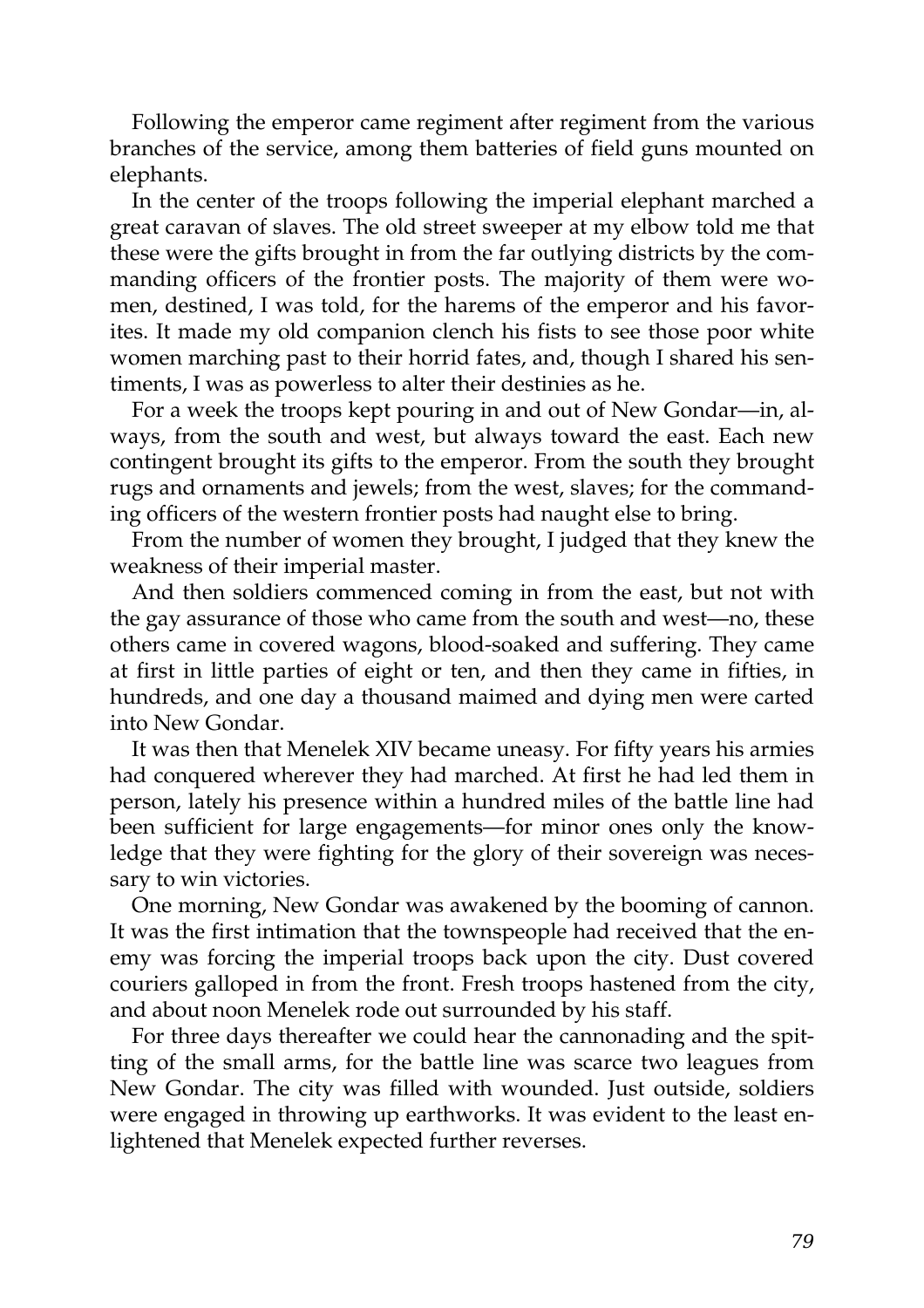Following the emperor came regiment after regiment from the various branches of the service, among them batteries of field guns mounted on elephants.

In the center of the troops following the imperial elephant marched a great caravan of slaves. The old street sweeper at my elbow told me that these were the gifts brought in from the far outlying districts by the commanding officers of the frontier posts. The majority of them were women, destined, I was told, for the harems of the emperor and his favorites. It made my old companion clench his fists to see those poor white women marching past to their horrid fates, and, though I shared his sentiments, I was as powerless to alter their destinies as he.

For a week the troops kept pouring in and out of New Gondar—in, always, from the south and west, but always toward the east. Each new contingent brought its gifts to the emperor. From the south they brought rugs and ornaments and jewels; from the west, slaves; for the commanding officers of the western frontier posts had naught else to bring.

From the number of women they brought, I judged that they knew the weakness of their imperial master.

And then soldiers commenced coming in from the east, but not with the gay assurance of those who came from the south and west—no, these others came in covered wagons, blood-soaked and suffering. They came at first in little parties of eight or ten, and then they came in fifties, in hundreds, and one day a thousand maimed and dying men were carted into New Gondar.

It was then that Menelek XIV became uneasy. For fifty years his armies had conquered wherever they had marched. At first he had led them in person, lately his presence within a hundred miles of the battle line had been sufficient for large engagements—for minor ones only the knowledge that they were fighting for the glory of their sovereign was necessary to win victories.

One morning, New Gondar was awakened by the booming of cannon. It was the first intimation that the townspeople had received that the enemy was forcing the imperial troops back upon the city. Dust covered couriers galloped in from the front. Fresh troops hastened from the city, and about noon Menelek rode out surrounded by his staff.

For three days thereafter we could hear the cannonading and the spitting of the small arms, for the battle line was scarce two leagues from New Gondar. The city was filled with wounded. Just outside, soldiers were engaged in throwing up earthworks. It was evident to the least enlightened that Menelek expected further reverses.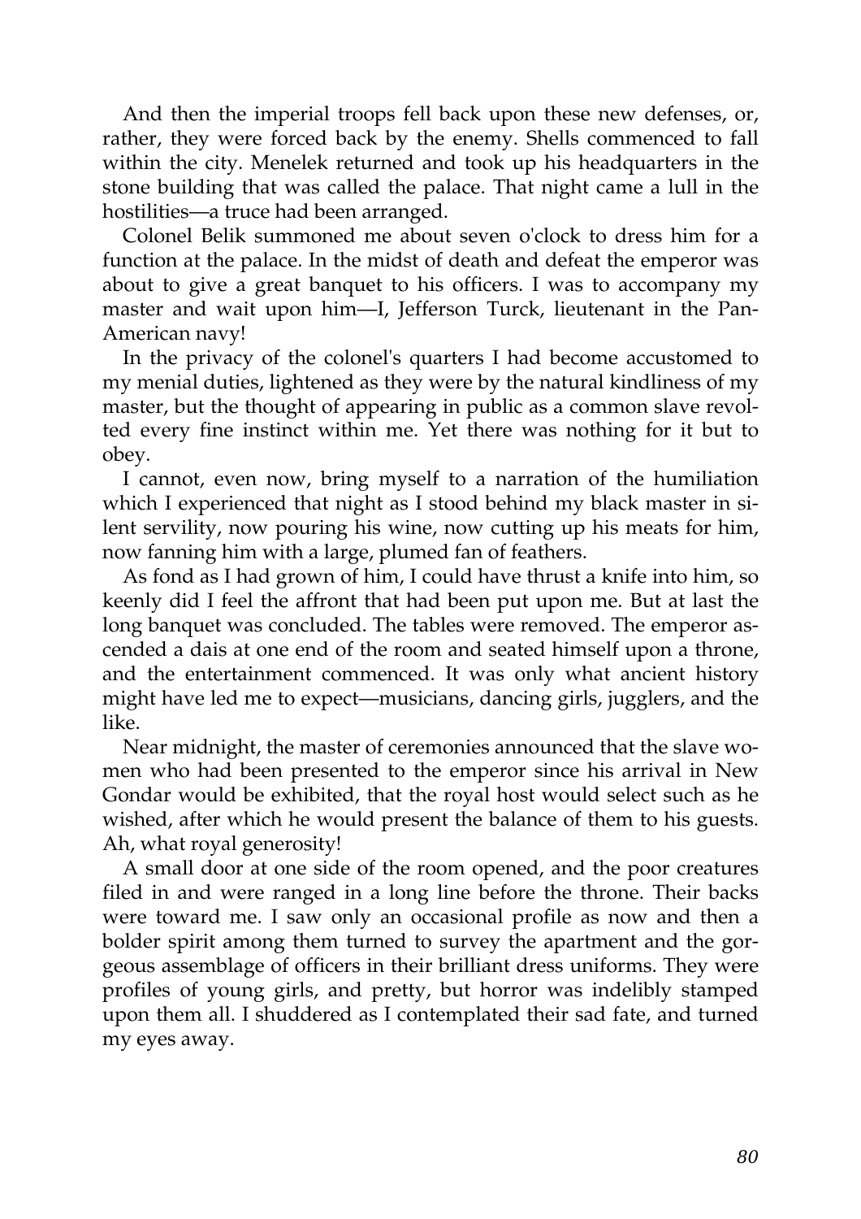And then the imperial troops fell back upon these new defenses, or, rather, they were forced back by the enemy. Shells commenced to fall within the city. Menelek returned and took up his headquarters in the stone building that was called the palace. That night came a lull in the hostilities—a truce had been arranged.

Colonel Belik summoned me about seven o'clock to dress him for a function at the palace. In the midst of death and defeat the emperor was about to give a great banquet to his officers. I was to accompany my master and wait upon him—I, Jefferson Turck, lieutenant in the Pan-American navy!

In the privacy of the colonel's quarters I had become accustomed to my menial duties, lightened as they were by the natural kindliness of my master, but the thought of appearing in public as a common slave revolted every fine instinct within me. Yet there was nothing for it but to obey.

I cannot, even now, bring myself to a narration of the humiliation which I experienced that night as I stood behind my black master in silent servility, now pouring his wine, now cutting up his meats for him, now fanning him with a large, plumed fan of feathers.

As fond as I had grown of him, I could have thrust a knife into him, so keenly did I feel the affront that had been put upon me. But at last the long banquet was concluded. The tables were removed. The emperor ascended a dais at one end of the room and seated himself upon a throne, and the entertainment commenced. It was only what ancient history might have led me to expect—musicians, dancing girls, jugglers, and the like.

Near midnight, the master of ceremonies announced that the slave women who had been presented to the emperor since his arrival in New Gondar would be exhibited, that the royal host would select such as he wished, after which he would present the balance of them to his guests. Ah, what royal generosity!

A small door at one side of the room opened, and the poor creatures filed in and were ranged in a long line before the throne. Their backs were toward me. I saw only an occasional profile as now and then a bolder spirit among them turned to survey the apartment and the gorgeous assemblage of officers in their brilliant dress uniforms. They were profiles of young girls, and pretty, but horror was indelibly stamped upon them all. I shuddered as I contemplated their sad fate, and turned my eyes away.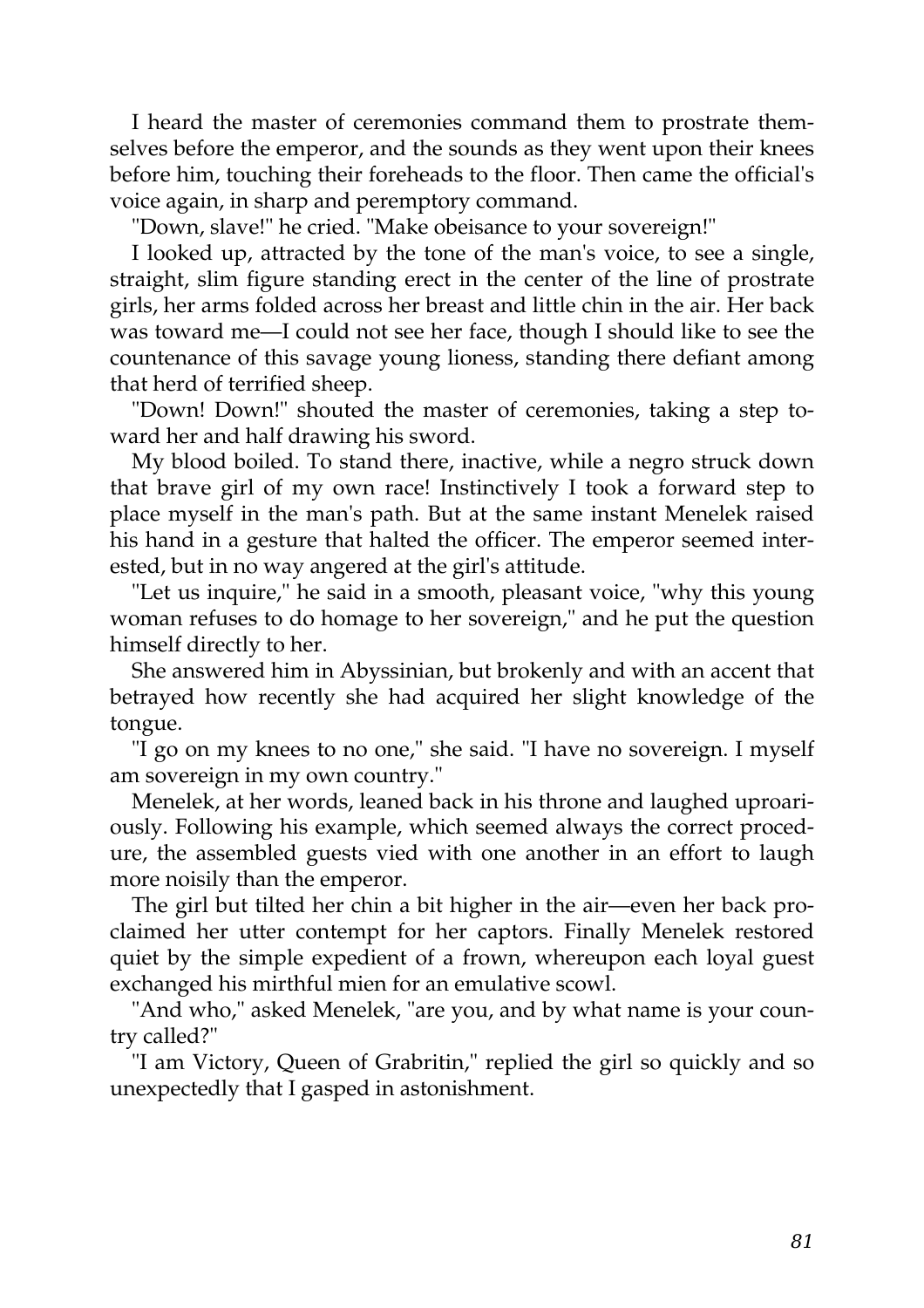I heard the master of ceremonies command them to prostrate themselves before the emperor, and the sounds as they went upon their knees before him, touching their foreheads to the floor. Then came the official's voice again, in sharp and peremptory command.

"Down, slave!" he cried. "Make obeisance to your sovereign!"

I looked up, attracted by the tone of the man's voice, to see a single, straight, slim figure standing erect in the center of the line of prostrate girls, her arms folded across her breast and little chin in the air. Her back was toward me—I could not see her face, though I should like to see the countenance of this savage young lioness, standing there defiant among that herd of terrified sheep.

"Down! Down!" shouted the master of ceremonies, taking a step toward her and half drawing his sword.

My blood boiled. To stand there, inactive, while a negro struck down that brave girl of my own race! Instinctively I took a forward step to place myself in the man's path. But at the same instant Menelek raised his hand in a gesture that halted the officer. The emperor seemed interested, but in no way angered at the girl's attitude.

"Let us inquire," he said in a smooth, pleasant voice, "why this young woman refuses to do homage to her sovereign," and he put the question himself directly to her.

She answered him in Abyssinian, but brokenly and with an accent that betrayed how recently she had acquired her slight knowledge of the tongue.

"I go on my knees to no one," she said. "I have no sovereign. I myself am sovereign in my own country."

Menelek, at her words, leaned back in his throne and laughed uproariously. Following his example, which seemed always the correct procedure, the assembled guests vied with one another in an effort to laugh more noisily than the emperor.

The girl but tilted her chin a bit higher in the air—even her back proclaimed her utter contempt for her captors. Finally Menelek restored quiet by the simple expedient of a frown, whereupon each loyal guest exchanged his mirthful mien for an emulative scowl.

"And who," asked Menelek, "are you, and by what name is your country called?"

"I am Victory, Queen of Grabritin," replied the girl so quickly and so unexpectedly that I gasped in astonishment.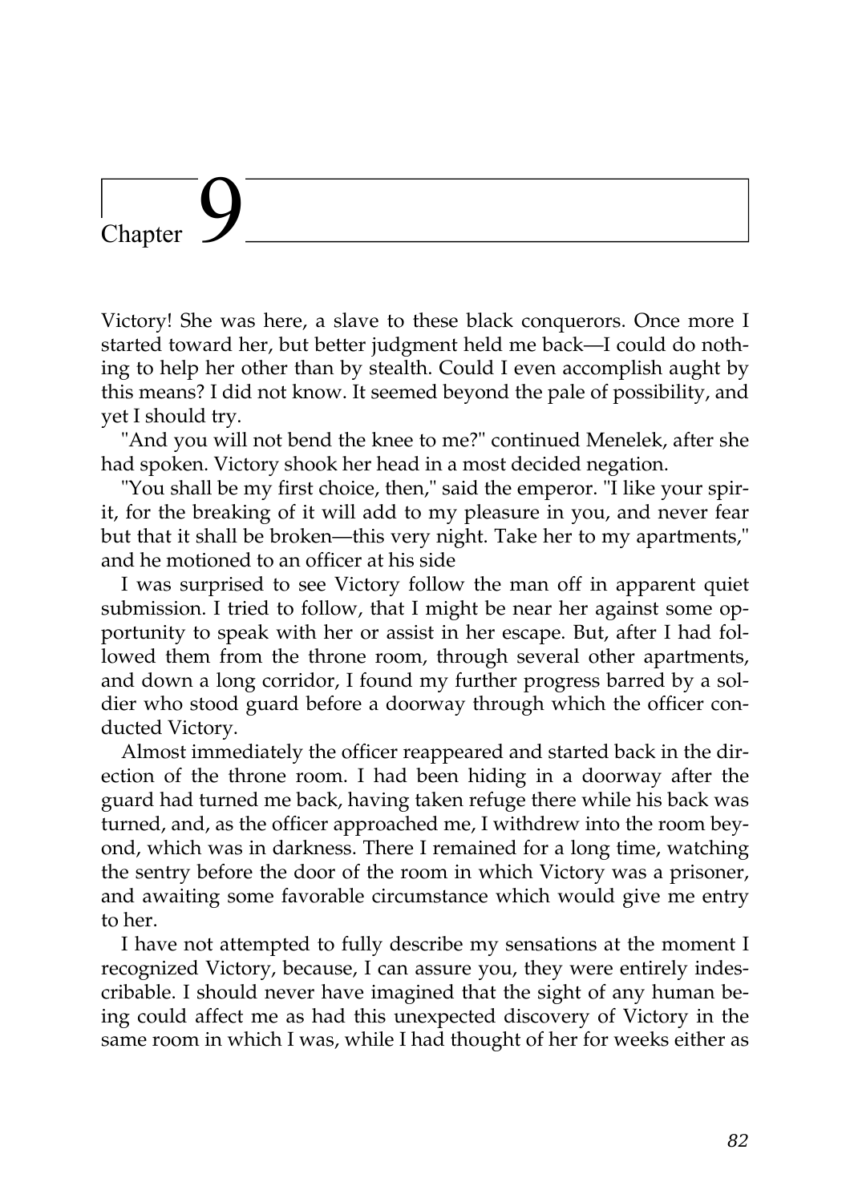# Chapter 9

Victory! She was here, a slave to these black conquerors. Once more I started toward her, but better judgment held me back—I could do nothing to help her other than by stealth. Could I even accomplish aught by this means? I did not know. It seemed beyond the pale of possibility, and yet I should try.

"And you will not bend the knee to me?" continued Menelek, after she had spoken. Victory shook her head in a most decided negation.

"You shall be my first choice, then," said the emperor. "I like your spirit, for the breaking of it will add to my pleasure in you, and never fear but that it shall be broken—this very night. Take her to my apartments," and he motioned to an officer at his side

I was surprised to see Victory follow the man off in apparent quiet submission. I tried to follow, that I might be near her against some opportunity to speak with her or assist in her escape. But, after I had followed them from the throne room, through several other apartments, and down a long corridor, I found my further progress barred by a soldier who stood guard before a doorway through which the officer conducted Victory.

Almost immediately the officer reappeared and started back in the direction of the throne room. I had been hiding in a doorway after the guard had turned me back, having taken refuge there while his back was turned, and, as the officer approached me, I withdrew into the room beyond, which was in darkness. There I remained for a long time, watching the sentry before the door of the room in which Victory was a prisoner, and awaiting some favorable circumstance which would give me entry to her.

I have not attempted to fully describe my sensations at the moment I recognized Victory, because, I can assure you, they were entirely indescribable. I should never have imagined that the sight of any human being could affect me as had this unexpected discovery of Victory in the same room in which I was, while I had thought of her for weeks either as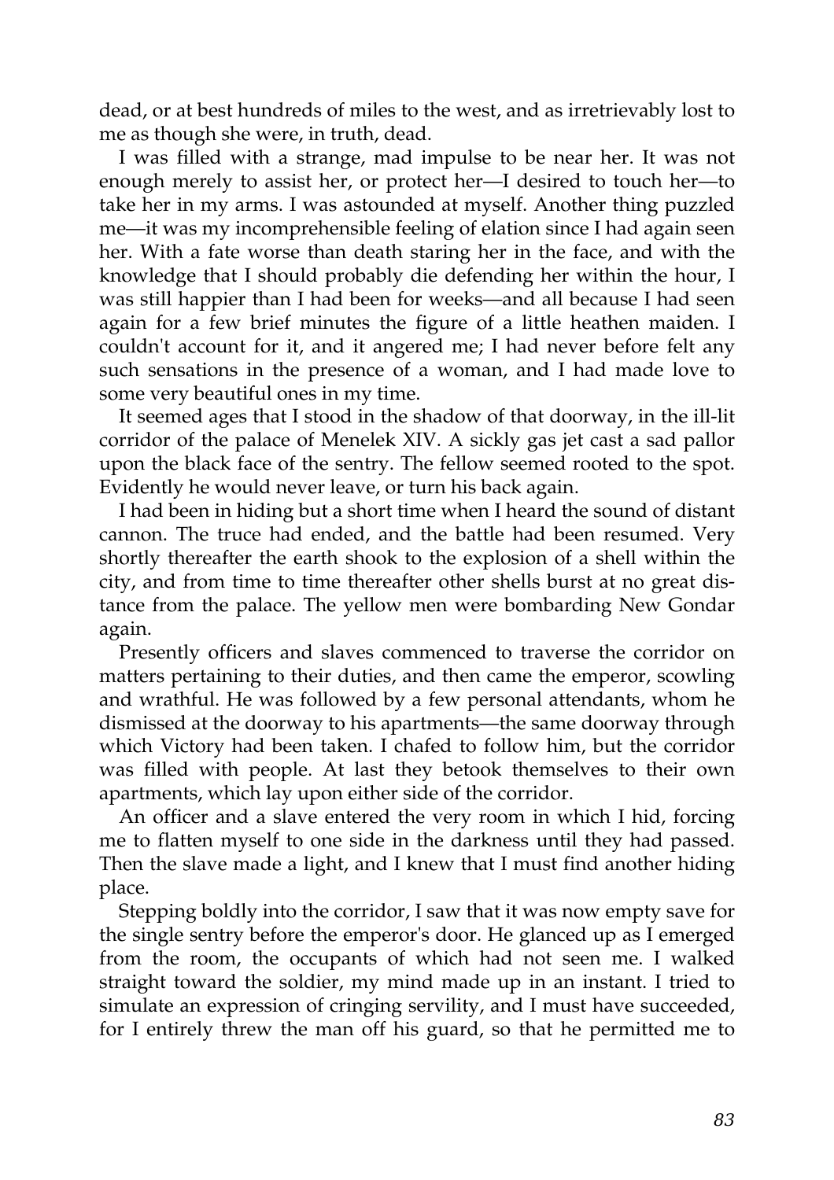dead, or at best hundreds of miles to the west, and as irretrievably lost to me as though she were, in truth, dead.

I was filled with a strange, mad impulse to be near her. It was not enough merely to assist her, or protect her—I desired to touch her—to take her in my arms. I was astounded at myself. Another thing puzzled me—it was my incomprehensible feeling of elation since I had again seen her. With a fate worse than death staring her in the face, and with the knowledge that I should probably die defending her within the hour, I was still happier than I had been for weeks—and all because I had seen again for a few brief minutes the figure of a little heathen maiden. I couldn't account for it, and it angered me; I had never before felt any such sensations in the presence of a woman, and I had made love to some very beautiful ones in my time.

It seemed ages that I stood in the shadow of that doorway, in the ill-lit corridor of the palace of Menelek XIV. A sickly gas jet cast a sad pallor upon the black face of the sentry. The fellow seemed rooted to the spot. Evidently he would never leave, or turn his back again.

I had been in hiding but a short time when I heard the sound of distant cannon. The truce had ended, and the battle had been resumed. Very shortly thereafter the earth shook to the explosion of a shell within the city, and from time to time thereafter other shells burst at no great distance from the palace. The yellow men were bombarding New Gondar again.

Presently officers and slaves commenced to traverse the corridor on matters pertaining to their duties, and then came the emperor, scowling and wrathful. He was followed by a few personal attendants, whom he dismissed at the doorway to his apartments—the same doorway through which Victory had been taken. I chafed to follow him, but the corridor was filled with people. At last they betook themselves to their own apartments, which lay upon either side of the corridor.

An officer and a slave entered the very room in which I hid, forcing me to flatten myself to one side in the darkness until they had passed. Then the slave made a light, and I knew that I must find another hiding place.

Stepping boldly into the corridor, I saw that it was now empty save for the single sentry before the emperor's door. He glanced up as I emerged from the room, the occupants of which had not seen me. I walked straight toward the soldier, my mind made up in an instant. I tried to simulate an expression of cringing servility, and I must have succeeded, for I entirely threw the man off his guard, so that he permitted me to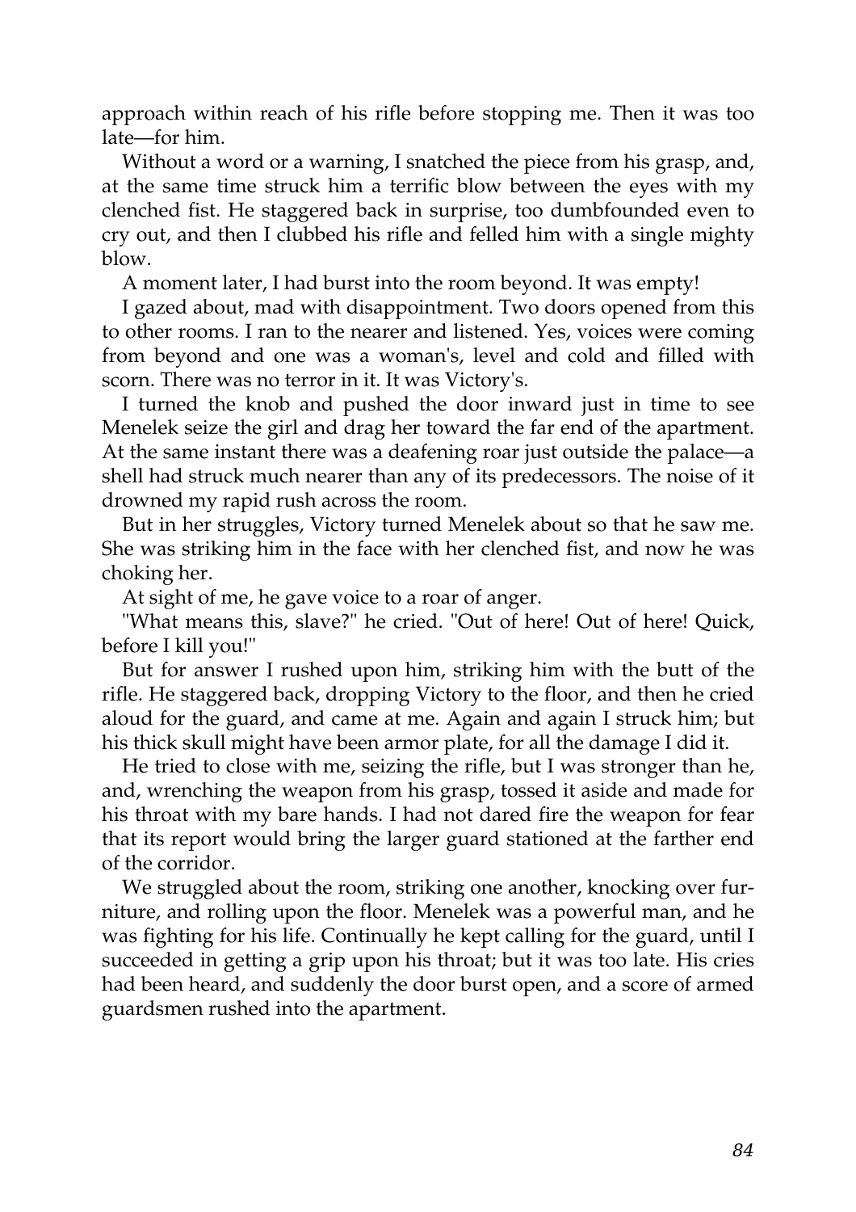approach within reach of his rifle before stopping me. Then it was too late—for him.

Without a word or a warning, I snatched the piece from his grasp, and, at the same time struck him a terrific blow between the eyes with my clenched fist. He staggered back in surprise, too dumbfounded even to cry out, and then I clubbed his rifle and felled him with a single mighty blow.

A moment later, I had burst into the room beyond. It was empty!

I gazed about, mad with disappointment. Two doors opened from this to other rooms. I ran to the nearer and listened. Yes, voices were coming from beyond and one was a woman's, level and cold and filled with scorn. There was no terror in it. It was Victory's.

I turned the knob and pushed the door inward just in time to see Menelek seize the girl and drag her toward the far end of the apartment. At the same instant there was a deafening roar just outside the palace—a shell had struck much nearer than any of its predecessors. The noise of it drowned my rapid rush across the room.

But in her struggles, Victory turned Menelek about so that he saw me. She was striking him in the face with her clenched fist, and now he was choking her.

At sight of me, he gave voice to a roar of anger.

"What means this, slave?" he cried. "Out of here! Out of here! Quick, before I kill you!"

But for answer I rushed upon him, striking him with the butt of the rifle. He staggered back, dropping Victory to the floor, and then he cried aloud for the guard, and came at me. Again and again I struck him; but his thick skull might have been armor plate, for all the damage I did it.

He tried to close with me, seizing the rifle, but I was stronger than he, and, wrenching the weapon from his grasp, tossed it aside and made for his throat with my bare hands. I had not dared fire the weapon for fear that its report would bring the larger guard stationed at the farther end of the corridor.

We struggled about the room, striking one another, knocking over furniture, and rolling upon the floor. Menelek was a powerful man, and he was fighting for his life. Continually he kept calling for the guard, until I succeeded in getting a grip upon his throat; but it was too late. His cries had been heard, and suddenly the door burst open, and a score of armed guardsmen rushed into the apartment.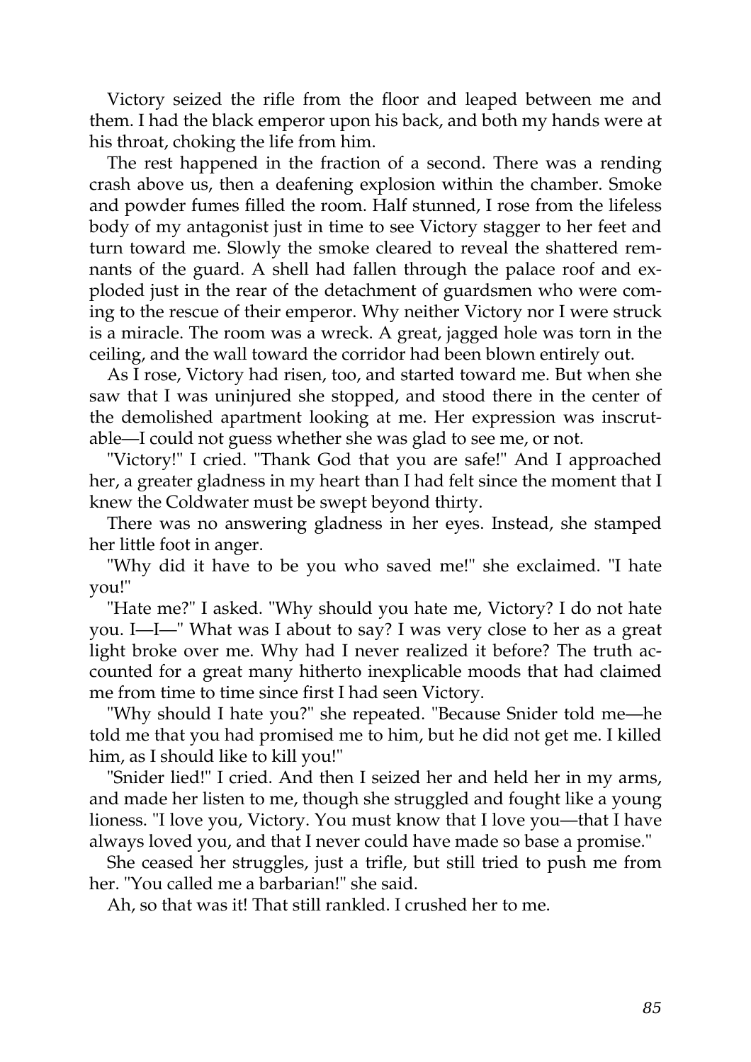Victory seized the rifle from the floor and leaped between me and them. I had the black emperor upon his back, and both my hands were at his throat, choking the life from him.

The rest happened in the fraction of a second. There was a rending crash above us, then a deafening explosion within the chamber. Smoke and powder fumes filled the room. Half stunned, I rose from the lifeless body of my antagonist just in time to see Victory stagger to her feet and turn toward me. Slowly the smoke cleared to reveal the shattered remnants of the guard. A shell had fallen through the palace roof and exploded just in the rear of the detachment of guardsmen who were coming to the rescue of their emperor. Why neither Victory nor I were struck is a miracle. The room was a wreck. A great, jagged hole was torn in the ceiling, and the wall toward the corridor had been blown entirely out.

As I rose, Victory had risen, too, and started toward me. But when she saw that I was uninjured she stopped, and stood there in the center of the demolished apartment looking at me. Her expression was inscrutable—I could not guess whether she was glad to see me, or not.

"Victory!" I cried. "Thank God that you are safe!" And I approached her, a greater gladness in my heart than I had felt since the moment that I knew the Coldwater must be swept beyond thirty.

There was no answering gladness in her eyes. Instead, she stamped her little foot in anger.

"Why did it have to be you who saved me!" she exclaimed. "I hate you!"

"Hate me?" I asked. "Why should you hate me, Victory? I do not hate you. I—I—" What was I about to say? I was very close to her as a great light broke over me. Why had I never realized it before? The truth accounted for a great many hitherto inexplicable moods that had claimed me from time to time since first I had seen Victory.

"Why should I hate you?" she repeated. "Because Snider told me—he told me that you had promised me to him, but he did not get me. I killed him, as I should like to kill you!"

"Snider lied!" I cried. And then I seized her and held her in my arms, and made her listen to me, though she struggled and fought like a young lioness. "I love you, Victory. You must know that I love you—that I have always loved you, and that I never could have made so base a promise."

She ceased her struggles, just a trifle, but still tried to push me from her. "You called me a barbarian!" she said.

Ah, so that was it! That still rankled. I crushed her to me.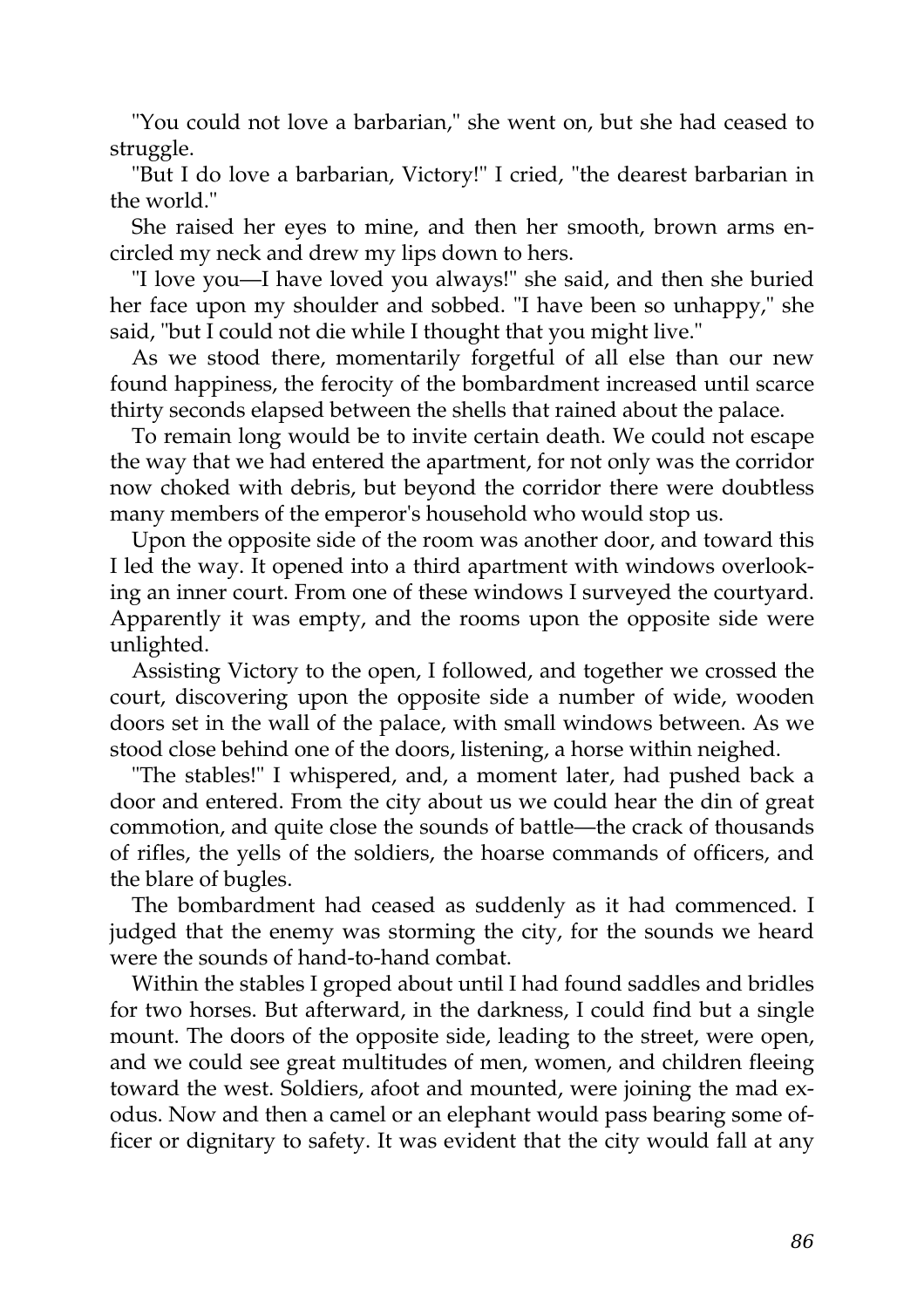"You could not love a barbarian," she went on, but she had ceased to struggle.

"But I do love a barbarian, Victory!" I cried, "the dearest barbarian in the world."

She raised her eyes to mine, and then her smooth, brown arms encircled my neck and drew my lips down to hers.

"I love you—I have loved you always!" she said, and then she buried her face upon my shoulder and sobbed. "I have been so unhappy," she said, "but I could not die while I thought that you might live."

As we stood there, momentarily forgetful of all else than our new found happiness, the ferocity of the bombardment increased until scarce thirty seconds elapsed between the shells that rained about the palace.

To remain long would be to invite certain death. We could not escape the way that we had entered the apartment, for not only was the corridor now choked with debris, but beyond the corridor there were doubtless many members of the emperor's household who would stop us.

Upon the opposite side of the room was another door, and toward this I led the way. It opened into a third apartment with windows overlooking an inner court. From one of these windows I surveyed the courtyard. Apparently it was empty, and the rooms upon the opposite side were unlighted.

Assisting Victory to the open, I followed, and together we crossed the court, discovering upon the opposite side a number of wide, wooden doors set in the wall of the palace, with small windows between. As we stood close behind one of the doors, listening, a horse within neighed.

"The stables!" I whispered, and, a moment later, had pushed back a door and entered. From the city about us we could hear the din of great commotion, and quite close the sounds of battle—the crack of thousands of rifles, the yells of the soldiers, the hoarse commands of officers, and the blare of bugles.

The bombardment had ceased as suddenly as it had commenced. I judged that the enemy was storming the city, for the sounds we heard were the sounds of hand-to-hand combat.

Within the stables I groped about until I had found saddles and bridles for two horses. But afterward, in the darkness, I could find but a single mount. The doors of the opposite side, leading to the street, were open, and we could see great multitudes of men, women, and children fleeing toward the west. Soldiers, afoot and mounted, were joining the mad exodus. Now and then a camel or an elephant would pass bearing some officer or dignitary to safety. It was evident that the city would fall at any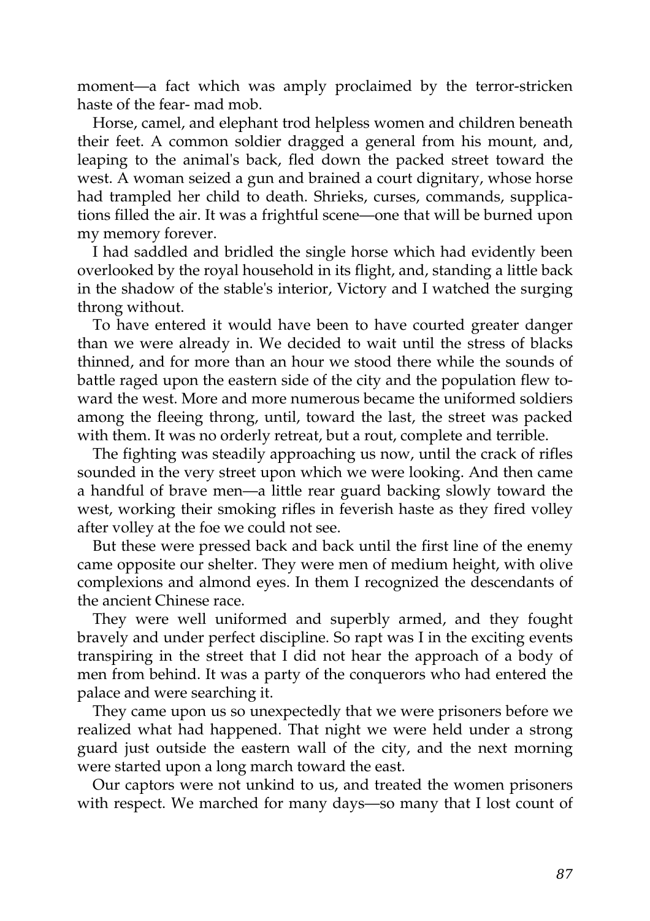moment—a fact which was amply proclaimed by the terror-stricken haste of the fear- mad mob.

Horse, camel, and elephant trod helpless women and children beneath their feet. A common soldier dragged a general from his mount, and, leaping to the animal's back, fled down the packed street toward the west. A woman seized a gun and brained a court dignitary, whose horse had trampled her child to death. Shrieks, curses, commands, supplications filled the air. It was a frightful scene—one that will be burned upon my memory forever.

I had saddled and bridled the single horse which had evidently been overlooked by the royal household in its flight, and, standing a little back in the shadow of the stable's interior, Victory and I watched the surging throng without.

To have entered it would have been to have courted greater danger than we were already in. We decided to wait until the stress of blacks thinned, and for more than an hour we stood there while the sounds of battle raged upon the eastern side of the city and the population flew toward the west. More and more numerous became the uniformed soldiers among the fleeing throng, until, toward the last, the street was packed with them. It was no orderly retreat, but a rout, complete and terrible.

The fighting was steadily approaching us now, until the crack of rifles sounded in the very street upon which we were looking. And then came a handful of brave men—a little rear guard backing slowly toward the west, working their smoking rifles in feverish haste as they fired volley after volley at the foe we could not see.

But these were pressed back and back until the first line of the enemy came opposite our shelter. They were men of medium height, with olive complexions and almond eyes. In them I recognized the descendants of the ancient Chinese race.

They were well uniformed and superbly armed, and they fought bravely and under perfect discipline. So rapt was I in the exciting events transpiring in the street that I did not hear the approach of a body of men from behind. It was a party of the conquerors who had entered the palace and were searching it.

They came upon us so unexpectedly that we were prisoners before we realized what had happened. That night we were held under a strong guard just outside the eastern wall of the city, and the next morning were started upon a long march toward the east.

Our captors were not unkind to us, and treated the women prisoners with respect. We marched for many days—so many that I lost count of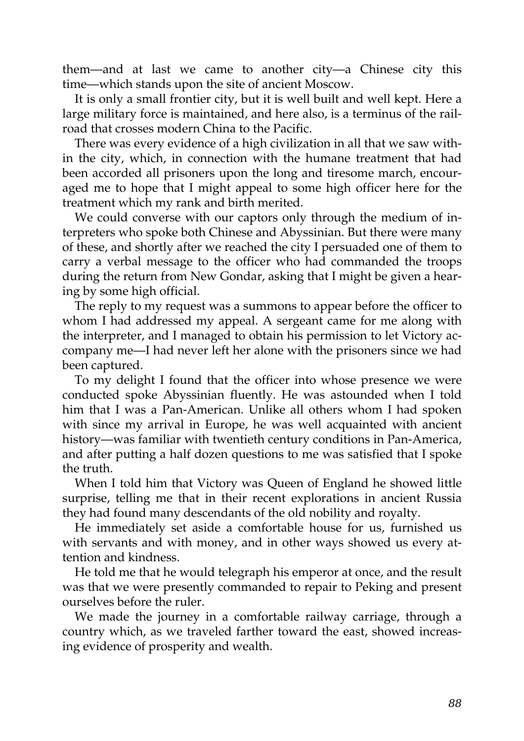them—and at last we came to another city—a Chinese city this time—which stands upon the site of ancient Moscow.

It is only a small frontier city, but it is well built and well kept. Here a large military force is maintained, and here also, is a terminus of the railroad that crosses modern China to the Pacific.

There was every evidence of a high civilization in all that we saw within the city, which, in connection with the humane treatment that had been accorded all prisoners upon the long and tiresome march, encouraged me to hope that I might appeal to some high officer here for the treatment which my rank and birth merited.

We could converse with our captors only through the medium of interpreters who spoke both Chinese and Abyssinian. But there were many of these, and shortly after we reached the city I persuaded one of them to carry a verbal message to the officer who had commanded the troops during the return from New Gondar, asking that I might be given a hearing by some high official.

The reply to my request was a summons to appear before the officer to whom I had addressed my appeal. A sergeant came for me along with the interpreter, and I managed to obtain his permission to let Victory accompany me—I had never left her alone with the prisoners since we had been captured.

To my delight I found that the officer into whose presence we were conducted spoke Abyssinian fluently. He was astounded when I told him that I was a Pan-American. Unlike all others whom I had spoken with since my arrival in Europe, he was well acquainted with ancient history—was familiar with twentieth century conditions in Pan-America, and after putting a half dozen questions to me was satisfied that I spoke the truth.

When I told him that Victory was Queen of England he showed little surprise, telling me that in their recent explorations in ancient Russia they had found many descendants of the old nobility and royalty.

He immediately set aside a comfortable house for us, furnished us with servants and with money, and in other ways showed us every attention and kindness.

He told me that he would telegraph his emperor at once, and the result was that we were presently commanded to repair to Peking and present ourselves before the ruler.

We made the journey in a comfortable railway carriage, through a country which, as we traveled farther toward the east, showed increasing evidence of prosperity and wealth.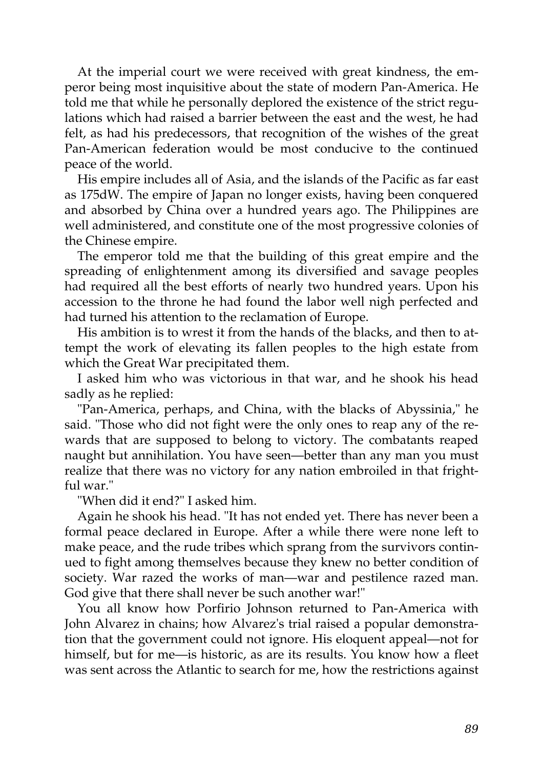At the imperial court we were received with great kindness, the emperor being most inquisitive about the state of modern Pan-America. He told me that while he personally deplored the existence of the strict regulations which had raised a barrier between the east and the west, he had felt, as had his predecessors, that recognition of the wishes of the great Pan-American federation would be most conducive to the continued peace of the world.

His empire includes all of Asia, and the islands of the Pacific as far east as 175dW. The empire of Japan no longer exists, having been conquered and absorbed by China over a hundred years ago. The Philippines are well administered, and constitute one of the most progressive colonies of the Chinese empire.

The emperor told me that the building of this great empire and the spreading of enlightenment among its diversified and savage peoples had required all the best efforts of nearly two hundred years. Upon his accession to the throne he had found the labor well nigh perfected and had turned his attention to the reclamation of Europe.

His ambition is to wrest it from the hands of the blacks, and then to attempt the work of elevating its fallen peoples to the high estate from which the Great War precipitated them.

I asked him who was victorious in that war, and he shook his head sadly as he replied:

"Pan-America, perhaps, and China, with the blacks of Abyssinia," he said. "Those who did not fight were the only ones to reap any of the rewards that are supposed to belong to victory. The combatants reaped naught but annihilation. You have seen—better than any man you must realize that there was no victory for any nation embroiled in that frightful war."

"When did it end?" I asked him.

Again he shook his head. "It has not ended yet. There has never been a formal peace declared in Europe. After a while there were none left to make peace, and the rude tribes which sprang from the survivors continued to fight among themselves because they knew no better condition of society. War razed the works of man—war and pestilence razed man. God give that there shall never be such another war!"

You all know how Porfirio Johnson returned to Pan-America with John Alvarez in chains; how Alvarez's trial raised a popular demonstration that the government could not ignore. His eloquent appeal—not for himself, but for me—is historic, as are its results. You know how a fleet was sent across the Atlantic to search for me, how the restrictions against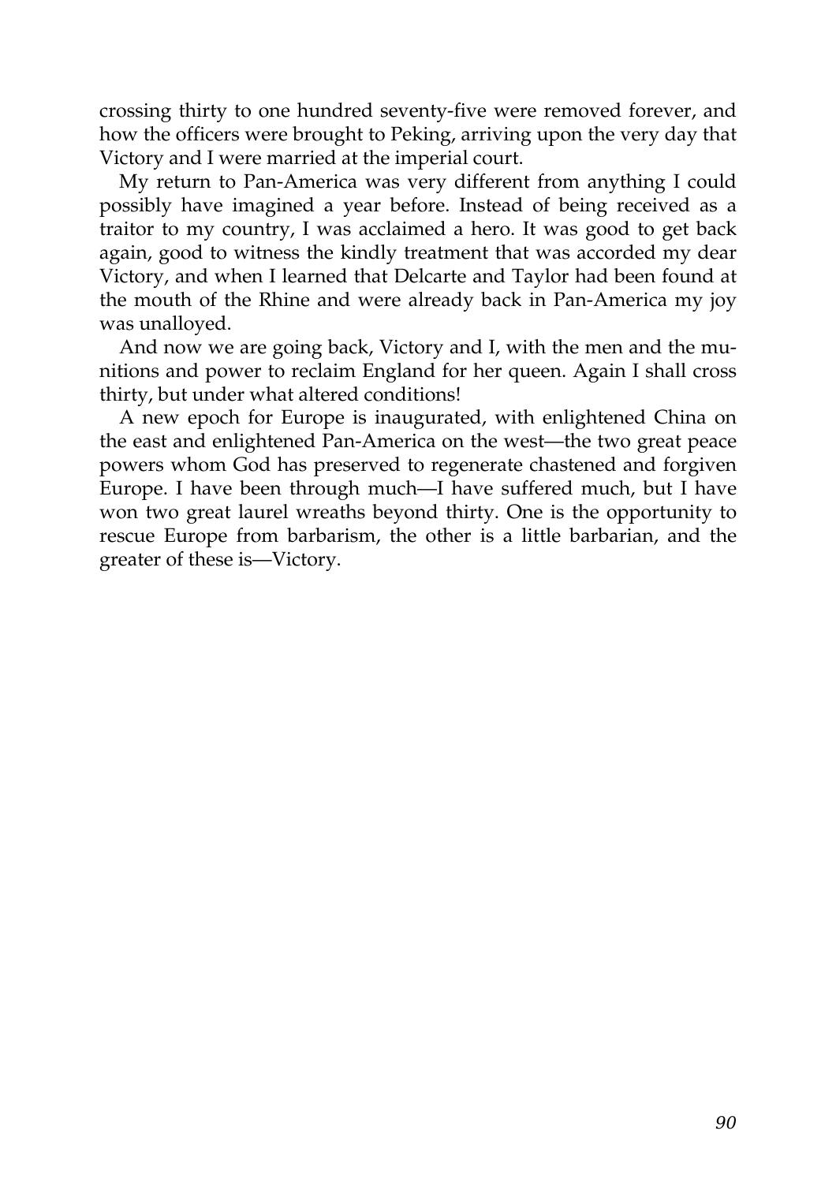crossing thirty to one hundred seventy-five were removed forever, and how the officers were brought to Peking, arriving upon the very day that Victory and I were married at the imperial court.

My return to Pan-America was very different from anything I could possibly have imagined a year before. Instead of being received as a traitor to my country, I was acclaimed a hero. It was good to get back again, good to witness the kindly treatment that was accorded my dear Victory, and when I learned that Delcarte and Taylor had been found at the mouth of the Rhine and were already back in Pan-America my joy was unalloyed.

And now we are going back, Victory and I, with the men and the munitions and power to reclaim England for her queen. Again I shall cross thirty, but under what altered conditions!

A new epoch for Europe is inaugurated, with enlightened China on the east and enlightened Pan-America on the west—the two great peace powers whom God has preserved to regenerate chastened and forgiven Europe. I have been through much—I have suffered much, but I have won two great laurel wreaths beyond thirty. One is the opportunity to rescue Europe from barbarism, the other is a little barbarian, and the greater of these is—Victory.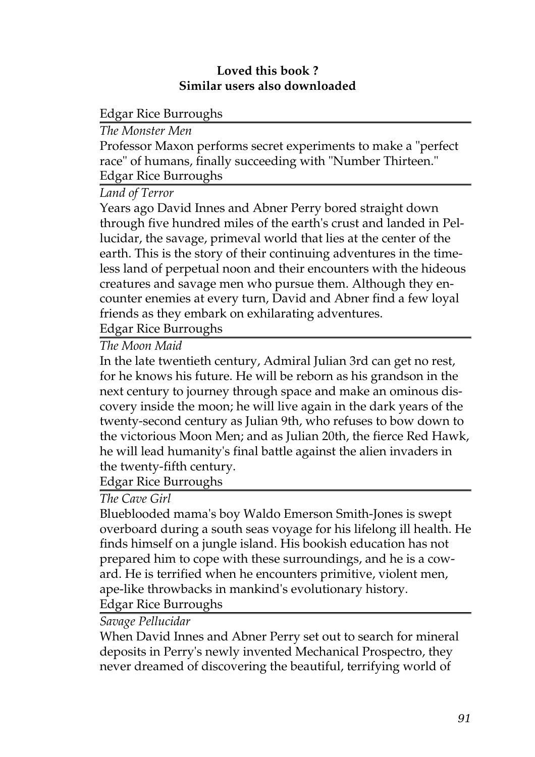**Loved this book ?**
**Similar users also downloaded**

Edgar Rice Burroughs

*The Monster Men*

Professor Maxon performs secret experiments to make a "perfect race" of humans, finally succeeding with "Number Thirteen."

Edgar Rice Burroughs

*Land of Terror*

Years ago David Innes and Abner Perry bored straight down through five hundred miles of the earth's crust and landed in Pellucidar, the savage, primeval world that lies at the center of the earth. This is the story of their continuing adventures in the timeless land of perpetual noon and their encounters with the hideous creatures and savage men who pursue them. Although they encounter enemies at every turn, David and Abner find a few loyal friends as they embark on exhilarating adventures.

Edgar Rice Burroughs

*The Moon Maid*

In the late twentieth century, Admiral Julian 3rd can get no rest, for he knows his future. He will be reborn as his grandson in the next century to journey through space and make an ominous discovery inside the moon; he will live again in the dark years of the twenty-second century as Julian 9th, who refuses to bow down to the victorious Moon Men; and as Julian 20th, the fierce Red Hawk, he will lead humanity's final battle against the alien invaders in the twenty-fifth century.

Edgar Rice Burroughs

*The Cave Girl*

Blueblooded mama's boy Waldo Emerson Smith-Jones is swept overboard during a south seas voyage for his lifelong ill health. He finds himself on a jungle island. His bookish education has not prepared him to cope with these surroundings, and he is a coward. He is terrified when he encounters primitive, violent men, ape-like throwbacks in mankind's evolutionary history.

Edgar Rice Burroughs

*Savage Pellucidar*

When David Innes and Abner Perry set out to search for mineral deposits in Perry's newly invented Mechanical Prospectro, they never dreamed of discovering the beautiful, terrifying world of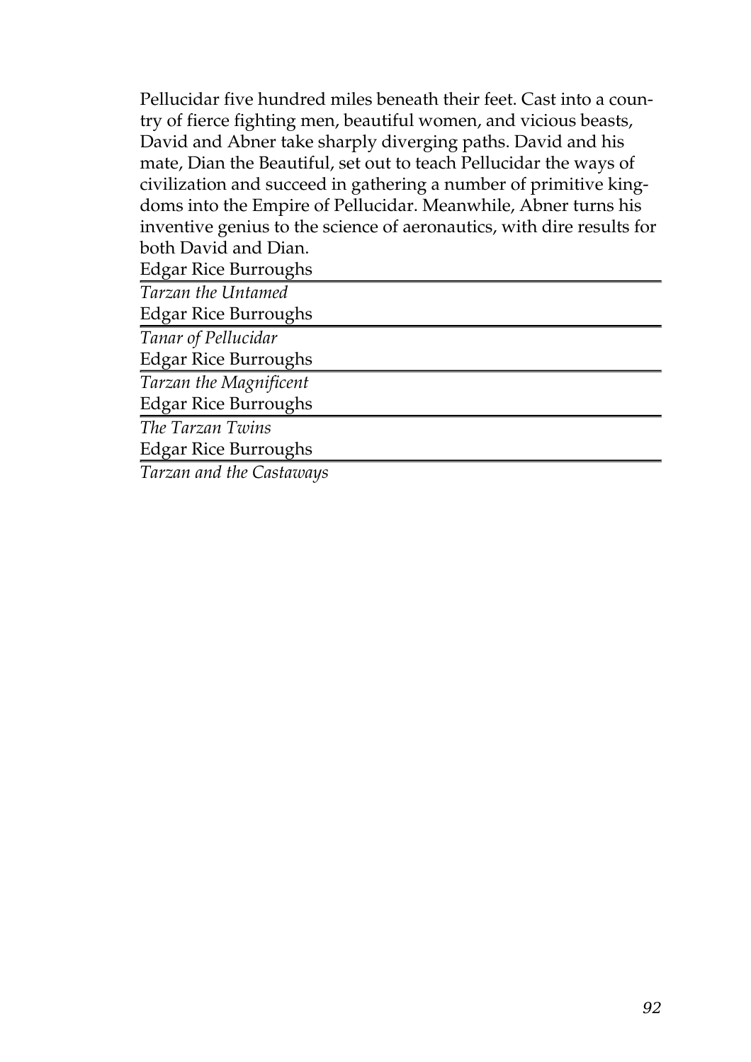Pellucidar five hundred miles beneath their feet. Cast into a country of fierce fighting men, beautiful women, and vicious beasts, David and Abner take sharply diverging paths. David and his mate, Dian the Beautiful, set out to teach Pellucidar the ways of civilization and succeed in gathering a number of primitive kingdoms into the Empire of Pellucidar. Meanwhile, Abner turns his inventive genius to the science of aeronautics, with dire results for both David and Dian.

Edgar Rice Burroughs

---

*Tarzan the Untamed*

Edgar Rice Burroughs

---

*Tanar of Pellucidar*

Edgar Rice Burroughs

---

*Tarzan the Magnificent*

Edgar Rice Burroughs

---

*The Tarzan Twins*

Edgar Rice Burroughs

---

*Tarzan and the Castaways*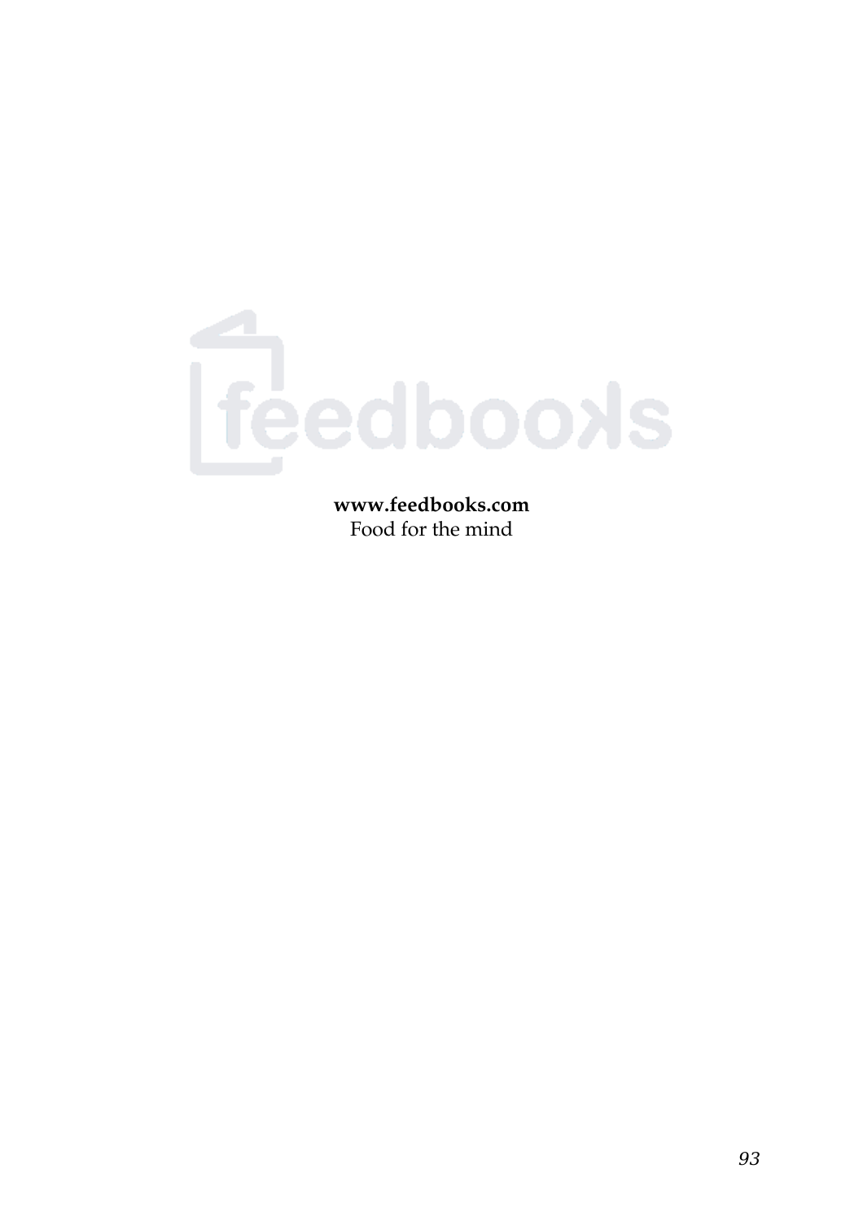**www.feedbooks.com**
Food for the mind